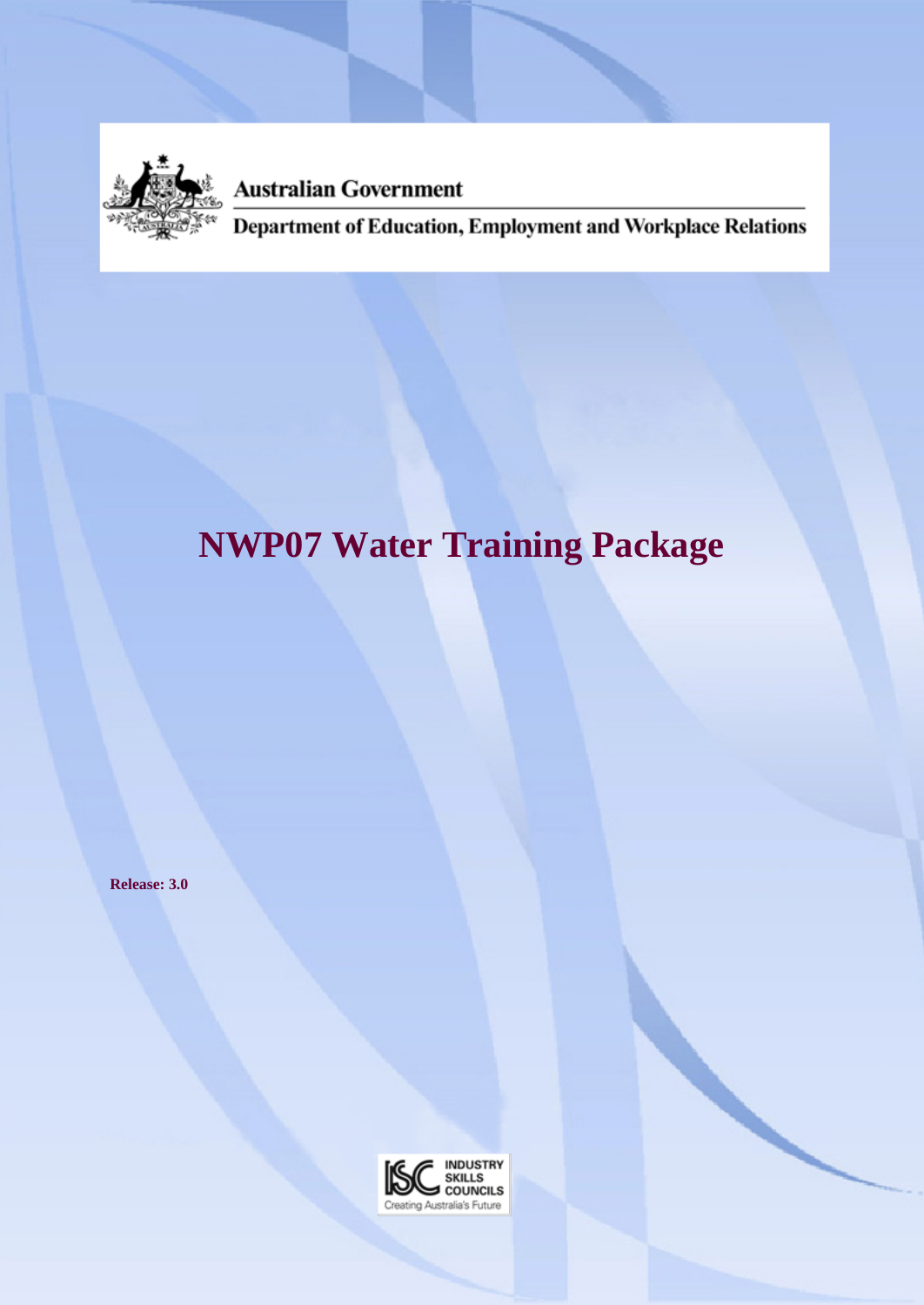Australian Government

Department of Education, Employment and Workplace Relations

# NWP07 Water Training Package

**Release: 3.0**

INDUSTRY SKILLS COUNCILS

Creating Australia's Future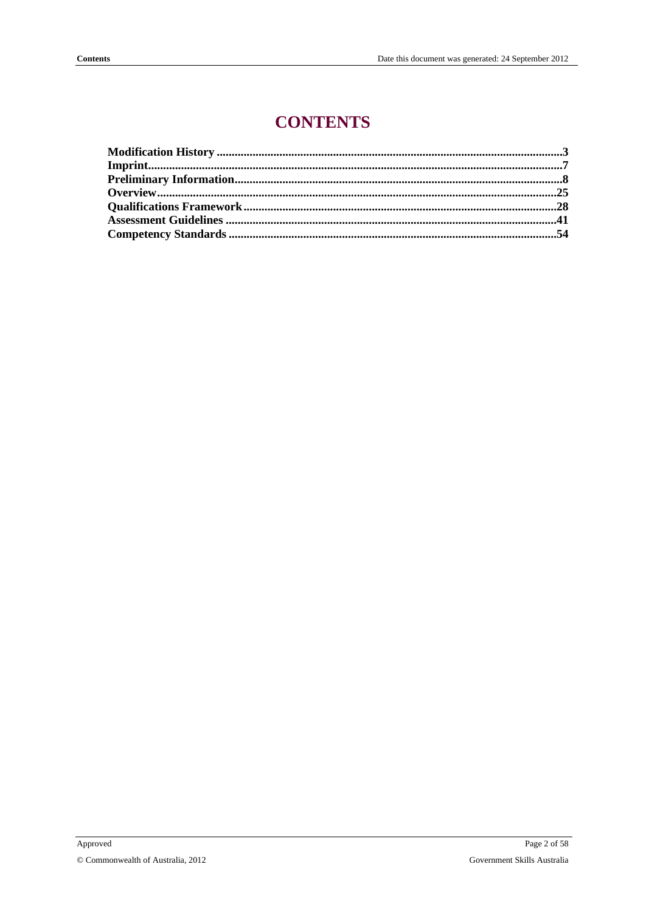# CONTENTS

**Modification History** ....................3
**Imprint** ....................7
**Preliminary Information** ....................8
**Overview** ....................25
**Qualifications Framework** ....................28
**Assessment Guidelines** ....................41
**Competency Standards** ....................54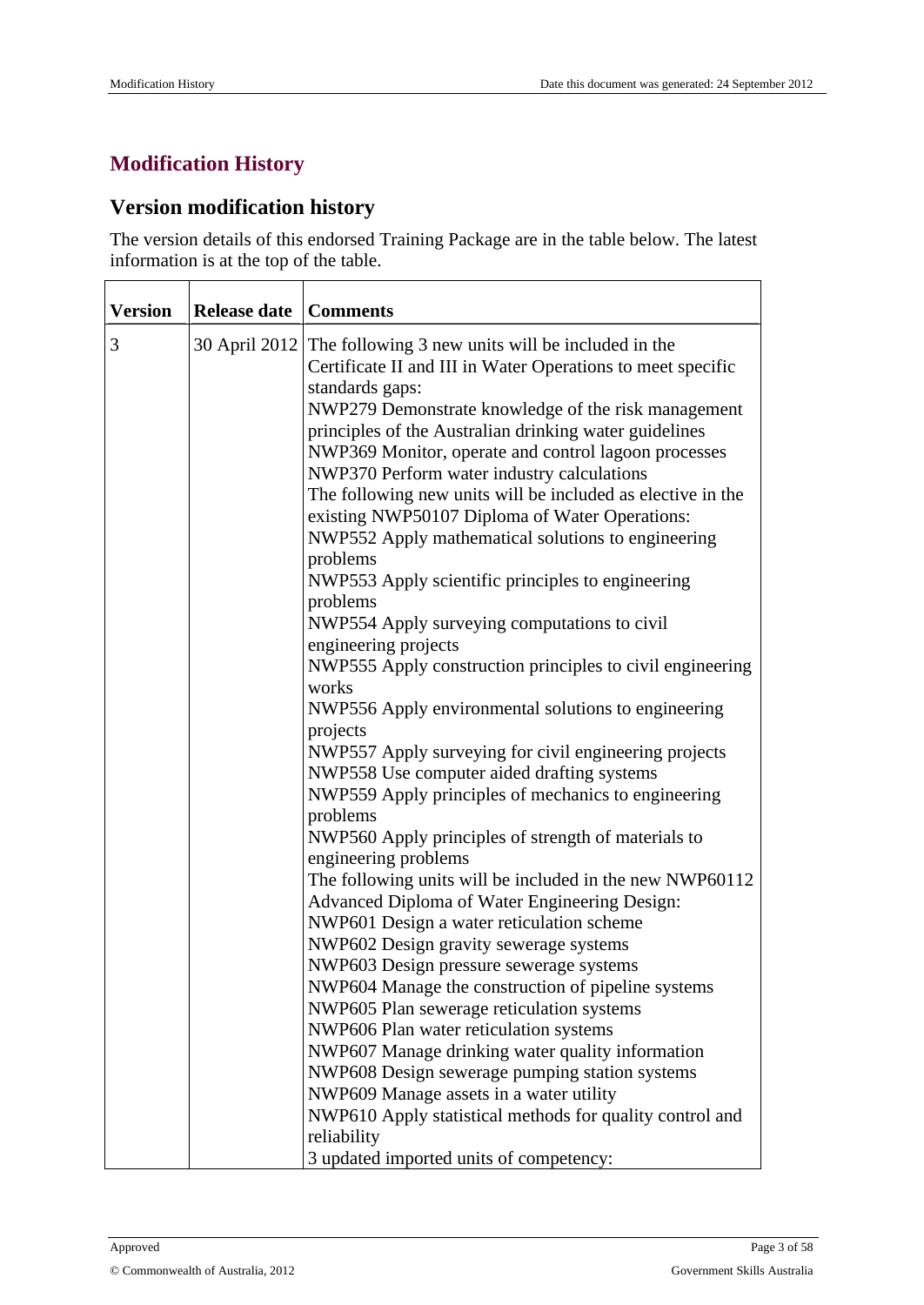# Modification History

## Version modification history

The version details of this endorsed Training Package are in the table below. The latest information is at the top of the table.

| Version | Release date | Comments |
|---|---|---|
| 3 | 30 April 2012 | The following 3 new units will be included in the Certificate II and III in Water Operations to meet specific standards gaps:<br>NWP279 Demonstrate knowledge of the risk management principles of the Australian drinking water guidelines<br>NWP369 Monitor, operate and control lagoon processes<br>NWP370 Perform water industry calculations<br>The following new units will be included as elective in the existing NWP50107 Diploma of Water Operations:<br>NWP552 Apply mathematical solutions to engineering problems<br>NWP553 Apply scientific principles to engineering problems<br>NWP554 Apply surveying computations to civil engineering projects<br>NWP555 Apply construction principles to civil engineering works<br>NWP556 Apply environmental solutions to engineering projects<br>NWP557 Apply surveying for civil engineering projects<br>NWP558 Use computer aided drafting systems<br>NWP559 Apply principles of mechanics to engineering problems<br>NWP560 Apply principles of strength of materials to engineering problems<br>The following units will be included in the new NWP60112 Advanced Diploma of Water Engineering Design:<br>NWP601 Design a water reticulation scheme<br>NWP602 Design gravity sewerage systems<br>NWP603 Design pressure sewerage systems<br>NWP604 Manage the construction of pipeline systems<br>NWP605 Plan sewerage reticulation systems<br>NWP606 Plan water reticulation systems<br>NWP607 Manage drinking water quality information<br>NWP608 Design sewerage pumping station systems<br>NWP609 Manage assets in a water utility<br>NWP610 Apply statistical methods for quality control and reliability<br>3 updated imported units of competency: |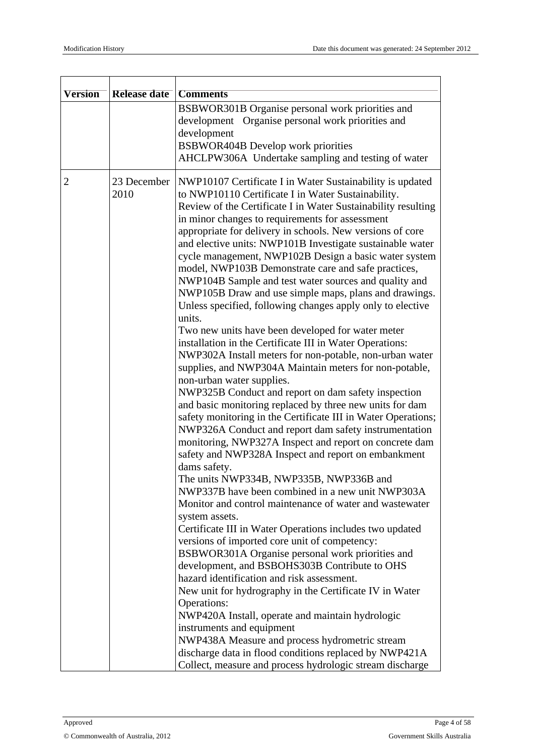| Version | Release date | Comments |
|---|---|---|
| | | BSBWOR301B Organise personal work priorities and development Organise personal work priorities and development<br>BSBWOR404B Develop work priorities<br>AHCLPW306A Undertake sampling and testing of water |
| 2 | 23 December 2010 | NWP10107 Certificate I in Water Sustainability is updated to NWP10110 Certificate I in Water Sustainability. Review of the Certificate I in Water Sustainability resulting in minor changes to requirements for assessment appropriate for delivery in schools. New versions of core and elective units: NWP101B Investigate sustainable water cycle management, NWP102B Design a basic water system model, NWP103B Demonstrate care and safe practices, NWP104B Sample and test water sources and quality and NWP105B Draw and use simple maps, plans and drawings.<br>Unless specified, following changes apply only to elective units.<br>Two new units have been developed for water meter installation in the Certificate III in Water Operations: NWP302A Install meters for non-potable, non-urban water supplies, and NWP304A Maintain meters for non-potable, non-urban water supplies.<br>NWP325B Conduct and report on dam safety inspection and basic monitoring replaced by three new units for dam safety monitoring in the Certificate III in Water Operations; NWP326A Conduct and report dam safety instrumentation monitoring, NWP327A Inspect and report on concrete dam safety and NWP328A Inspect and report on embankment dams safety.<br>The units NWP334B, NWP335B, NWP336B and NWP337B have been combined in a new unit NWP303A Monitor and control maintenance of water and wastewater system assets.<br>Certificate III in Water Operations includes two updated versions of imported core unit of competency: BSBWOR301A Organise personal work priorities and development, and BSBOHS303B Contribute to OHS hazard identification and risk assessment.<br>New unit for hydrography in the Certificate IV in Water Operations:<br>NWP420A Install, operate and maintain hydrologic instruments and equipment<br>NWP438A Measure and process hydrometric stream discharge data in flood conditions replaced by NWP421A Collect, measure and process hydrologic stream discharge |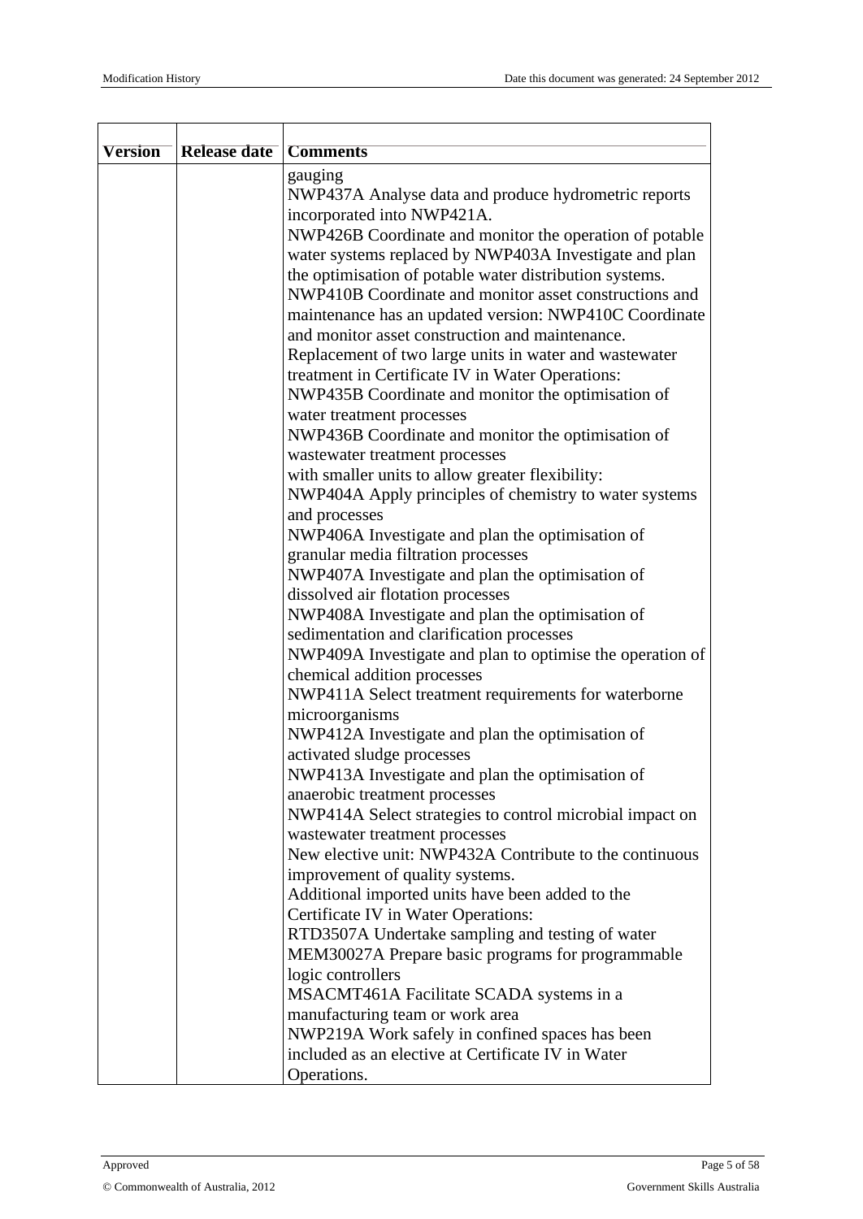| Version | Release date | Comments |
| --- | --- | --- |
| | | gauging<br>NWP437A Analyse data and produce hydrometric reports incorporated into NWP421A.<br>NWP426B Coordinate and monitor the operation of potable water systems replaced by NWP403A Investigate and plan the optimisation of potable water distribution systems.<br>NWP410B Coordinate and monitor asset constructions and maintenance has an updated version: NWP410C Coordinate and monitor asset construction and maintenance.<br>Replacement of two large units in water and wastewater treatment in Certificate IV in Water Operations:<br>NWP435B Coordinate and monitor the optimisation of water treatment processes<br>NWP436B Coordinate and monitor the optimisation of wastewater treatment processes<br>with smaller units to allow greater flexibility:<br>NWP404A Apply principles of chemistry to water systems and processes<br>NWP406A Investigate and plan the optimisation of granular media filtration processes<br>NWP407A Investigate and plan the optimisation of dissolved air flotation processes<br>NWP408A Investigate and plan the optimisation of sedimentation and clarification processes<br>NWP409A Investigate and plan to optimise the operation of chemical addition processes<br>NWP411A Select treatment requirements for waterborne microorganisms<br>NWP412A Investigate and plan the optimisation of activated sludge processes<br>NWP413A Investigate and plan the optimisation of anaerobic treatment processes<br>NWP414A Select strategies to control microbial impact on wastewater treatment processes<br>New elective unit: NWP432A Contribute to the continuous improvement of quality systems.<br>Additional imported units have been added to the Certificate IV in Water Operations:<br>RTD3507A Undertake sampling and testing of water<br>MEM30027A Prepare basic programs for programmable logic controllers<br>MSACMT461A Facilitate SCADA systems in a manufacturing team or work area<br>NWP219A Work safely in confined spaces has been included as an elective at Certificate IV in Water Operations. |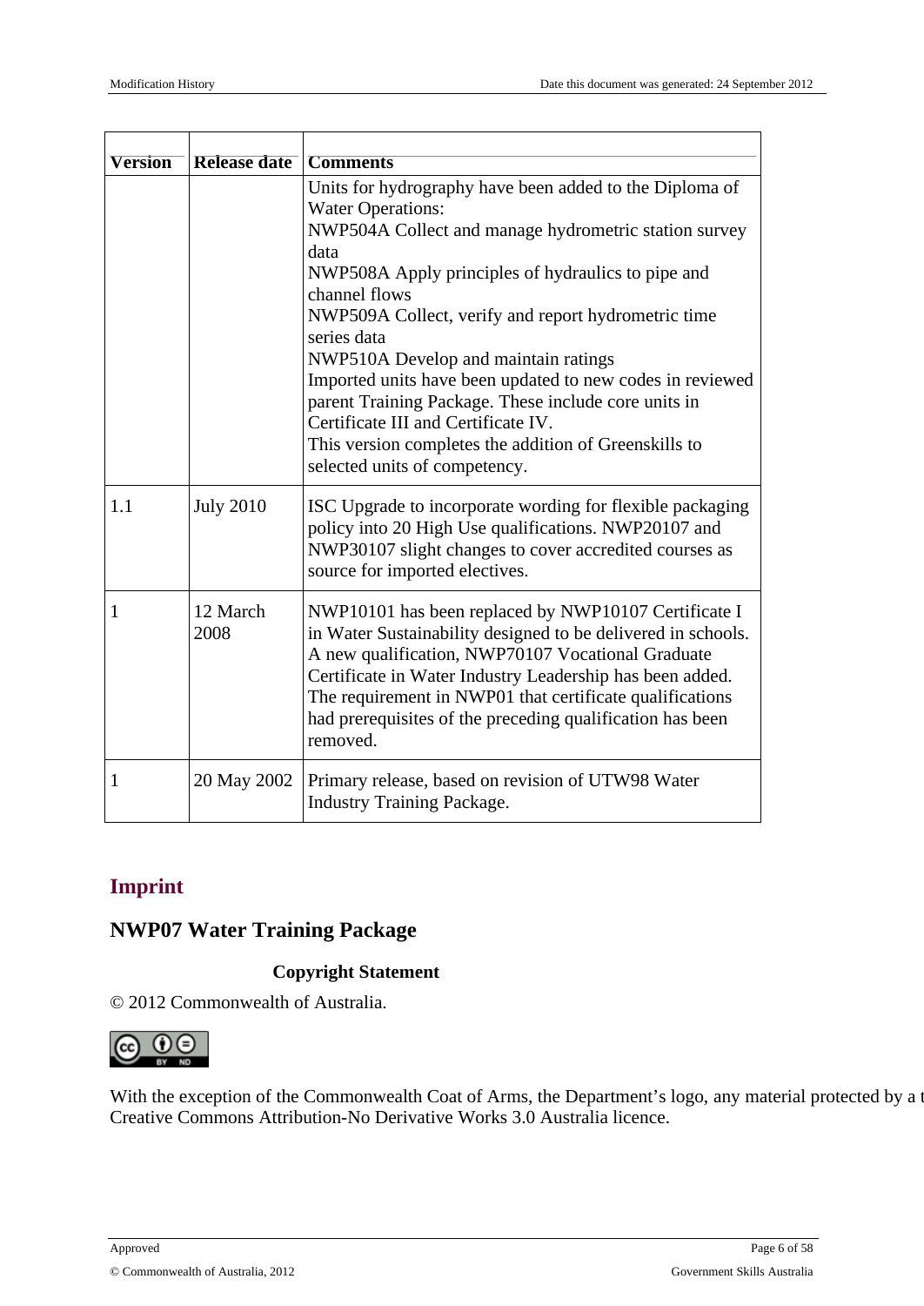| Version | Release date | Comments |
|---|---|---|
| | | Units for hydrography have been added to the Diploma of Water Operations:<br>NWP504A Collect and manage hydrometric station survey data<br>NWP508A Apply principles of hydraulics to pipe and channel flows<br>NWP509A Collect, verify and report hydrometric time series data<br>NWP510A Develop and maintain ratings<br>Imported units have been updated to new codes in reviewed parent Training Package. These include core units in Certificate III and Certificate IV.<br>This version completes the addition of Greenskills to selected units of competency. |
| 1.1 | July 2010 | ISC Upgrade to incorporate wording for flexible packaging policy into 20 High Use qualifications. NWP20107 and NWP30107 slight changes to cover accredited courses as source for imported electives. |
| 1 | 12 March 2008 | NWP10101 has been replaced by NWP10107 Certificate I in Water Sustainability designed to be delivered in schools. A new qualification, NWP70107 Vocational Graduate Certificate in Water Industry Leadership has been added. The requirement in NWP01 that certificate qualifications had prerequisites of the preceding qualification has been removed. |
| 1 | 20 May 2002 | Primary release, based on revision of UTW98 Water Industry Training Package. |

## Imprint

### NWP07 Water Training Package

**Copyright Statement**

© 2012 Commonwealth of Australia.

With the exception of the Commonwealth Coat of Arms, the Department's logo, any material protected by a t
Creative Commons Attribution-No Derivative Works 3.0 Australia licence.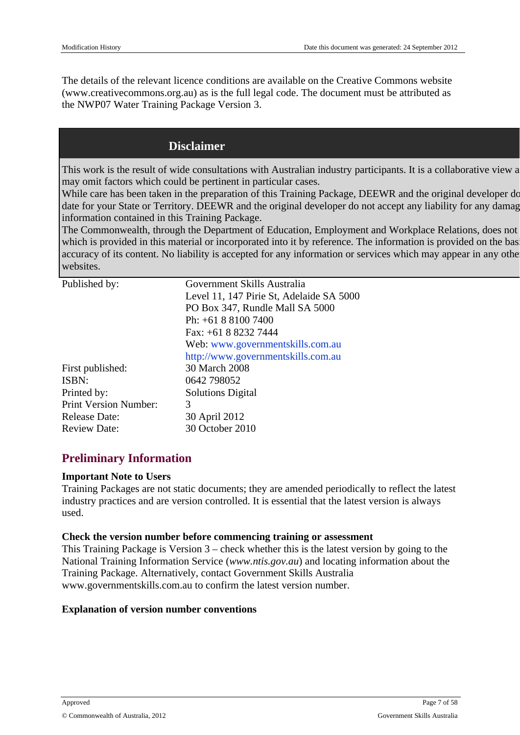The details of the relevant licence conditions are available on the Creative Commons website (www.creativecommons.org.au) as is the full legal code. The document must be attributed as the NWP07 Water Training Package Version 3.

## Disclaimer

This work is the result of wide consultations with Australian industry participants. It is a collaborative view a may omit factors which could be pertinent in particular cases.

While care has been taken in the preparation of this Training Package, DEEWR and the original developer do date for your State or Territory. DEEWR and the original developer do not accept any liability for any damag information contained in this Training Package.

The Commonwealth, through the Department of Education, Employment and Workplace Relations, does not which is provided in this material or incorporated into it by reference. The information is provided on the basi accuracy of its content. No liability is accepted for any information or services which may appear in any other websites.

| | |
|---|---|
| Published by: | Government Skills Australia<br>Level 11, 147 Pirie St, Adelaide SA 5000<br>PO Box 347, Rundle Mall SA 5000<br>Ph: +61 8 8100 7400<br>Fax: +61 8 8232 7444<br>Web: www.governmentskills.com.au<br>http://www.governmentskills.com.au |
| First published: | 30 March 2008 |
| ISBN: | 0642 798052 |
| Printed by: | Solutions Digital |
| Print Version Number: | 3 |
| Release Date: | 30 April 2012 |
| Review Date: | 30 October 2010 |

## Preliminary Information

**Important Note to Users**

Training Packages are not static documents; they are amended periodically to reflect the latest industry practices and are version controlled. It is essential that the latest version is always used.

**Check the version number before commencing training or assessment**

This Training Package is Version 3 – check whether this is the latest version by going to the National Training Information Service (*www.ntis.gov.au*) and locating information about the Training Package. Alternatively, contact Government Skills Australia www.governmentskills.com.au to confirm the latest version number.

**Explanation of version number conventions**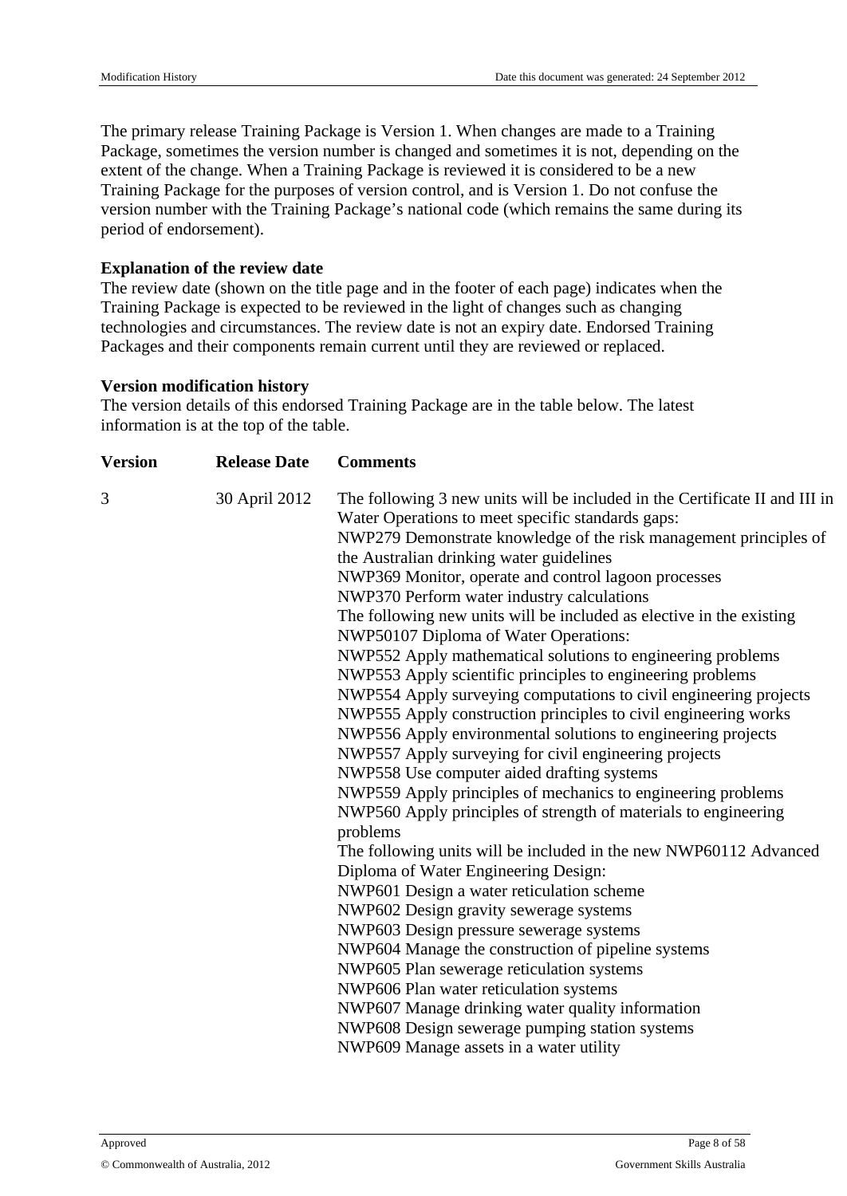The primary release Training Package is Version 1. When changes are made to a Training Package, sometimes the version number is changed and sometimes it is not, depending on the extent of the change. When a Training Package is reviewed it is considered to be a new Training Package for the purposes of version control, and is Version 1. Do not confuse the version number with the Training Package's national code (which remains the same during its period of endorsement).

**Explanation of the review date**

The review date (shown on the title page and in the footer of each page) indicates when the Training Package is expected to be reviewed in the light of changes such as changing technologies and circumstances. The review date is not an expiry date. Endorsed Training Packages and their components remain current until they are reviewed or replaced.

**Version modification history**

The version details of this endorsed Training Package are in the table below. The latest information is at the top of the table.

| Version | Release Date | Comments |
|---|---|---|
| 3 | 30 April 2012 | The following 3 new units will be included in the Certificate II and III in Water Operations to meet specific standards gaps:<br>NWP279 Demonstrate knowledge of the risk management principles of the Australian drinking water guidelines<br>NWP369 Monitor, operate and control lagoon processes<br>NWP370 Perform water industry calculations<br>The following new units will be included as elective in the existing NWP50107 Diploma of Water Operations:<br>NWP552 Apply mathematical solutions to engineering problems<br>NWP553 Apply scientific principles to engineering problems<br>NWP554 Apply surveying computations to civil engineering projects<br>NWP555 Apply construction principles to civil engineering works<br>NWP556 Apply environmental solutions to engineering projects<br>NWP557 Apply surveying for civil engineering projects<br>NWP558 Use computer aided drafting systems<br>NWP559 Apply principles of mechanics to engineering problems<br>NWP560 Apply principles of strength of materials to engineering problems<br>The following units will be included in the new NWP60112 Advanced Diploma of Water Engineering Design:<br>NWP601 Design a water reticulation scheme<br>NWP602 Design gravity sewerage systems<br>NWP603 Design pressure sewerage systems<br>NWP604 Manage the construction of pipeline systems<br>NWP605 Plan sewerage reticulation systems<br>NWP606 Plan water reticulation systems<br>NWP607 Manage drinking water quality information<br>NWP608 Design sewerage pumping station systems<br>NWP609 Manage assets in a water utility |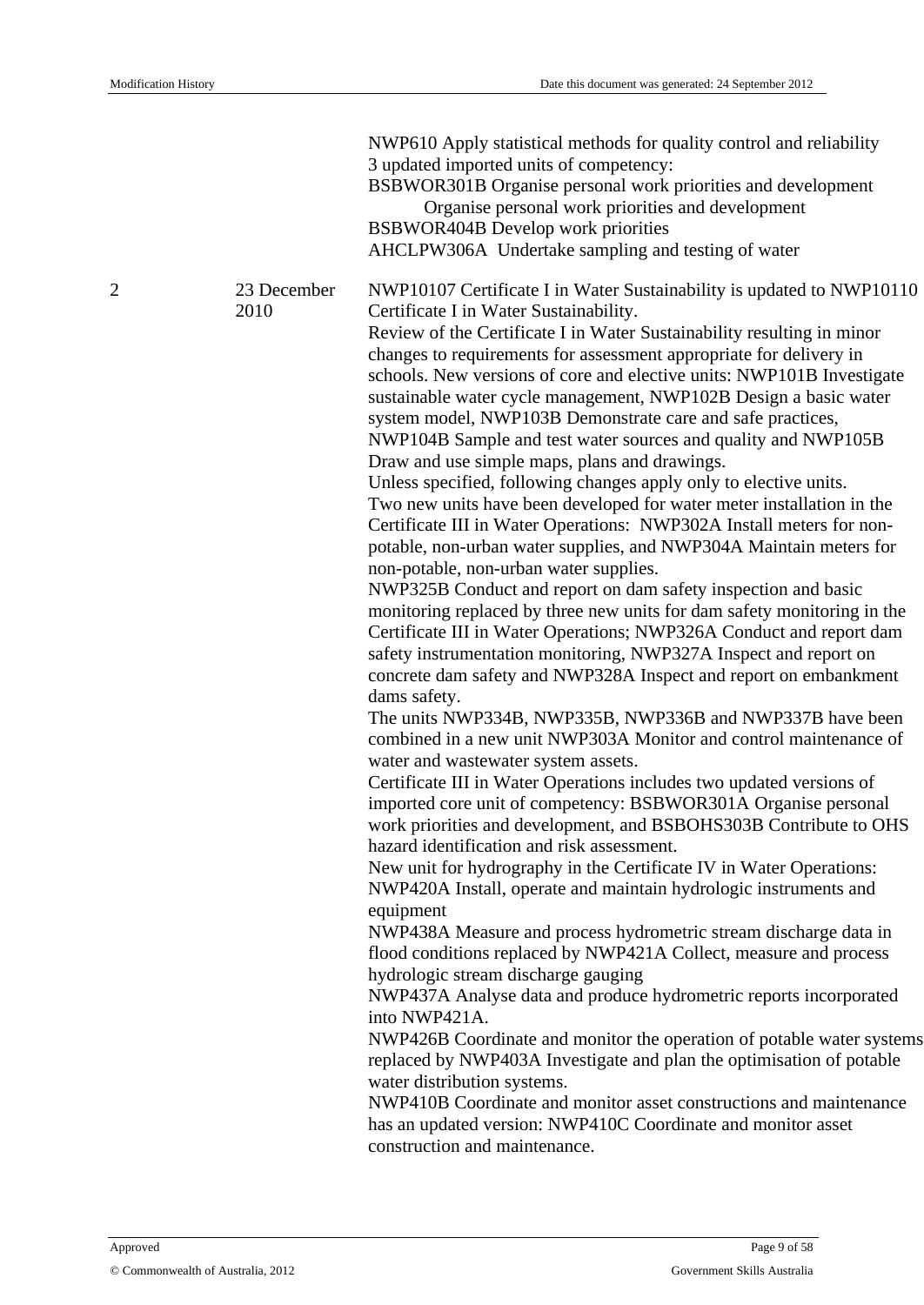| | | |
|---|---|---|
| | | NWP610 Apply statistical methods for quality control and reliability<br>3 updated imported units of competency:<br>BSBWOR301B Organise personal work priorities and development<br>Organise personal work priorities and development<br>BSBWOR404B Develop work priorities<br>AHCLPW306A Undertake sampling and testing of water |
| 2 | 23 December 2010 | NWP10107 Certificate I in Water Sustainability is updated to NWP10110 Certificate I in Water Sustainability.<br>Review of the Certificate I in Water Sustainability resulting in minor changes to requirements for assessment appropriate for delivery in schools. New versions of core and elective units: NWP101B Investigate sustainable water cycle management, NWP102B Design a basic water system model, NWP103B Demonstrate care and safe practices, NWP104B Sample and test water sources and quality and NWP105B Draw and use simple maps, plans and drawings.<br>Unless specified, following changes apply only to elective units.<br>Two new units have been developed for water meter installation in the Certificate III in Water Operations: NWP302A Install meters for non-potable, non-urban water supplies, and NWP304A Maintain meters for non-potable, non-urban water supplies.<br>NWP325B Conduct and report on dam safety inspection and basic monitoring replaced by three new units for dam safety monitoring in the Certificate III in Water Operations; NWP326A Conduct and report dam safety instrumentation monitoring, NWP327A Inspect and report on concrete dam safety and NWP328A Inspect and report on embankment dams safety.<br>The units NWP334B, NWP335B, NWP336B and NWP337B have been combined in a new unit NWP303A Monitor and control maintenance of water and wastewater system assets.<br>Certificate III in Water Operations includes two updated versions of imported core unit of competency: BSBWOR301A Organise personal work priorities and development, and BSBOHS303B Contribute to OHS hazard identification and risk assessment.<br>New unit for hydrography in the Certificate IV in Water Operations: NWP420A Install, operate and maintain hydrologic instruments and equipment<br>NWP438A Measure and process hydrometric stream discharge data in flood conditions replaced by NWP421A Collect, measure and process hydrologic stream discharge gauging<br>NWP437A Analyse data and produce hydrometric reports incorporated into NWP421A.<br>NWP426B Coordinate and monitor the operation of potable water systems replaced by NWP403A Investigate and plan the optimisation of potable water distribution systems.<br>NWP410B Coordinate and monitor asset constructions and maintenance has an updated version: NWP410C Coordinate and monitor asset construction and maintenance. |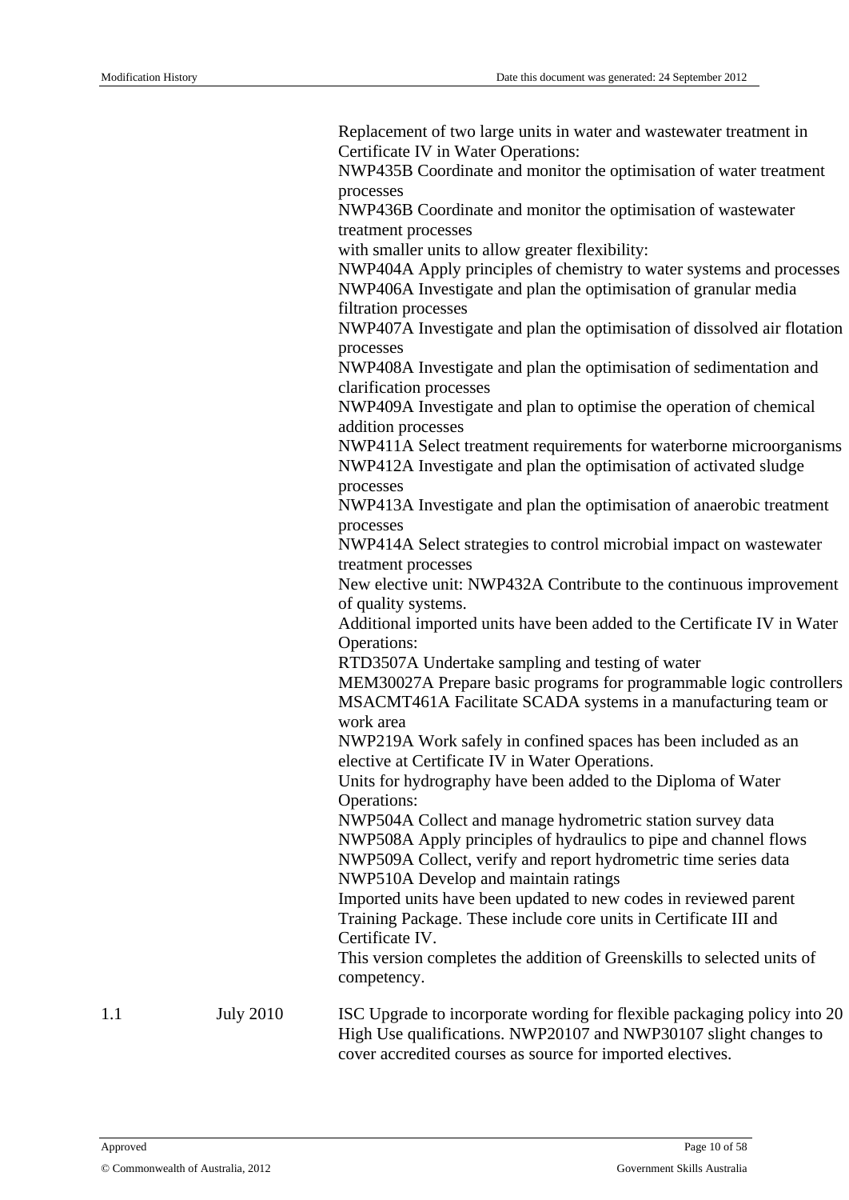| | | |
|---|---|---|
| | | Replacement of two large units in water and wastewater treatment in Certificate IV in Water Operations:<br>NWP435B Coordinate and monitor the optimisation of water treatment processes<br>NWP436B Coordinate and monitor the optimisation of wastewater treatment processes<br>with smaller units to allow greater flexibility:<br>NWP404A Apply principles of chemistry to water systems and processes<br>NWP406A Investigate and plan the optimisation of granular media filtration processes<br>NWP407A Investigate and plan the optimisation of dissolved air flotation processes<br>NWP408A Investigate and plan the optimisation of sedimentation and clarification processes<br>NWP409A Investigate and plan to optimise the operation of chemical addition processes<br>NWP411A Select treatment requirements for waterborne microorganisms<br>NWP412A Investigate and plan the optimisation of activated sludge processes<br>NWP413A Investigate and plan the optimisation of anaerobic treatment processes<br>NWP414A Select strategies to control microbial impact on wastewater treatment processes<br>New elective unit: NWP432A Contribute to the continuous improvement of quality systems.<br>Additional imported units have been added to the Certificate IV in Water Operations:<br>RTD3507A Undertake sampling and testing of water<br>MEM30027A Prepare basic programs for programmable logic controllers<br>MSACMT461A Facilitate SCADA systems in a manufacturing team or work area<br>NWP219A Work safely in confined spaces has been included as an elective at Certificate IV in Water Operations.<br>Units for hydrography have been added to the Diploma of Water Operations:<br>NWP504A Collect and manage hydrometric station survey data<br>NWP508A Apply principles of hydraulics to pipe and channel flows<br>NWP509A Collect, verify and report hydrometric time series data<br>NWP510A Develop and maintain ratings<br>Imported units have been updated to new codes in reviewed parent Training Package. These include core units in Certificate III and Certificate IV.<br>This version completes the addition of Greenskills to selected units of competency. |
| 1.1 | July 2010 | ISC Upgrade to incorporate wording for flexible packaging policy into 20 High Use qualifications. NWP20107 and NWP30107 slight changes to cover accredited courses as source for imported electives. |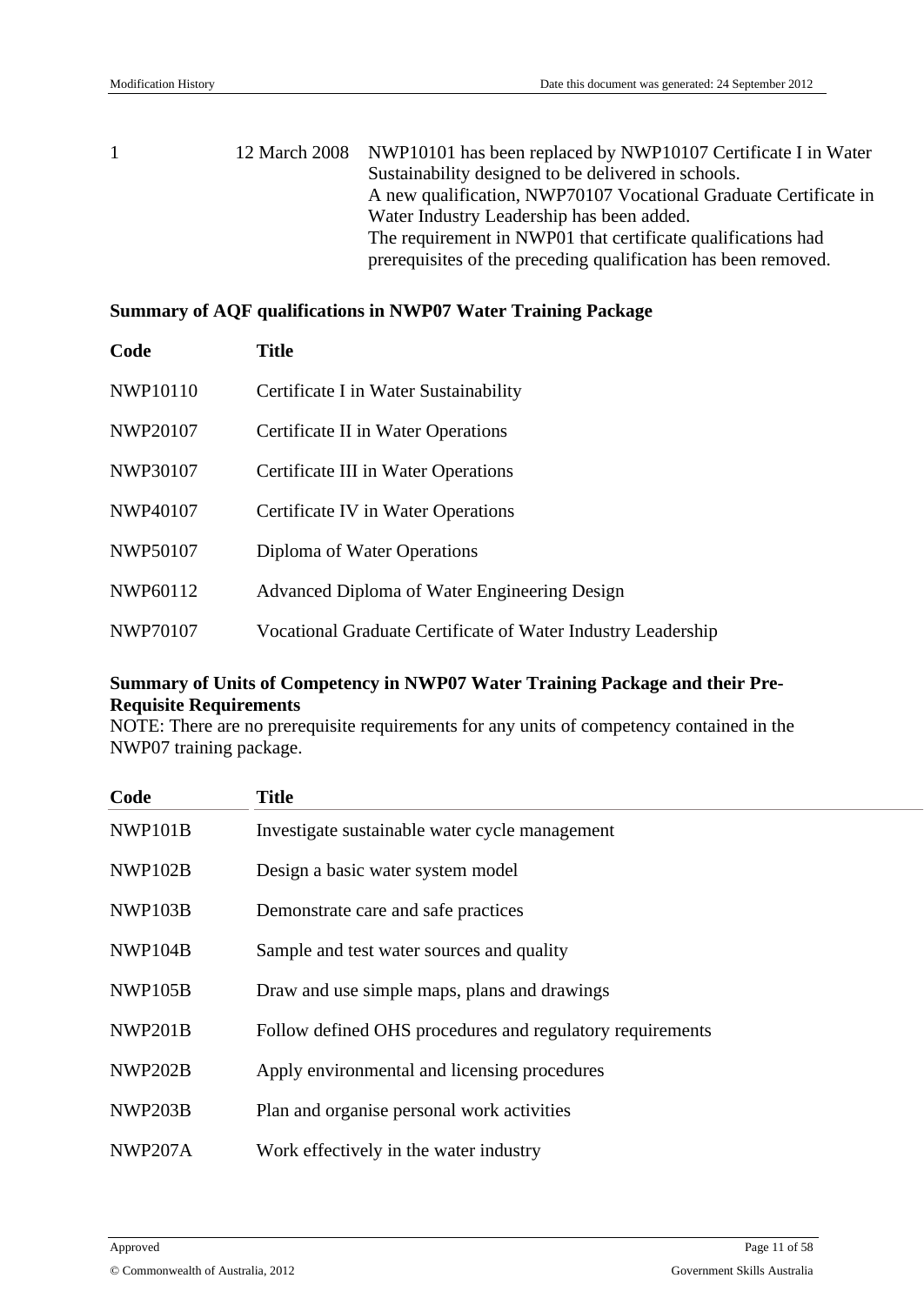| | | |
|---|---|---|
| 1 | 12 March 2008 | NWP10101 has been replaced by NWP10107 Certificate I in Water Sustainability designed to be delivered in schools. A new qualification, NWP70107 Vocational Graduate Certificate in Water Industry Leadership has been added. The requirement in NWP01 that certificate qualifications had prerequisites of the preceding qualification has been removed. |

**Summary of AQF qualifications in NWP07 Water Training Package**

| Code | Title |
|---|---|
| NWP10110 | Certificate I in Water Sustainability |
| NWP20107 | Certificate II in Water Operations |
| NWP30107 | Certificate III in Water Operations |
| NWP40107 | Certificate IV in Water Operations |
| NWP50107 | Diploma of Water Operations |
| NWP60112 | Advanced Diploma of Water Engineering Design |
| NWP70107 | Vocational Graduate Certificate of Water Industry Leadership |

**Summary of Units of Competency in NWP07 Water Training Package and their Pre-Requisite Requirements**

NOTE: There are no prerequisite requirements for any units of competency contained in the NWP07 training package.

| Code | Title |
|---|---|
| NWP101B | Investigate sustainable water cycle management |
| NWP102B | Design a basic water system model |
| NWP103B | Demonstrate care and safe practices |
| NWP104B | Sample and test water sources and quality |
| NWP105B | Draw and use simple maps, plans and drawings |
| NWP201B | Follow defined OHS procedures and regulatory requirements |
| NWP202B | Apply environmental and licensing procedures |
| NWP203B | Plan and organise personal work activities |
| NWP207A | Work effectively in the water industry |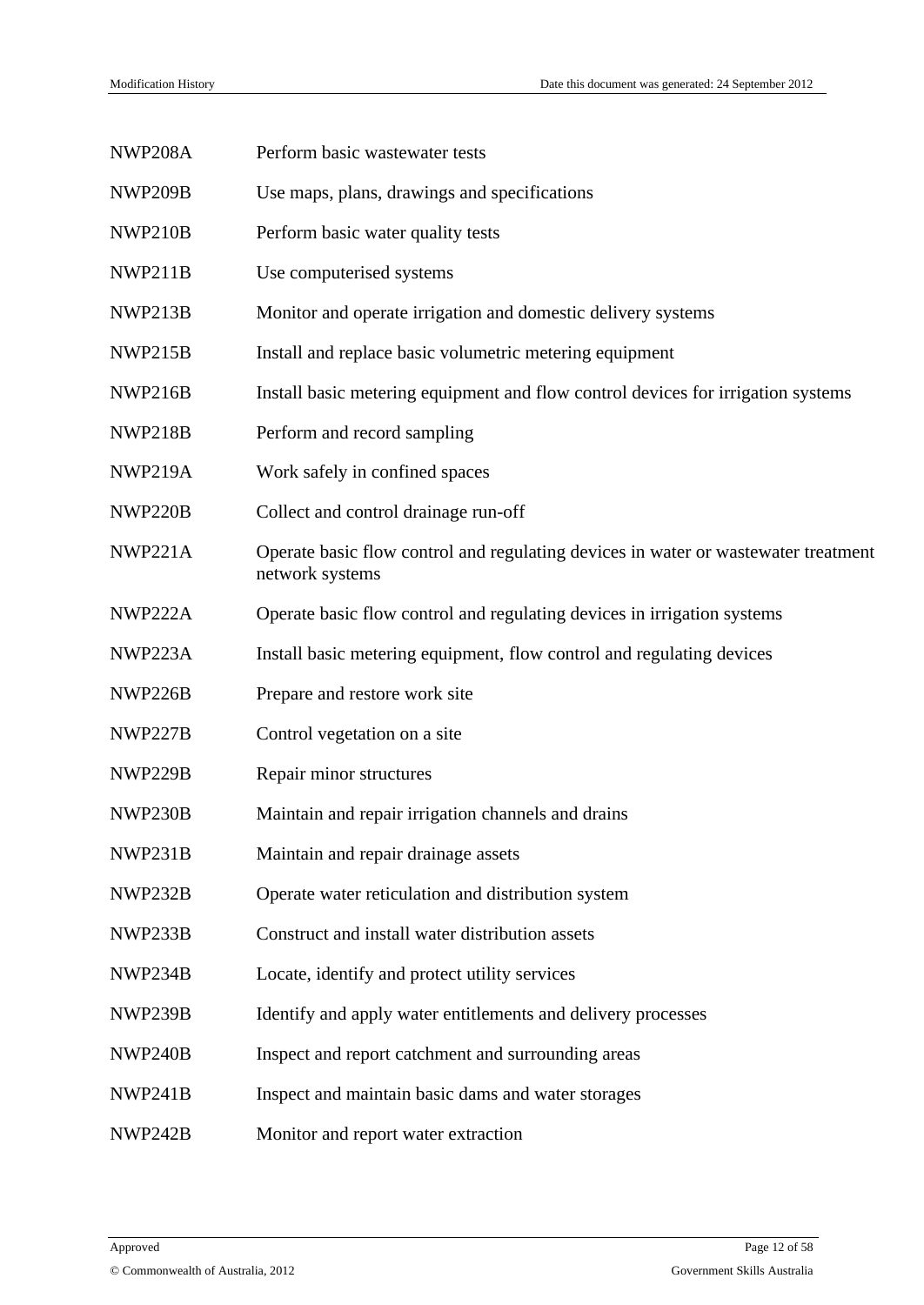| | |
|---|---|
| NWP208A | Perform basic wastewater tests |
| NWP209B | Use maps, plans, drawings and specifications |
| NWP210B | Perform basic water quality tests |
| NWP211B | Use computerised systems |
| NWP213B | Monitor and operate irrigation and domestic delivery systems |
| NWP215B | Install and replace basic volumetric metering equipment |
| NWP216B | Install basic metering equipment and flow control devices for irrigation systems |
| NWP218B | Perform and record sampling |
| NWP219A | Work safely in confined spaces |
| NWP220B | Collect and control drainage run-off |
| NWP221A | Operate basic flow control and regulating devices in water or wastewater treatment network systems |
| NWP222A | Operate basic flow control and regulating devices in irrigation systems |
| NWP223A | Install basic metering equipment, flow control and regulating devices |
| NWP226B | Prepare and restore work site |
| NWP227B | Control vegetation on a site |
| NWP229B | Repair minor structures |
| NWP230B | Maintain and repair irrigation channels and drains |
| NWP231B | Maintain and repair drainage assets |
| NWP232B | Operate water reticulation and distribution system |
| NWP233B | Construct and install water distribution assets |
| NWP234B | Locate, identify and protect utility services |
| NWP239B | Identify and apply water entitlements and delivery processes |
| NWP240B | Inspect and report catchment and surrounding areas |
| NWP241B | Inspect and maintain basic dams and water storages |
| NWP242B | Monitor and report water extraction |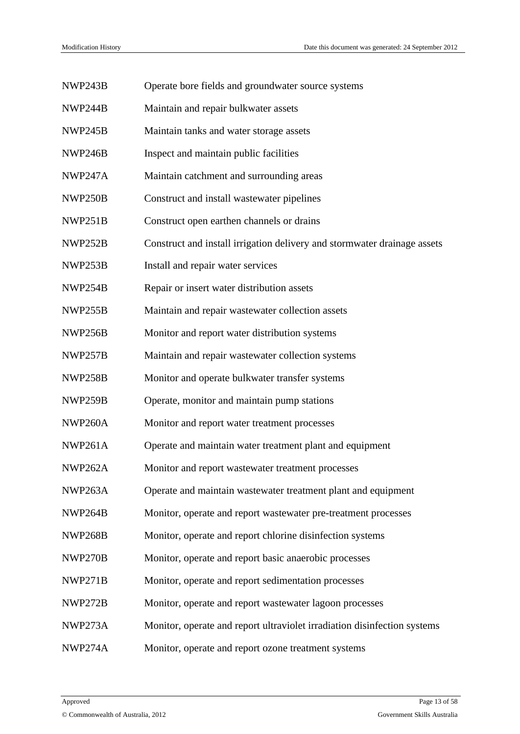| | |
|---|---|
| NWP243B | Operate bore fields and groundwater source systems |
| NWP244B | Maintain and repair bulkwater assets |
| NWP245B | Maintain tanks and water storage assets |
| NWP246B | Inspect and maintain public facilities |
| NWP247A | Maintain catchment and surrounding areas |
| NWP250B | Construct and install wastewater pipelines |
| NWP251B | Construct open earthen channels or drains |
| NWP252B | Construct and install irrigation delivery and stormwater drainage assets |
| NWP253B | Install and repair water services |
| NWP254B | Repair or insert water distribution assets |
| NWP255B | Maintain and repair wastewater collection assets |
| NWP256B | Monitor and report water distribution systems |
| NWP257B | Maintain and repair wastewater collection systems |
| NWP258B | Monitor and operate bulkwater transfer systems |
| NWP259B | Operate, monitor and maintain pump stations |
| NWP260A | Monitor and report water treatment processes |
| NWP261A | Operate and maintain water treatment plant and equipment |
| NWP262A | Monitor and report wastewater treatment processes |
| NWP263A | Operate and maintain wastewater treatment plant and equipment |
| NWP264B | Monitor, operate and report wastewater pre-treatment processes |
| NWP268B | Monitor, operate and report chlorine disinfection systems |
| NWP270B | Monitor, operate and report basic anaerobic processes |
| NWP271B | Monitor, operate and report sedimentation processes |
| NWP272B | Monitor, operate and report wastewater lagoon processes |
| NWP273A | Monitor, operate and report ultraviolet irradiation disinfection systems |
| NWP274A | Monitor, operate and report ozone treatment systems |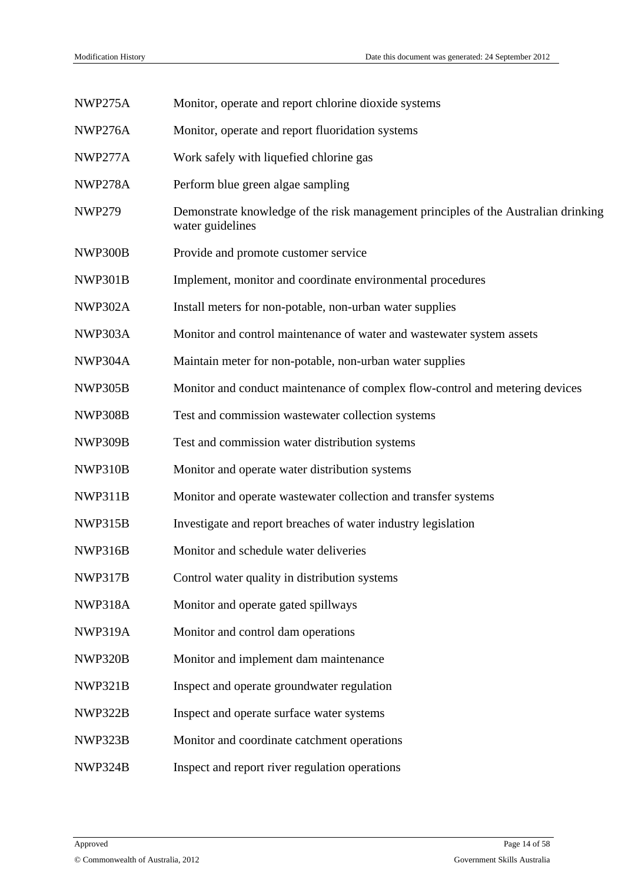| | |
|---|---|
| NWP275A | Monitor, operate and report chlorine dioxide systems |
| NWP276A | Monitor, operate and report fluoridation systems |
| NWP277A | Work safely with liquefied chlorine gas |
| NWP278A | Perform blue green algae sampling |
| NWP279 | Demonstrate knowledge of the risk management principles of the Australian drinking water guidelines |
| NWP300B | Provide and promote customer service |
| NWP301B | Implement, monitor and coordinate environmental procedures |
| NWP302A | Install meters for non-potable, non-urban water supplies |
| NWP303A | Monitor and control maintenance of water and wastewater system assets |
| NWP304A | Maintain meter for non-potable, non-urban water supplies |
| NWP305B | Monitor and conduct maintenance of complex flow-control and metering devices |
| NWP308B | Test and commission wastewater collection systems |
| NWP309B | Test and commission water distribution systems |
| NWP310B | Monitor and operate water distribution systems |
| NWP311B | Monitor and operate wastewater collection and transfer systems |
| NWP315B | Investigate and report breaches of water industry legislation |
| NWP316B | Monitor and schedule water deliveries |
| NWP317B | Control water quality in distribution systems |
| NWP318A | Monitor and operate gated spillways |
| NWP319A | Monitor and control dam operations |
| NWP320B | Monitor and implement dam maintenance |
| NWP321B | Inspect and operate groundwater regulation |
| NWP322B | Inspect and operate surface water systems |
| NWP323B | Monitor and coordinate catchment operations |
| NWP324B | Inspect and report river regulation operations |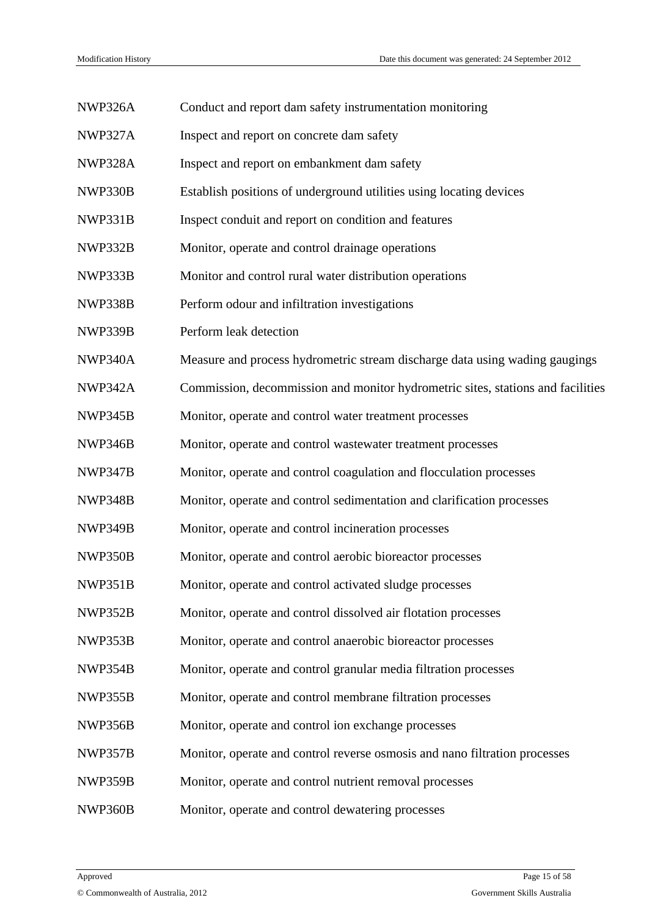| | |
|---|---|
| NWP326A | Conduct and report dam safety instrumentation monitoring |
| NWP327A | Inspect and report on concrete dam safety |
| NWP328A | Inspect and report on embankment dam safety |
| NWP330B | Establish positions of underground utilities using locating devices |
| NWP331B | Inspect conduit and report on condition and features |
| NWP332B | Monitor, operate and control drainage operations |
| NWP333B | Monitor and control rural water distribution operations |
| NWP338B | Perform odour and infiltration investigations |
| NWP339B | Perform leak detection |
| NWP340A | Measure and process hydrometric stream discharge data using wading gaugings |
| NWP342A | Commission, decommission and monitor hydrometric sites, stations and facilities |
| NWP345B | Monitor, operate and control water treatment processes |
| NWP346B | Monitor, operate and control wastewater treatment processes |
| NWP347B | Monitor, operate and control coagulation and flocculation processes |
| NWP348B | Monitor, operate and control sedimentation and clarification processes |
| NWP349B | Monitor, operate and control incineration processes |
| NWP350B | Monitor, operate and control aerobic bioreactor processes |
| NWP351B | Monitor, operate and control activated sludge processes |
| NWP352B | Monitor, operate and control dissolved air flotation processes |
| NWP353B | Monitor, operate and control anaerobic bioreactor processes |
| NWP354B | Monitor, operate and control granular media filtration processes |
| NWP355B | Monitor, operate and control membrane filtration processes |
| NWP356B | Monitor, operate and control ion exchange processes |
| NWP357B | Monitor, operate and control reverse osmosis and nano filtration processes |
| NWP359B | Monitor, operate and control nutrient removal processes |
| NWP360B | Monitor, operate and control dewatering processes |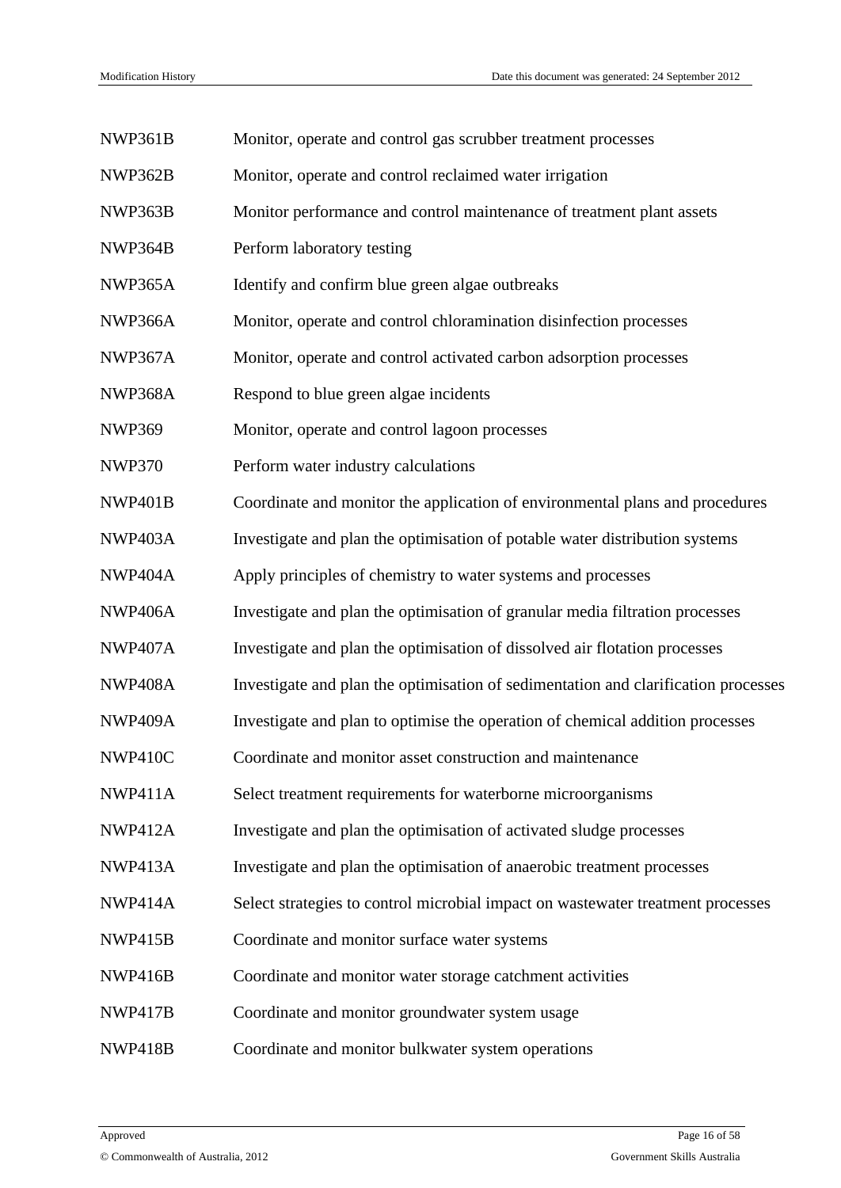| | |
|---|---|
| NWP361B | Monitor, operate and control gas scrubber treatment processes |
| NWP362B | Monitor, operate and control reclaimed water irrigation |
| NWP363B | Monitor performance and control maintenance of treatment plant assets |
| NWP364B | Perform laboratory testing |
| NWP365A | Identify and confirm blue green algae outbreaks |
| NWP366A | Monitor, operate and control chloramination disinfection processes |
| NWP367A | Monitor, operate and control activated carbon adsorption processes |
| NWP368A | Respond to blue green algae incidents |
| NWP369 | Monitor, operate and control lagoon processes |
| NWP370 | Perform water industry calculations |
| NWP401B | Coordinate and monitor the application of environmental plans and procedures |
| NWP403A | Investigate and plan the optimisation of potable water distribution systems |
| NWP404A | Apply principles of chemistry to water systems and processes |
| NWP406A | Investigate and plan the optimisation of granular media filtration processes |
| NWP407A | Investigate and plan the optimisation of dissolved air flotation processes |
| NWP408A | Investigate and plan the optimisation of sedimentation and clarification processes |
| NWP409A | Investigate and plan to optimise the operation of chemical addition processes |
| NWP410C | Coordinate and monitor asset construction and maintenance |
| NWP411A | Select treatment requirements for waterborne microorganisms |
| NWP412A | Investigate and plan the optimisation of activated sludge processes |
| NWP413A | Investigate and plan the optimisation of anaerobic treatment processes |
| NWP414A | Select strategies to control microbial impact on wastewater treatment processes |
| NWP415B | Coordinate and monitor surface water systems |
| NWP416B | Coordinate and monitor water storage catchment activities |
| NWP417B | Coordinate and monitor groundwater system usage |
| NWP418B | Coordinate and monitor bulkwater system operations |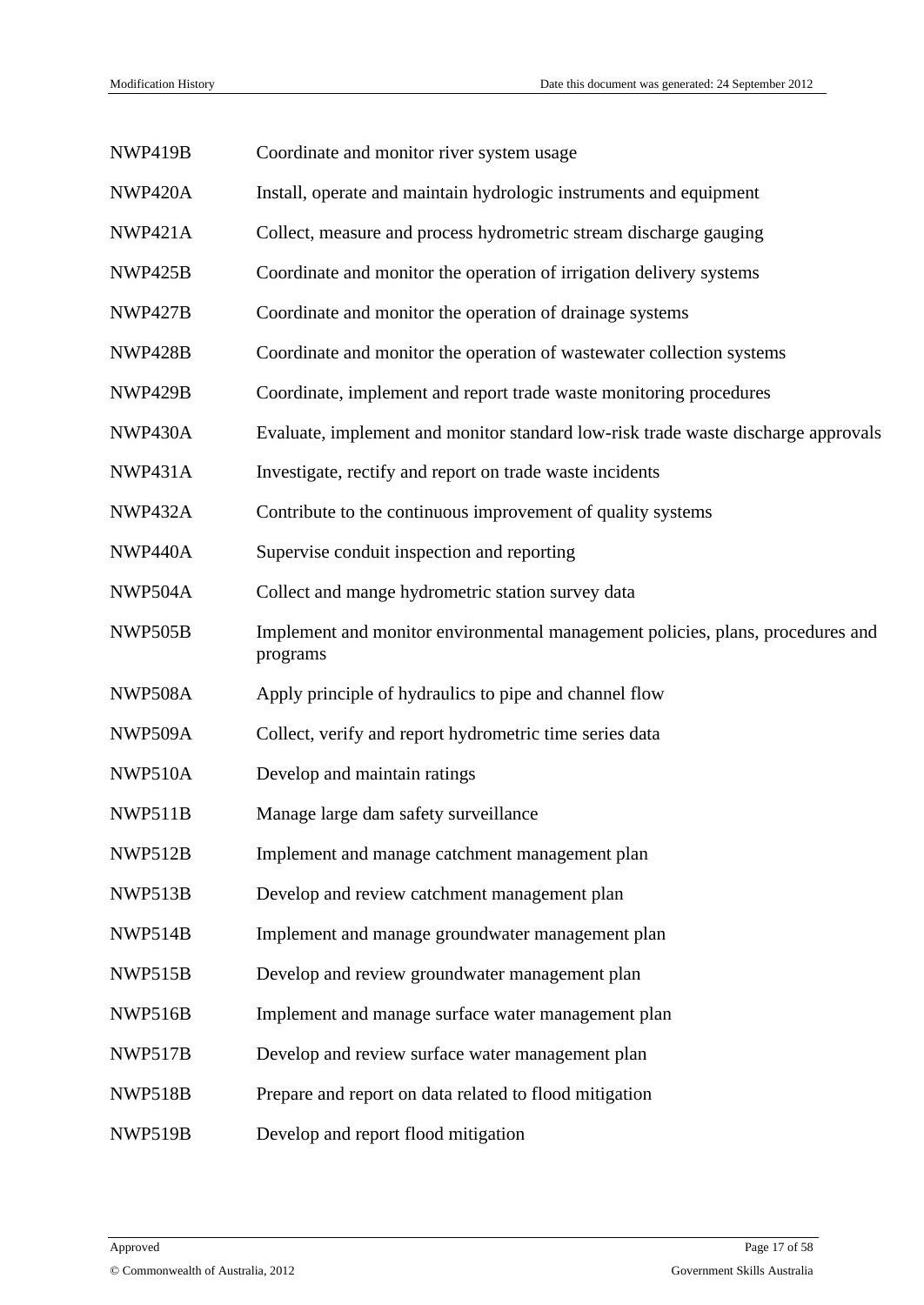| | |
|---|---|
| NWP419B | Coordinate and monitor river system usage |
| NWP420A | Install, operate and maintain hydrologic instruments and equipment |
| NWP421A | Collect, measure and process hydrometric stream discharge gauging |
| NWP425B | Coordinate and monitor the operation of irrigation delivery systems |
| NWP427B | Coordinate and monitor the operation of drainage systems |
| NWP428B | Coordinate and monitor the operation of wastewater collection systems |
| NWP429B | Coordinate, implement and report trade waste monitoring procedures |
| NWP430A | Evaluate, implement and monitor standard low-risk trade waste discharge approvals |
| NWP431A | Investigate, rectify and report on trade waste incidents |
| NWP432A | Contribute to the continuous improvement of quality systems |
| NWP440A | Supervise conduit inspection and reporting |
| NWP504A | Collect and mange hydrometric station survey data |
| NWP505B | Implement and monitor environmental management policies, plans, procedures and programs |
| NWP508A | Apply principle of hydraulics to pipe and channel flow |
| NWP509A | Collect, verify and report hydrometric time series data |
| NWP510A | Develop and maintain ratings |
| NWP511B | Manage large dam safety surveillance |
| NWP512B | Implement and manage catchment management plan |
| NWP513B | Develop and review catchment management plan |
| NWP514B | Implement and manage groundwater management plan |
| NWP515B | Develop and review groundwater management plan |
| NWP516B | Implement and manage surface water management plan |
| NWP517B | Develop and review surface water management plan |
| NWP518B | Prepare and report on data related to flood mitigation |
| NWP519B | Develop and report flood mitigation |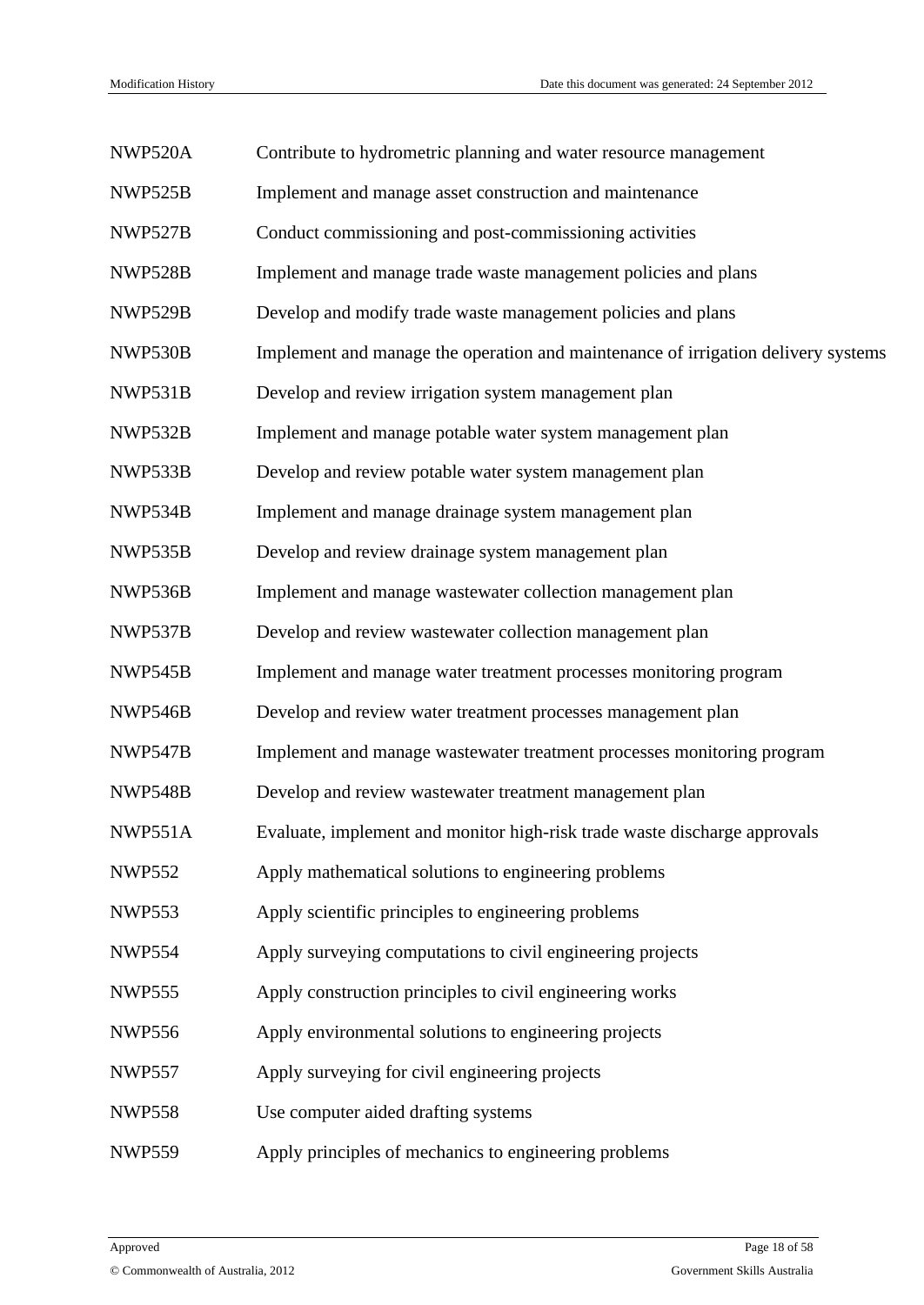| | |
|---|---|
| NWP520A | Contribute to hydrometric planning and water resource management |
| NWP525B | Implement and manage asset construction and maintenance |
| NWP527B | Conduct commissioning and post-commissioning activities |
| NWP528B | Implement and manage trade waste management policies and plans |
| NWP529B | Develop and modify trade waste management policies and plans |
| NWP530B | Implement and manage the operation and maintenance of irrigation delivery systems |
| NWP531B | Develop and review irrigation system management plan |
| NWP532B | Implement and manage potable water system management plan |
| NWP533B | Develop and review potable water system management plan |
| NWP534B | Implement and manage drainage system management plan |
| NWP535B | Develop and review drainage system management plan |
| NWP536B | Implement and manage wastewater collection management plan |
| NWP537B | Develop and review wastewater collection management plan |
| NWP545B | Implement and manage water treatment processes monitoring program |
| NWP546B | Develop and review water treatment processes management plan |
| NWP547B | Implement and manage wastewater treatment processes monitoring program |
| NWP548B | Develop and review wastewater treatment management plan |
| NWP551A | Evaluate, implement and monitor high-risk trade waste discharge approvals |
| NWP552 | Apply mathematical solutions to engineering problems |
| NWP553 | Apply scientific principles to engineering problems |
| NWP554 | Apply surveying computations to civil engineering projects |
| NWP555 | Apply construction principles to civil engineering works |
| NWP556 | Apply environmental solutions to engineering projects |
| NWP557 | Apply surveying for civil engineering projects |
| NWP558 | Use computer aided drafting systems |
| NWP559 | Apply principles of mechanics to engineering problems |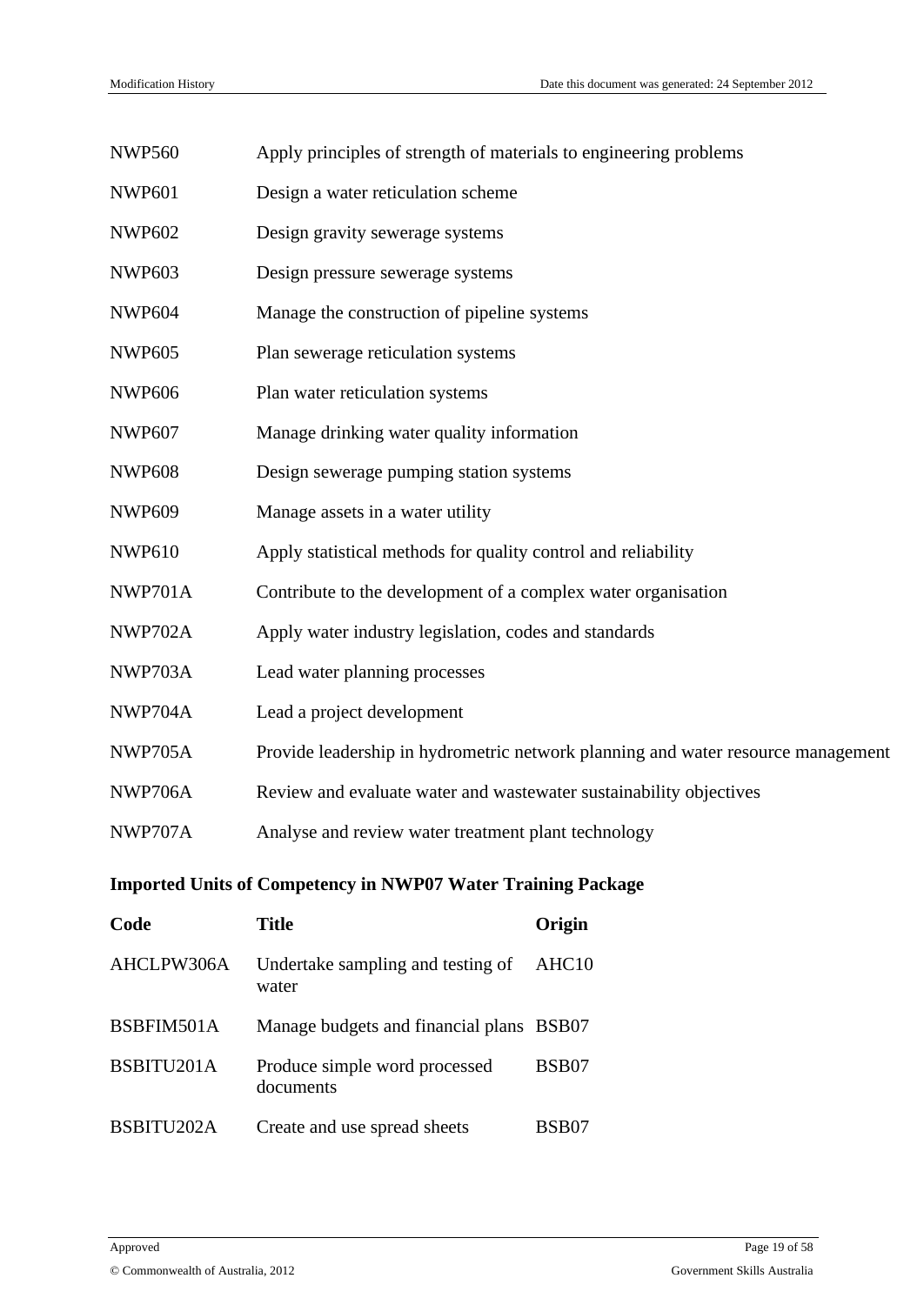| | |
|---|---|
| NWP560 | Apply principles of strength of materials to engineering problems |
| NWP601 | Design a water reticulation scheme |
| NWP602 | Design gravity sewerage systems |
| NWP603 | Design pressure sewerage systems |
| NWP604 | Manage the construction of pipeline systems |
| NWP605 | Plan sewerage reticulation systems |
| NWP606 | Plan water reticulation systems |
| NWP607 | Manage drinking water quality information |
| NWP608 | Design sewerage pumping station systems |
| NWP609 | Manage assets in a water utility |
| NWP610 | Apply statistical methods for quality control and reliability |
| NWP701A | Contribute to the development of a complex water organisation |
| NWP702A | Apply water industry legislation, codes and standards |
| NWP703A | Lead water planning processes |
| NWP704A | Lead a project development |
| NWP705A | Provide leadership in hydrometric network planning and water resource management |
| NWP706A | Review and evaluate water and wastewater sustainability objectives |
| NWP707A | Analyse and review water treatment plant technology |

**Imported Units of Competency in NWP07 Water Training Package**

| Code | Title | Origin |
|---|---|---|
| AHCLPW306A | Undertake sampling and testing of water | AHC10 |
| BSBFIM501A | Manage budgets and financial plans | BSB07 |
| BSBITU201A | Produce simple word processed documents | BSB07 |
| BSBITU202A | Create and use spread sheets | BSB07 |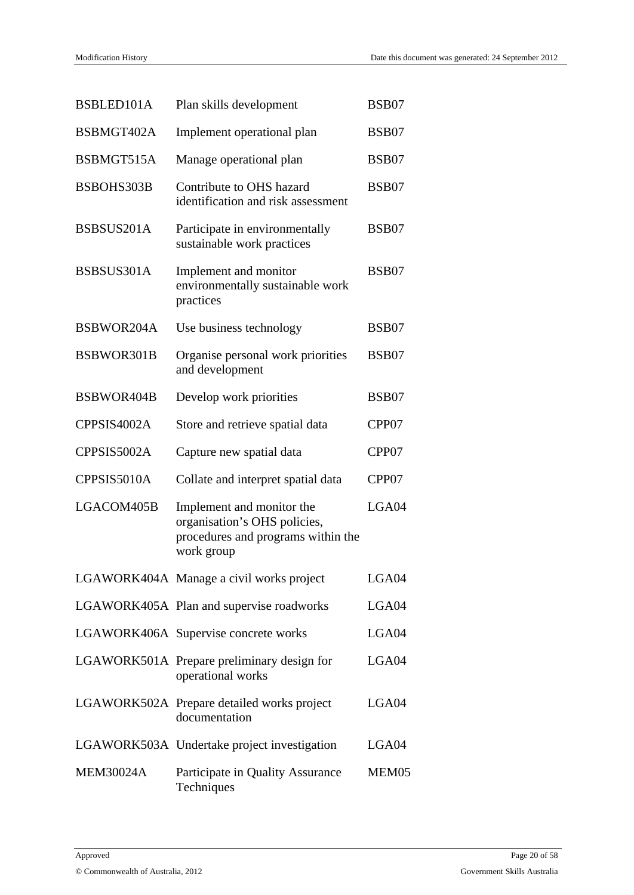| | | |
|---|---|---|
| BSBLED101A | Plan skills development | BSB07 |
| BSBMGT402A | Implement operational plan | BSB07 |
| BSBMGT515A | Manage operational plan | BSB07 |
| BSBOHS303B | Contribute to OHS hazard identification and risk assessment | BSB07 |
| BSBSUS201A | Participate in environmentally sustainable work practices | BSB07 |
| BSBSUS301A | Implement and monitor environmentally sustainable work practices | BSB07 |
| BSBWOR204A | Use business technology | BSB07 |
| BSBWOR301B | Organise personal work priorities and development | BSB07 |
| BSBWOR404B | Develop work priorities | BSB07 |
| CPPSIS4002A | Store and retrieve spatial data | CPP07 |
| CPPSIS5002A | Capture new spatial data | CPP07 |
| CPPSIS5010A | Collate and interpret spatial data | CPP07 |
| LGACOM405B | Implement and monitor the organisation’s OHS policies, procedures and programs within the work group | LGA04 |
| LGAWORK404A | Manage a civil works project | LGA04 |
| LGAWORK405A | Plan and supervise roadworks | LGA04 |
| LGAWORK406A | Supervise concrete works | LGA04 |
| LGAWORK501A | Prepare preliminary design for operational works | LGA04 |
| LGAWORK502A | Prepare detailed works project documentation | LGA04 |
| LGAWORK503A | Undertake project investigation | LGA04 |
| MEM30024A | Participate in Quality Assurance Techniques | MEM05 |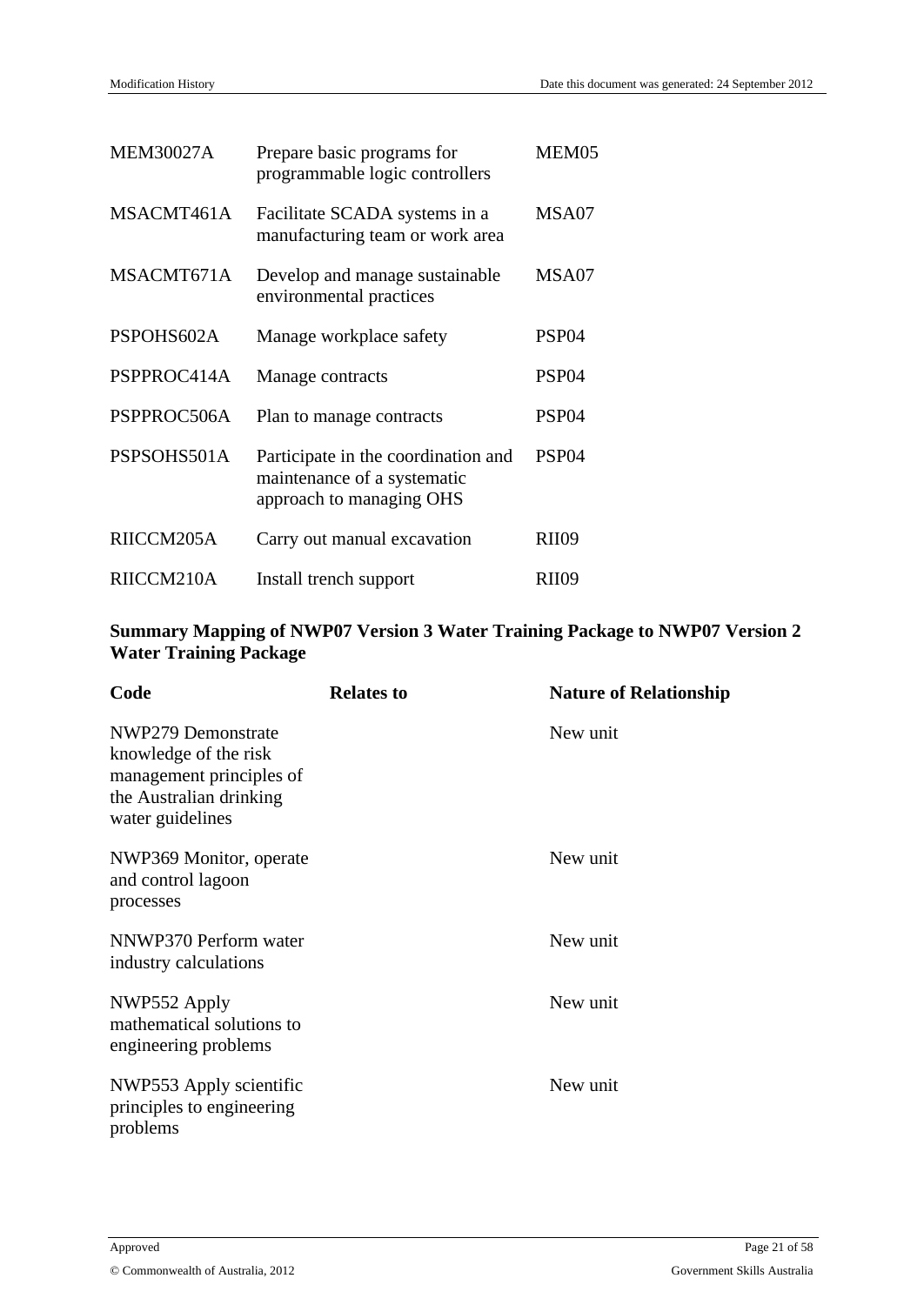| | | |
|---|---|---|
| MEM30027A | Prepare basic programs for programmable logic controllers | MEM05 |
| MSACMT461A | Facilitate SCADA systems in a manufacturing team or work area | MSA07 |
| MSACMT671A | Develop and manage sustainable environmental practices | MSA07 |
| PSPOHS602A | Manage workplace safety | PSP04 |
| PSPPROC414A | Manage contracts | PSP04 |
| PSPPROC506A | Plan to manage contracts | PSP04 |
| PSPSOHS501A | Participate in the coordination and maintenance of a systematic approach to managing OHS | PSP04 |
| RIICCM205A | Carry out manual excavation | RII09 |
| RIICCM210A | Install trench support | RII09 |

**Summary Mapping of NWP07 Version 3 Water Training Package to NWP07 Version 2 Water Training Package**

| Code | Relates to | Nature of Relationship |
|---|---|---|
| NWP279 Demonstrate knowledge of the risk management principles of the Australian drinking water guidelines | | New unit |
| NWP369 Monitor, operate and control lagoon processes | | New unit |
| NNWP370 Perform water industry calculations | | New unit |
| NWP552 Apply mathematical solutions to engineering problems | | New unit |
| NWP553 Apply scientific principles to engineering problems | | New unit |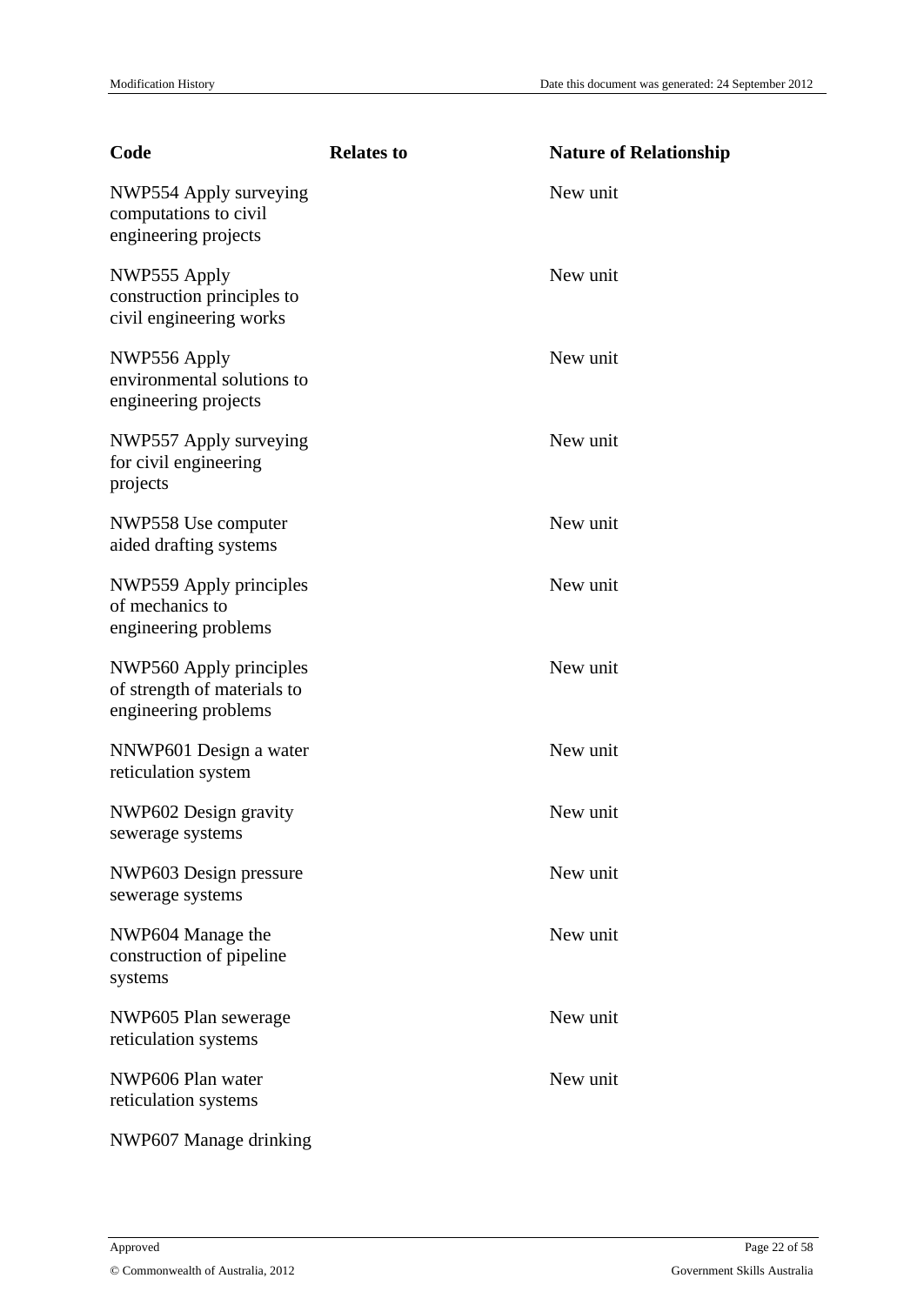| Code | Relates to | Nature of Relationship |
| --- | --- | --- |
| NWP554 Apply surveying computations to civil engineering projects | | New unit |
| NWP555 Apply construction principles to civil engineering works | | New unit |
| NWP556 Apply environmental solutions to engineering projects | | New unit |
| NWP557 Apply surveying for civil engineering projects | | New unit |
| NWP558 Use computer aided drafting systems | | New unit |
| NWP559 Apply principles of mechanics to engineering problems | | New unit |
| NWP560 Apply principles of strength of materials to engineering problems | | New unit |
| NNWP601 Design a water reticulation system | | New unit |
| NWP602 Design gravity sewerage systems | | New unit |
| NWP603 Design pressure sewerage systems | | New unit |
| NWP604 Manage the construction of pipeline systems | | New unit |
| NWP605 Plan sewerage reticulation systems | | New unit |
| NWP606 Plan water reticulation systems | | New unit |
| NWP607 Manage drinking | | |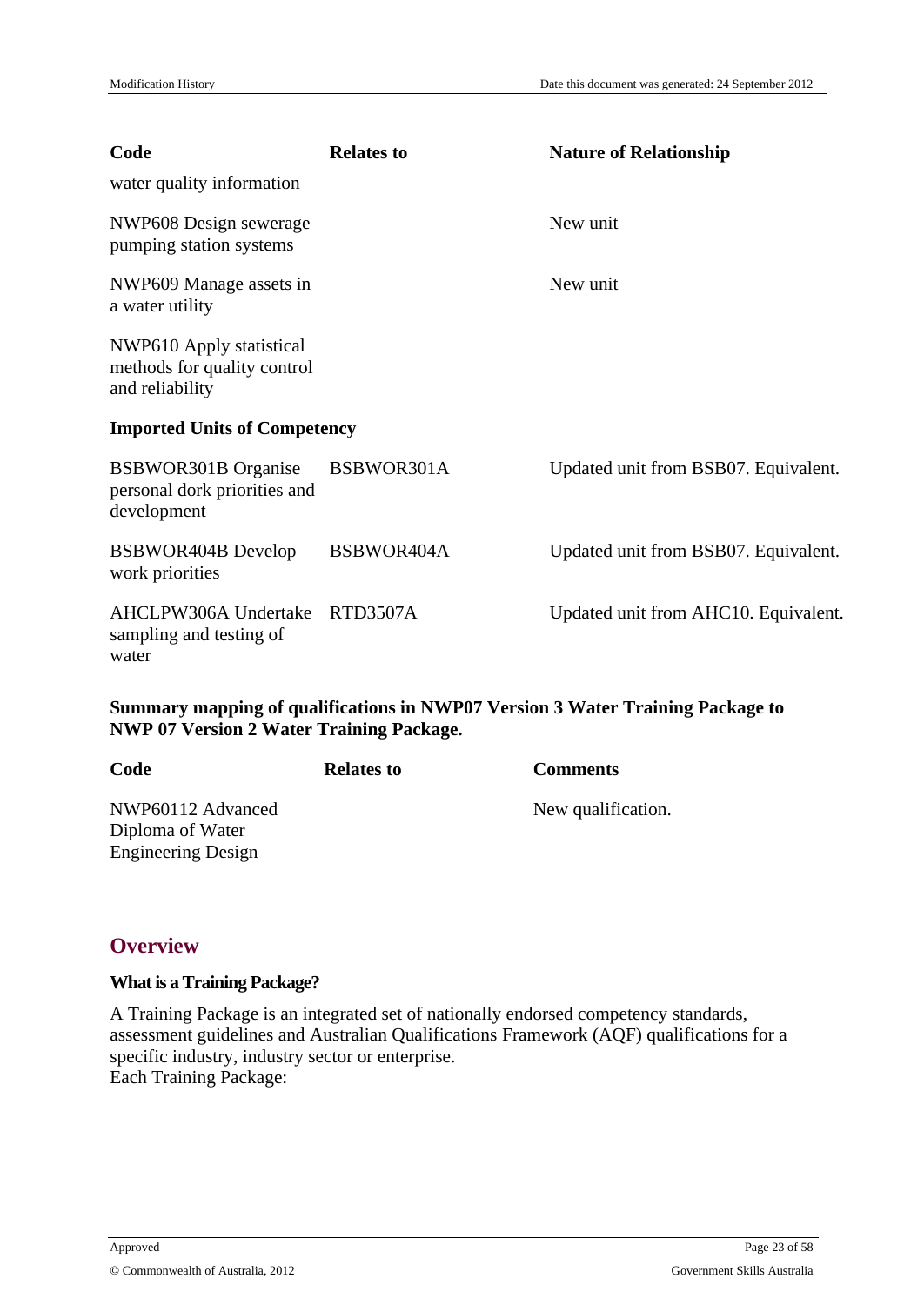| Code | Relates to | Nature of Relationship |
| --- | --- | --- |
| water quality information | | |
| NWP608 Design sewerage pumping station systems | | New unit |
| NWP609 Manage assets in a water utility | | New unit |
| NWP610 Apply statistical methods for quality control and reliability | | |
| **Imported Units of Competency** | | |
| BSBWOR301B Organise personal dork priorities and development | BSBWOR301A | Updated unit from BSB07. Equivalent. |
| BSBWOR404B Develop work priorities | BSBWOR404A | Updated unit from BSB07. Equivalent. |
| AHCLPW306A Undertake sampling and testing of water | RTD3507A | Updated unit from AHC10. Equivalent. |

**Summary mapping of qualifications in NWP07 Version 3 Water Training Package to NWP 07 Version 2 Water Training Package.**

| Code | Relates to | Comments |
| --- | --- | --- |
| NWP60112 Advanced Diploma of Water Engineering Design | | New qualification. |

## Overview

### What is a Training Package?

A Training Package is an integrated set of nationally endorsed competency standards, assessment guidelines and Australian Qualifications Framework (AQF) qualifications for a specific industry, industry sector or enterprise.
Each Training Package: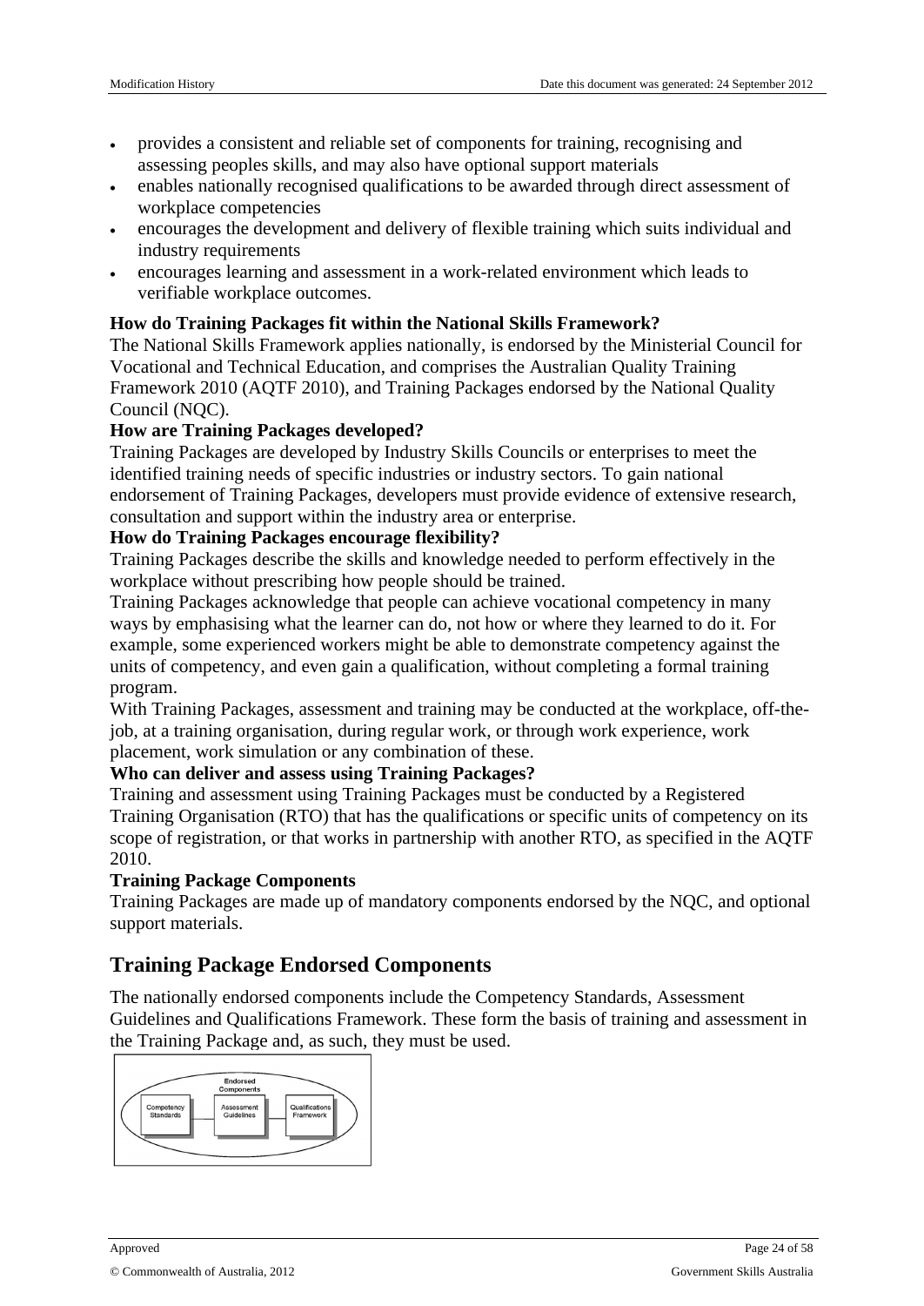- provides a consistent and reliable set of components for training, recognising and assessing peoples skills, and may also have optional support materials
- enables nationally recognised qualifications to be awarded through direct assessment of workplace competencies
- encourages the development and delivery of flexible training which suits individual and industry requirements
- encourages learning and assessment in a work-related environment which leads to verifiable workplace outcomes.

**How do Training Packages fit within the National Skills Framework?**

The National Skills Framework applies nationally, is endorsed by the Ministerial Council for Vocational and Technical Education, and comprises the Australian Quality Training Framework 2010 (AQTF 2010), and Training Packages endorsed by the National Quality Council (NQC).

**How are Training Packages developed?**

Training Packages are developed by Industry Skills Councils or enterprises to meet the identified training needs of specific industries or industry sectors. To gain national endorsement of Training Packages, developers must provide evidence of extensive research, consultation and support within the industry area or enterprise.

**How do Training Packages encourage flexibility?**

Training Packages describe the skills and knowledge needed to perform effectively in the workplace without prescribing how people should be trained.

Training Packages acknowledge that people can achieve vocational competency in many ways by emphasising what the learner can do, not how or where they learned to do it. For example, some experienced workers might be able to demonstrate competency against the units of competency, and even gain a qualification, without completing a formal training program.

With Training Packages, assessment and training may be conducted at the workplace, off-the-job, at a training organisation, during regular work, or through work experience, work placement, work simulation or any combination of these.

**Who can deliver and assess using Training Packages?**

Training and assessment using Training Packages must be conducted by a Registered Training Organisation (RTO) that has the qualifications or specific units of competency on its scope of registration, or that works in partnership with another RTO, as specified in the AQTF 2010.

**Training Package Components**

Training Packages are made up of mandatory components endorsed by the NQC, and optional support materials.

## Training Package Endorsed Components

The nationally endorsed components include the Competency Standards, Assessment Guidelines and Qualifications Framework. These form the basis of training and assessment in the Training Package and, as such, they must be used.

Endorsed Components

Competency Standards — Assessment Guidelines — Qualifications Framework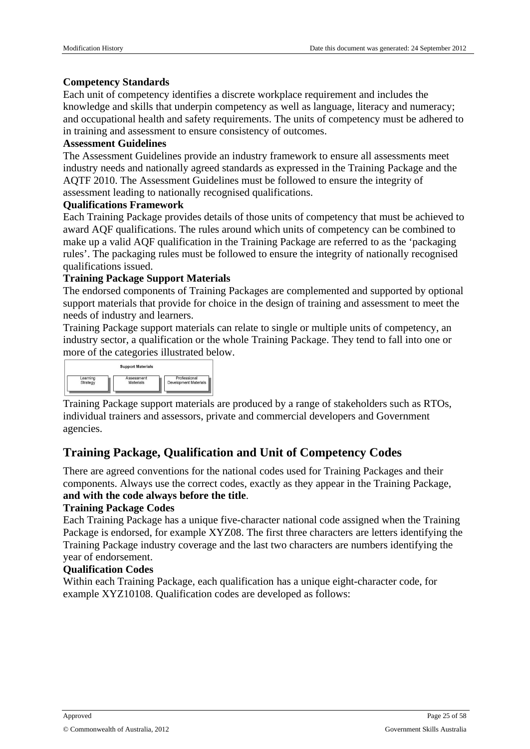**Competency Standards**

Each unit of competency identifies a discrete workplace requirement and includes the knowledge and skills that underpin competency as well as language, literacy and numeracy; and occupational health and safety requirements. The units of competency must be adhered to in training and assessment to ensure consistency of outcomes.

**Assessment Guidelines**

The Assessment Guidelines provide an industry framework to ensure all assessments meet industry needs and nationally agreed standards as expressed in the Training Package and the AQTF 2010. The Assessment Guidelines must be followed to ensure the integrity of assessment leading to nationally recognised qualifications.

**Qualifications Framework**

Each Training Package provides details of those units of competency that must be achieved to award AQF qualifications. The rules around which units of competency can be combined to make up a valid AQF qualification in the Training Package are referred to as the 'packaging rules'. The packaging rules must be followed to ensure the integrity of nationally recognised qualifications issued.

**Training Package Support Materials**

The endorsed components of Training Packages are complemented and supported by optional support materials that provide for choice in the design of training and assessment to meet the needs of industry and learners.

Training Package support materials can relate to single or multiple units of competency, an industry sector, a qualification or the whole Training Package. They tend to fall into one or more of the categories illustrated below.

| Support Materials | | |
|---|---|---|
| Learning Strategy | Assessment Materials | Professional Development Materials |

Training Package support materials are produced by a range of stakeholders such as RTOs, individual trainers and assessors, private and commercial developers and Government agencies.

## Training Package, Qualification and Unit of Competency Codes

There are agreed conventions for the national codes used for Training Packages and their components. Always use the correct codes, exactly as they appear in the Training Package, **and with the code always before the title**.

**Training Package Codes**

Each Training Package has a unique five-character national code assigned when the Training Package is endorsed, for example XYZ08. The first three characters are letters identifying the Training Package industry coverage and the last two characters are numbers identifying the year of endorsement.

**Qualification Codes**

Within each Training Package, each qualification has a unique eight-character code, for example XYZ10108. Qualification codes are developed as follows: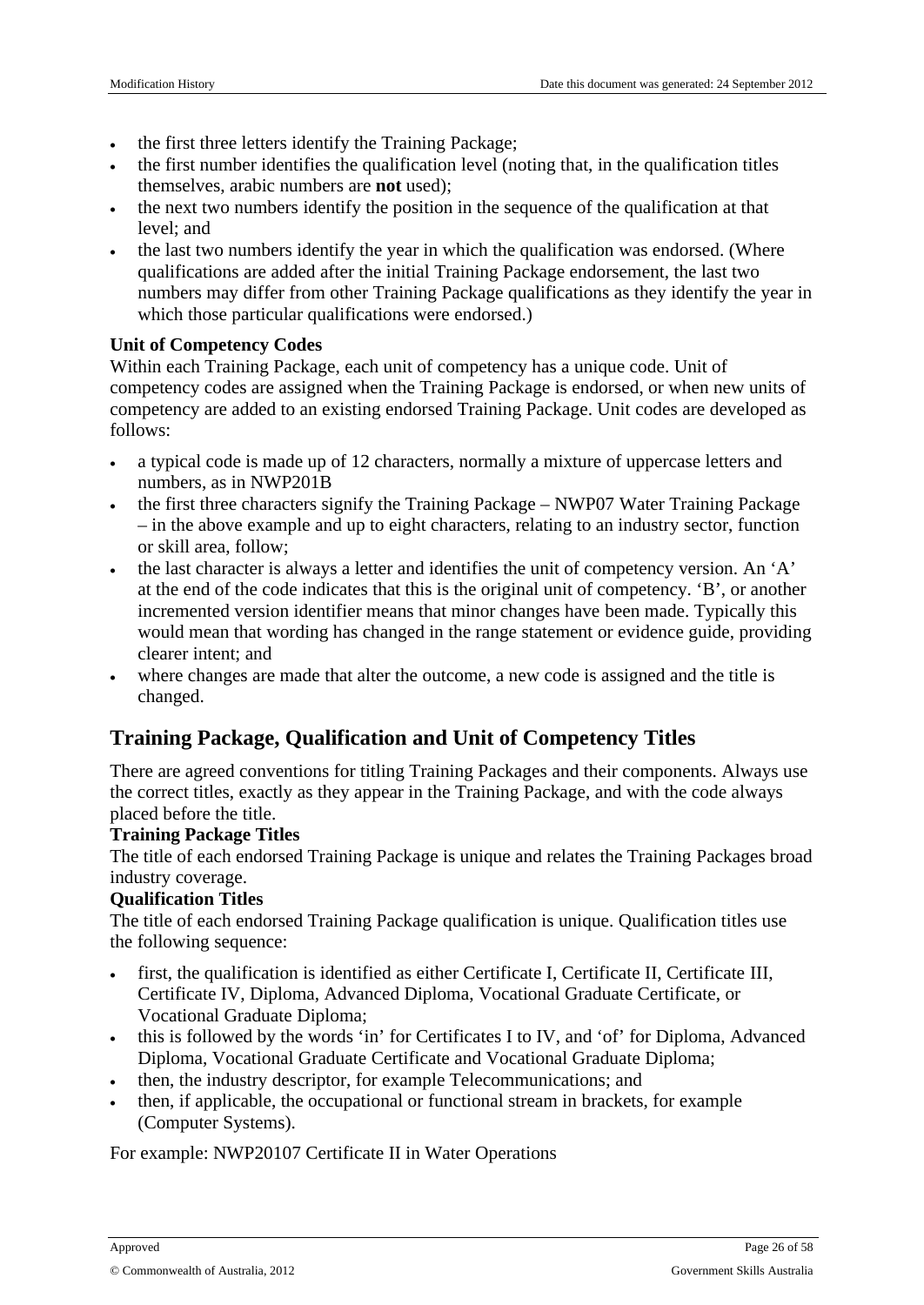- the first three letters identify the Training Package;
- the first number identifies the qualification level (noting that, in the qualification titles themselves, arabic numbers are **not** used);
- the next two numbers identify the position in the sequence of the qualification at that level; and
- the last two numbers identify the year in which the qualification was endorsed. (Where qualifications are added after the initial Training Package endorsement, the last two numbers may differ from other Training Package qualifications as they identify the year in which those particular qualifications were endorsed.)

**Unit of Competency Codes**

Within each Training Package, each unit of competency has a unique code. Unit of competency codes are assigned when the Training Package is endorsed, or when new units of competency are added to an existing endorsed Training Package. Unit codes are developed as follows:

- a typical code is made up of 12 characters, normally a mixture of uppercase letters and numbers, as in NWP201B
- the first three characters signify the Training Package – NWP07 Water Training Package – in the above example and up to eight characters, relating to an industry sector, function or skill area, follow;
- the last character is always a letter and identifies the unit of competency version. An 'A' at the end of the code indicates that this is the original unit of competency. 'B', or another incremented version identifier means that minor changes have been made. Typically this would mean that wording has changed in the range statement or evidence guide, providing clearer intent; and
- where changes are made that alter the outcome, a new code is assigned and the title is changed.

## Training Package, Qualification and Unit of Competency Titles

There are agreed conventions for titling Training Packages and their components. Always use the correct titles, exactly as they appear in the Training Package, and with the code always placed before the title.

**Training Package Titles**

The title of each endorsed Training Package is unique and relates the Training Packages broad industry coverage.

**Qualification Titles**

The title of each endorsed Training Package qualification is unique. Qualification titles use the following sequence:

- first, the qualification is identified as either Certificate I, Certificate II, Certificate III, Certificate IV, Diploma, Advanced Diploma, Vocational Graduate Certificate, or Vocational Graduate Diploma;
- this is followed by the words 'in' for Certificates I to IV, and 'of' for Diploma, Advanced Diploma, Vocational Graduate Certificate and Vocational Graduate Diploma;
- then, the industry descriptor, for example Telecommunications; and
- then, if applicable, the occupational or functional stream in brackets, for example (Computer Systems).

For example: NWP20107 Certificate II in Water Operations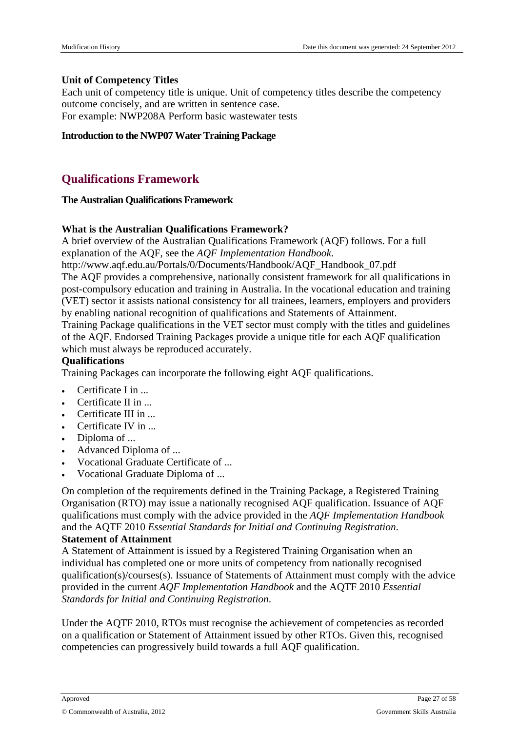### Unit of Competency Titles

Each unit of competency title is unique. Unit of competency titles describe the competency outcome concisely, and are written in sentence case.
For example: NWP208A Perform basic wastewater tests

**Introduction to the NWP07 Water Training Package**

## Qualifications Framework

**The Australian Qualifications Framework**

### What is the Australian Qualifications Framework?

A brief overview of the Australian Qualifications Framework (AQF) follows. For a full explanation of the AQF, see the *AQF Implementation Handbook*.
http://www.aqf.edu.au/Portals/0/Documents/Handbook/AQF_Handbook_07.pdf
The AQF provides a comprehensive, nationally consistent framework for all qualifications in post-compulsory education and training in Australia. In the vocational education and training (VET) sector it assists national consistency for all trainees, learners, employers and providers by enabling national recognition of qualifications and Statements of Attainment.
Training Package qualifications in the VET sector must comply with the titles and guidelines of the AQF. Endorsed Training Packages provide a unique title for each AQF qualification which must always be reproduced accurately.

**Qualifications**

Training Packages can incorporate the following eight AQF qualifications.

- Certificate I in ...
- Certificate II in ...
- Certificate III in ...
- Certificate IV in ...
- Diploma of ...
- Advanced Diploma of ...
- Vocational Graduate Certificate of ...
- Vocational Graduate Diploma of ...

On completion of the requirements defined in the Training Package, a Registered Training Organisation (RTO) may issue a nationally recognised AQF qualification. Issuance of AQF qualifications must comply with the advice provided in the *AQF Implementation Handbook* and the AQTF 2010 *Essential Standards for Initial and Continuing Registration*.

**Statement of Attainment**

A Statement of Attainment is issued by a Registered Training Organisation when an individual has completed one or more units of competency from nationally recognised qualification(s)/courses(s). Issuance of Statements of Attainment must comply with the advice provided in the current *AQF Implementation Handbook* and the AQTF 2010 *Essential Standards for Initial and Continuing Registration*.

Under the AQTF 2010, RTOs must recognise the achievement of competencies as recorded on a qualification or Statement of Attainment issued by other RTOs. Given this, recognised competencies can progressively build towards a full AQF qualification.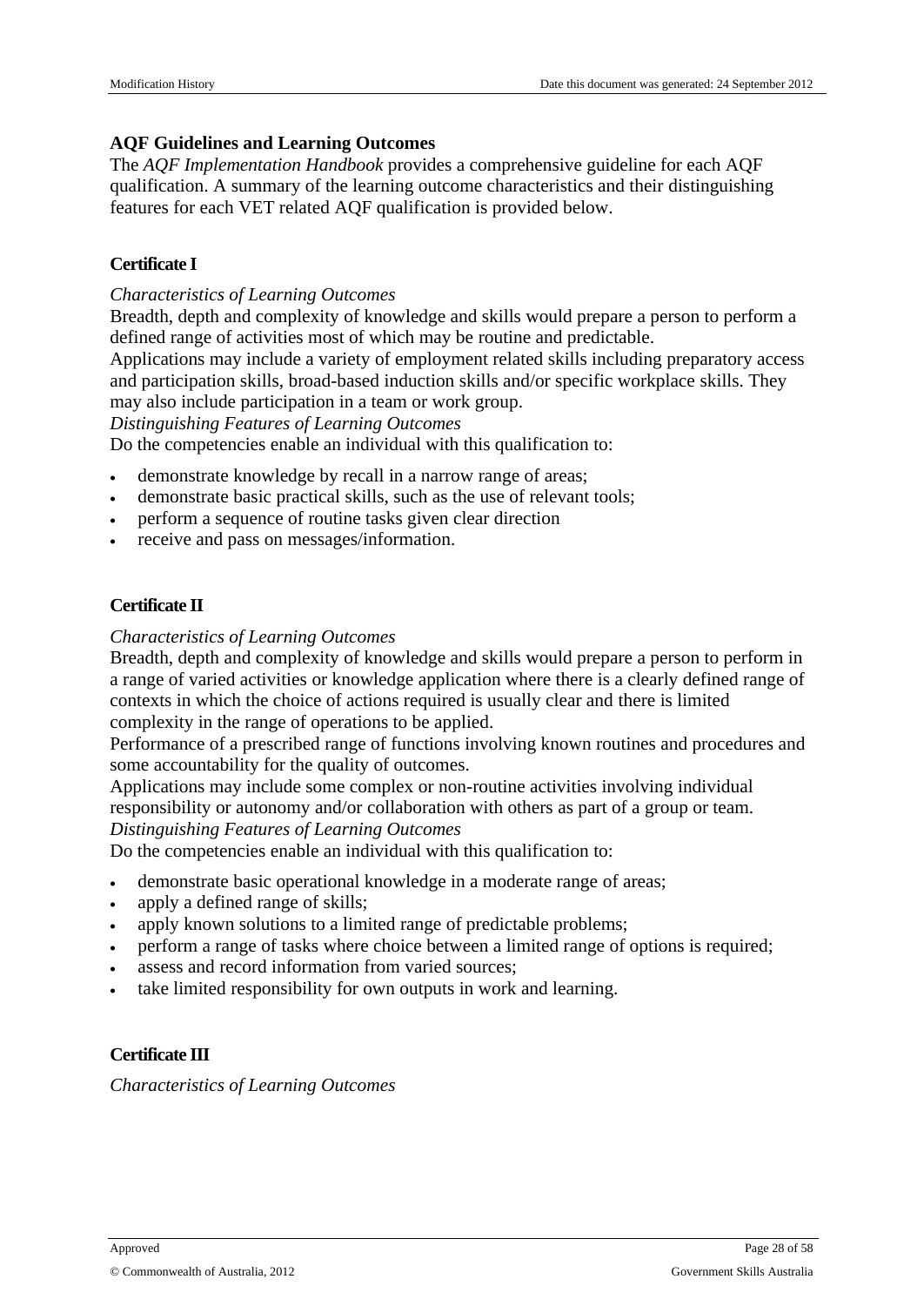## AQF Guidelines and Learning Outcomes

The *AQF Implementation Handbook* provides a comprehensive guideline for each AQF qualification. A summary of the learning outcome characteristics and their distinguishing features for each VET related AQF qualification is provided below.

### Certificate I

*Characteristics of Learning Outcomes*

Breadth, depth and complexity of knowledge and skills would prepare a person to perform a defined range of activities most of which may be routine and predictable.

Applications may include a variety of employment related skills including preparatory access and participation skills, broad-based induction skills and/or specific workplace skills. They may also include participation in a team or work group.

*Distinguishing Features of Learning Outcomes*

Do the competencies enable an individual with this qualification to:

- demonstrate knowledge by recall in a narrow range of areas;
- demonstrate basic practical skills, such as the use of relevant tools;
- perform a sequence of routine tasks given clear direction
- receive and pass on messages/information.

### Certificate II

*Characteristics of Learning Outcomes*

Breadth, depth and complexity of knowledge and skills would prepare a person to perform in a range of varied activities or knowledge application where there is a clearly defined range of contexts in which the choice of actions required is usually clear and there is limited complexity in the range of operations to be applied.

Performance of a prescribed range of functions involving known routines and procedures and some accountability for the quality of outcomes.

Applications may include some complex or non-routine activities involving individual responsibility or autonomy and/or collaboration with others as part of a group or team.

*Distinguishing Features of Learning Outcomes*

Do the competencies enable an individual with this qualification to:

- demonstrate basic operational knowledge in a moderate range of areas;
- apply a defined range of skills;
- apply known solutions to a limited range of predictable problems;
- perform a range of tasks where choice between a limited range of options is required;
- assess and record information from varied sources;
- take limited responsibility for own outputs in work and learning.

### Certificate III

*Characteristics of Learning Outcomes*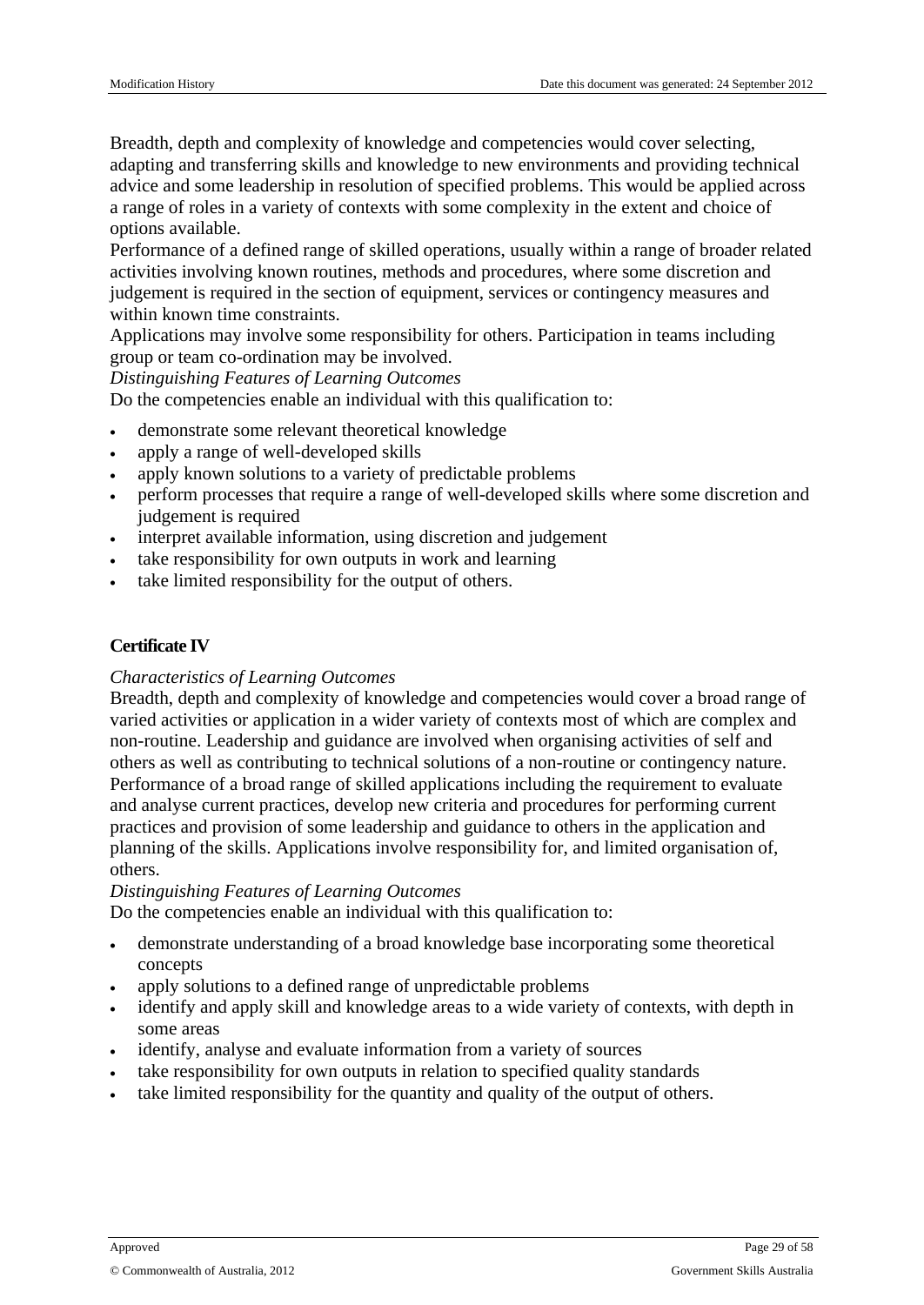Breadth, depth and complexity of knowledge and competencies would cover selecting, adapting and transferring skills and knowledge to new environments and providing technical advice and some leadership in resolution of specified problems. This would be applied across a range of roles in a variety of contexts with some complexity in the extent and choice of options available.

Performance of a defined range of skilled operations, usually within a range of broader related activities involving known routines, methods and procedures, where some discretion and judgement is required in the section of equipment, services or contingency measures and within known time constraints.

Applications may involve some responsibility for others. Participation in teams including group or team co-ordination may be involved.

*Distinguishing Features of Learning Outcomes*

Do the competencies enable an individual with this qualification to:

- demonstrate some relevant theoretical knowledge
- apply a range of well-developed skills
- apply known solutions to a variety of predictable problems
- perform processes that require a range of well-developed skills where some discretion and judgement is required
- interpret available information, using discretion and judgement
- take responsibility for own outputs in work and learning
- take limited responsibility for the output of others.

**Certificate IV**

*Characteristics of Learning Outcomes*

Breadth, depth and complexity of knowledge and competencies would cover a broad range of varied activities or application in a wider variety of contexts most of which are complex and non-routine. Leadership and guidance are involved when organising activities of self and others as well as contributing to technical solutions of a non-routine or contingency nature.

Performance of a broad range of skilled applications including the requirement to evaluate and analyse current practices, develop new criteria and procedures for performing current practices and provision of some leadership and guidance to others in the application and planning of the skills. Applications involve responsibility for, and limited organisation of, others.

*Distinguishing Features of Learning Outcomes*

Do the competencies enable an individual with this qualification to:

- demonstrate understanding of a broad knowledge base incorporating some theoretical concepts
- apply solutions to a defined range of unpredictable problems
- identify and apply skill and knowledge areas to a wide variety of contexts, with depth in some areas
- identify, analyse and evaluate information from a variety of sources
- take responsibility for own outputs in relation to specified quality standards
- take limited responsibility for the quantity and quality of the output of others.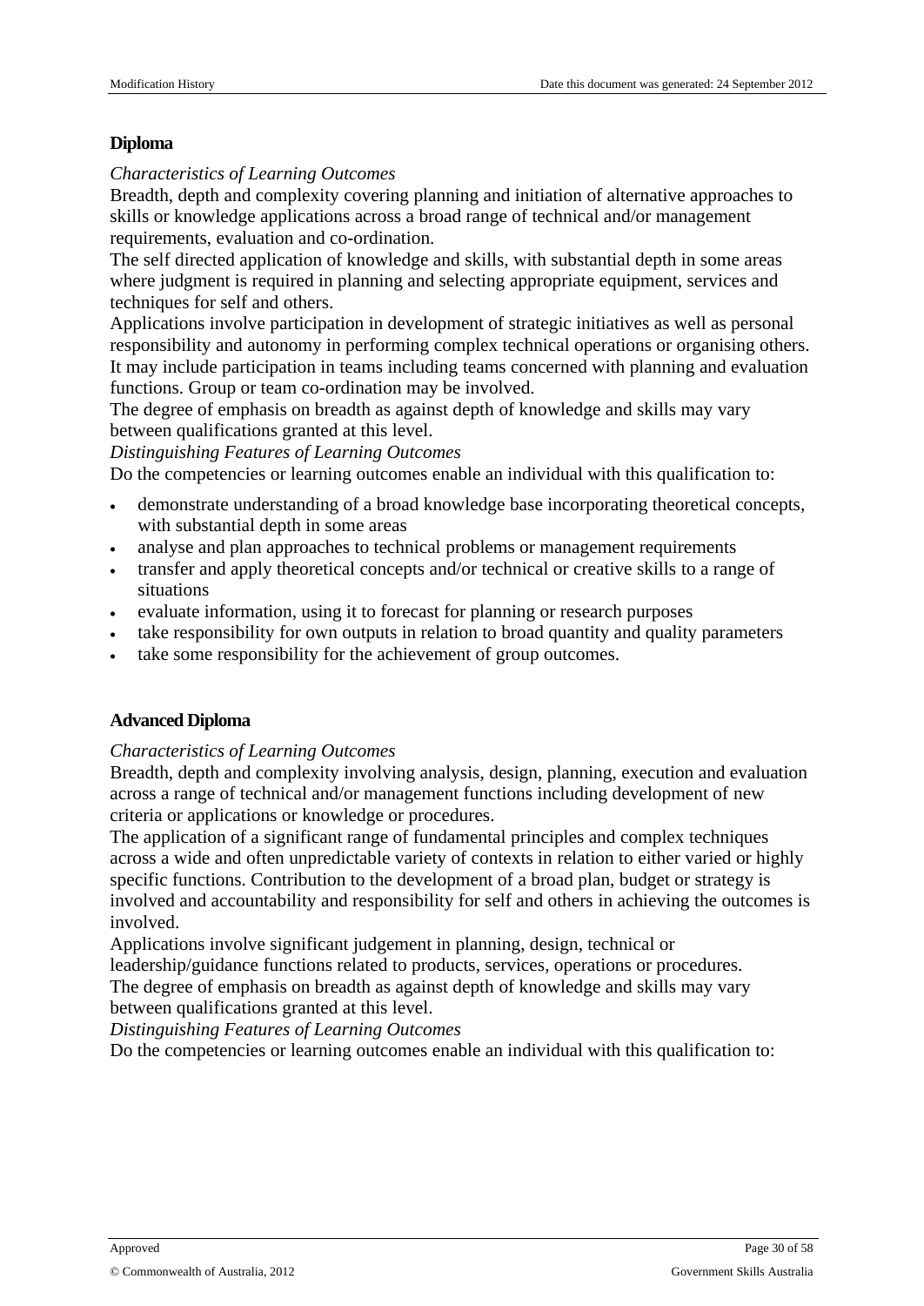### Diploma

*Characteristics of Learning Outcomes*

Breadth, depth and complexity covering planning and initiation of alternative approaches to skills or knowledge applications across a broad range of technical and/or management requirements, evaluation and co-ordination.

The self directed application of knowledge and skills, with substantial depth in some areas where judgment is required in planning and selecting appropriate equipment, services and techniques for self and others.

Applications involve participation in development of strategic initiatives as well as personal responsibility and autonomy in performing complex technical operations or organising others. It may include participation in teams including teams concerned with planning and evaluation functions. Group or team co-ordination may be involved.

The degree of emphasis on breadth as against depth of knowledge and skills may vary between qualifications granted at this level.

*Distinguishing Features of Learning Outcomes*

Do the competencies or learning outcomes enable an individual with this qualification to:

- demonstrate understanding of a broad knowledge base incorporating theoretical concepts, with substantial depth in some areas
- analyse and plan approaches to technical problems or management requirements
- transfer and apply theoretical concepts and/or technical or creative skills to a range of situations
- evaluate information, using it to forecast for planning or research purposes
- take responsibility for own outputs in relation to broad quantity and quality parameters
- take some responsibility for the achievement of group outcomes.

### Advanced Diploma

*Characteristics of Learning Outcomes*

Breadth, depth and complexity involving analysis, design, planning, execution and evaluation across a range of technical and/or management functions including development of new criteria or applications or knowledge or procedures.

The application of a significant range of fundamental principles and complex techniques across a wide and often unpredictable variety of contexts in relation to either varied or highly specific functions. Contribution to the development of a broad plan, budget or strategy is involved and accountability and responsibility for self and others in achieving the outcomes is involved.

Applications involve significant judgement in planning, design, technical or leadership/guidance functions related to products, services, operations or procedures.

The degree of emphasis on breadth as against depth of knowledge and skills may vary between qualifications granted at this level.

*Distinguishing Features of Learning Outcomes*

Do the competencies or learning outcomes enable an individual with this qualification to: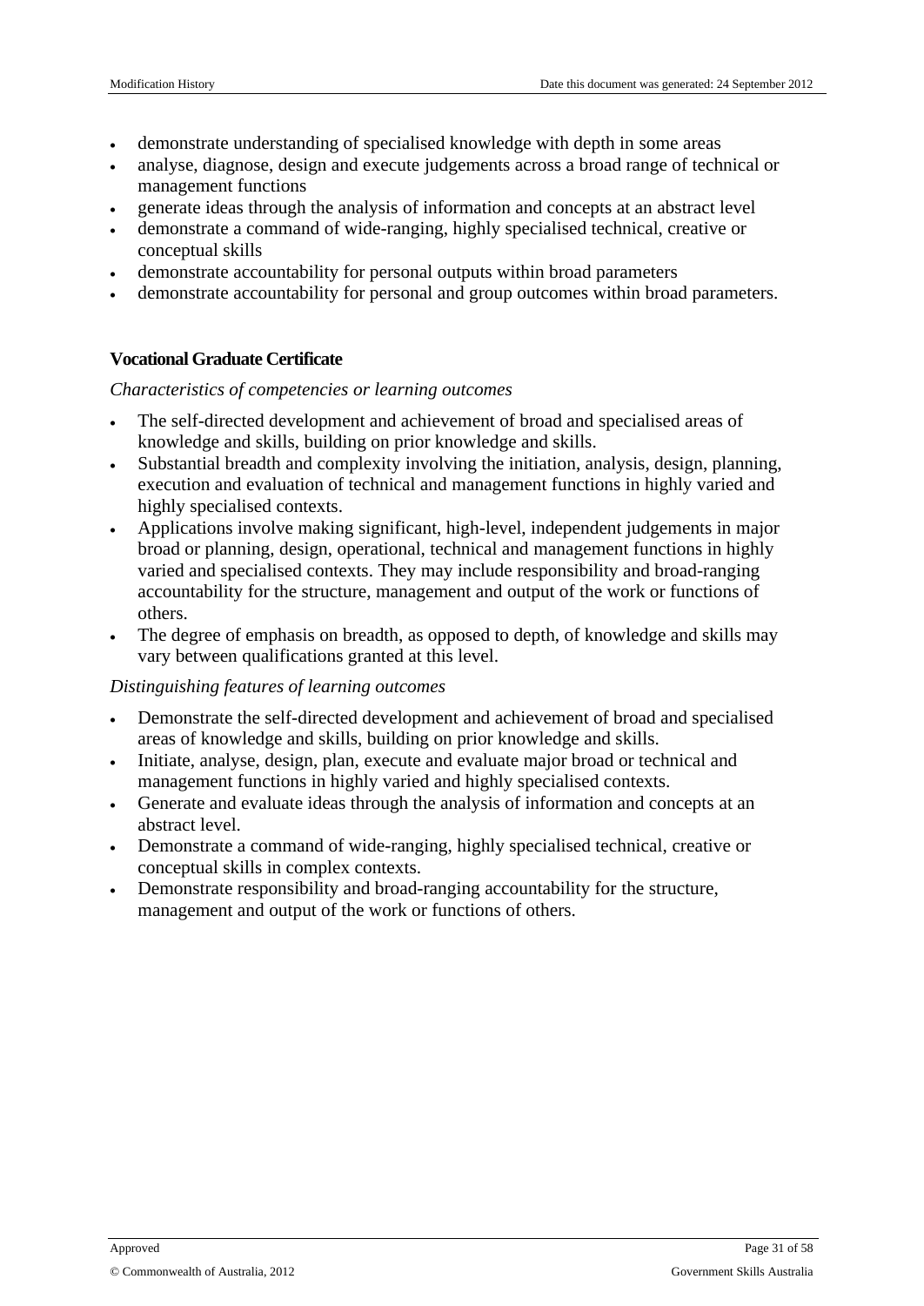- demonstrate understanding of specialised knowledge with depth in some areas
- analyse, diagnose, design and execute judgements across a broad range of technical or management functions
- generate ideas through the analysis of information and concepts at an abstract level
- demonstrate a command of wide-ranging, highly specialised technical, creative or conceptual skills
- demonstrate accountability for personal outputs within broad parameters
- demonstrate accountability for personal and group outcomes within broad parameters.

**Vocational Graduate Certificate**

*Characteristics of competencies or learning outcomes*

- The self-directed development and achievement of broad and specialised areas of knowledge and skills, building on prior knowledge and skills.
- Substantial breadth and complexity involving the initiation, analysis, design, planning, execution and evaluation of technical and management functions in highly varied and highly specialised contexts.
- Applications involve making significant, high-level, independent judgements in major broad or planning, design, operational, technical and management functions in highly varied and specialised contexts. They may include responsibility and broad-ranging accountability for the structure, management and output of the work or functions of others.
- The degree of emphasis on breadth, as opposed to depth, of knowledge and skills may vary between qualifications granted at this level.

*Distinguishing features of learning outcomes*

- Demonstrate the self-directed development and achievement of broad and specialised areas of knowledge and skills, building on prior knowledge and skills.
- Initiate, analyse, design, plan, execute and evaluate major broad or technical and management functions in highly varied and highly specialised contexts.
- Generate and evaluate ideas through the analysis of information and concepts at an abstract level.
- Demonstrate a command of wide-ranging, highly specialised technical, creative or conceptual skills in complex contexts.
- Demonstrate responsibility and broad-ranging accountability for the structure, management and output of the work or functions of others.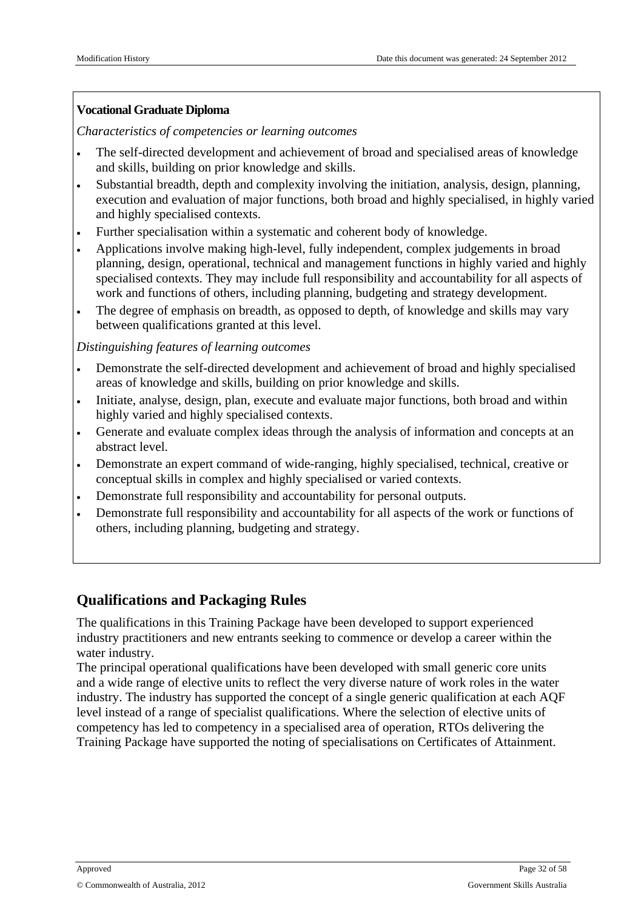**Vocational Graduate Diploma**

*Characteristics of competencies or learning outcomes*

- The self-directed development and achievement of broad and specialised areas of knowledge and skills, building on prior knowledge and skills.
- Substantial breadth, depth and complexity involving the initiation, analysis, design, planning, execution and evaluation of major functions, both broad and highly specialised, in highly varied and highly specialised contexts.
- Further specialisation within a systematic and coherent body of knowledge.
- Applications involve making high-level, fully independent, complex judgements in broad planning, design, operational, technical and management functions in highly varied and highly specialised contexts. They may include full responsibility and accountability for all aspects of work and functions of others, including planning, budgeting and strategy development.
- The degree of emphasis on breadth, as opposed to depth, of knowledge and skills may vary between qualifications granted at this level.

*Distinguishing features of learning outcomes*

- Demonstrate the self-directed development and achievement of broad and highly specialised areas of knowledge and skills, building on prior knowledge and skills.
- Initiate, analyse, design, plan, execute and evaluate major functions, both broad and within highly varied and highly specialised contexts.
- Generate and evaluate complex ideas through the analysis of information and concepts at an abstract level.
- Demonstrate an expert command of wide-ranging, highly specialised, technical, creative or conceptual skills in complex and highly specialised or varied contexts.
- Demonstrate full responsibility and accountability for personal outputs.
- Demonstrate full responsibility and accountability for all aspects of the work or functions of others, including planning, budgeting and strategy.

## Qualifications and Packaging Rules

The qualifications in this Training Package have been developed to support experienced industry practitioners and new entrants seeking to commence or develop a career within the water industry.

The principal operational qualifications have been developed with small generic core units and a wide range of elective units to reflect the very diverse nature of work roles in the water industry. The industry has supported the concept of a single generic qualification at each AQF level instead of a range of specialist qualifications. Where the selection of elective units of competency has led to competency in a specialised area of operation, RTOs delivering the Training Package have supported the noting of specialisations on Certificates of Attainment.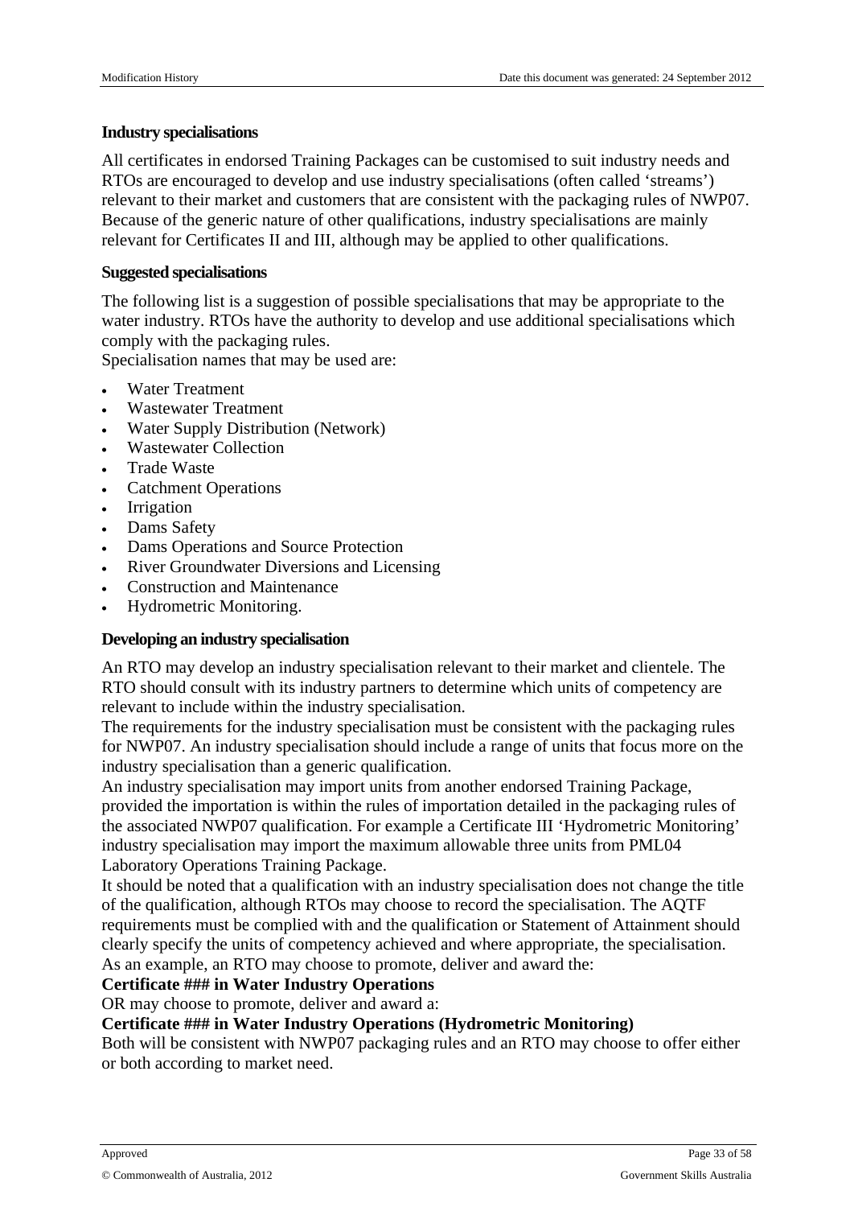### Industry specialisations

All certificates in endorsed Training Packages can be customised to suit industry needs and RTOs are encouraged to develop and use industry specialisations (often called 'streams') relevant to their market and customers that are consistent with the packaging rules of NWP07. Because of the generic nature of other qualifications, industry specialisations are mainly relevant for Certificates II and III, although may be applied to other qualifications.

### Suggested specialisations

The following list is a suggestion of possible specialisations that may be appropriate to the water industry. RTOs have the authority to develop and use additional specialisations which comply with the packaging rules.

Specialisation names that may be used are:

- Water Treatment
- Wastewater Treatment
- Water Supply Distribution (Network)
- Wastewater Collection
- Trade Waste
- Catchment Operations
- Irrigation
- Dams Safety
- Dams Operations and Source Protection
- River Groundwater Diversions and Licensing
- Construction and Maintenance
- Hydrometric Monitoring.

### Developing an industry specialisation

An RTO may develop an industry specialisation relevant to their market and clientele. The RTO should consult with its industry partners to determine which units of competency are relevant to include within the industry specialisation.

The requirements for the industry specialisation must be consistent with the packaging rules for NWP07. An industry specialisation should include a range of units that focus more on the industry specialisation than a generic qualification.

An industry specialisation may import units from another endorsed Training Package, provided the importation is within the rules of importation detailed in the packaging rules of the associated NWP07 qualification. For example a Certificate III 'Hydrometric Monitoring' industry specialisation may import the maximum allowable three units from PML04 Laboratory Operations Training Package.

It should be noted that a qualification with an industry specialisation does not change the title of the qualification, although RTOs may choose to record the specialisation. The AQTF requirements must be complied with and the qualification or Statement of Attainment should clearly specify the units of competency achieved and where appropriate, the specialisation.

As an example, an RTO may choose to promote, deliver and award the:

**Certificate ### in Water Industry Operations**

OR may choose to promote, deliver and award a:

**Certificate ### in Water Industry Operations (Hydrometric Monitoring)**

Both will be consistent with NWP07 packaging rules and an RTO may choose to offer either or both according to market need.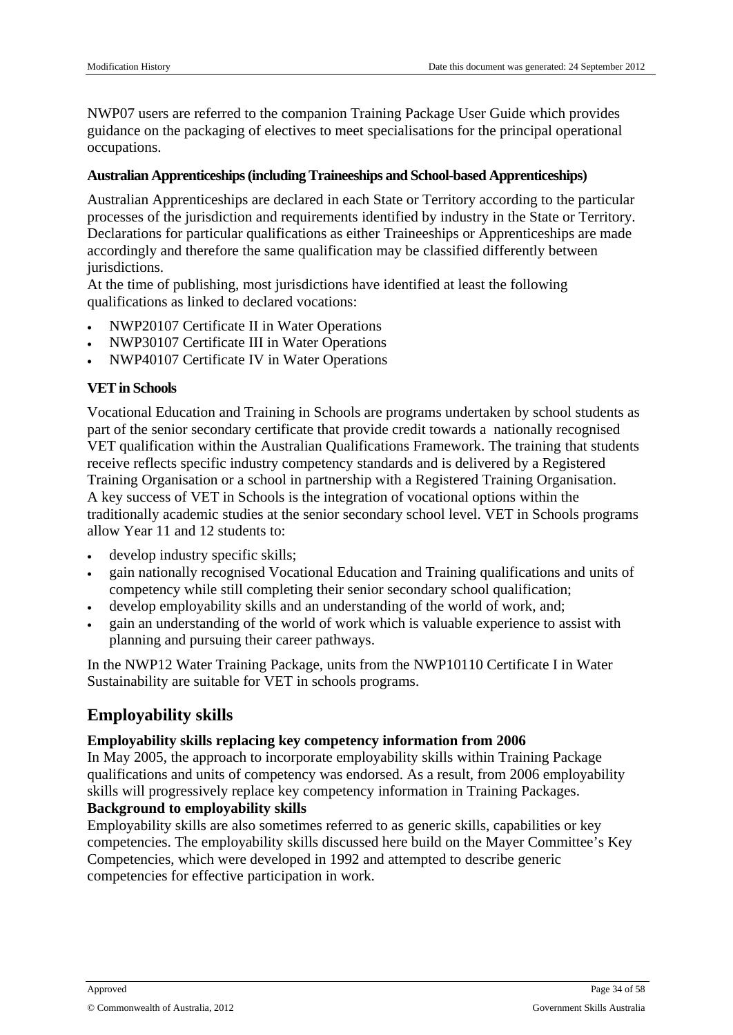NWP07 users are referred to the companion Training Package User Guide which provides guidance on the packaging of electives to meet specialisations for the principal operational occupations.

**Australian Apprenticeships (including Traineeships and School-based Apprenticeships)**

Australian Apprenticeships are declared in each State or Territory according to the particular processes of the jurisdiction and requirements identified by industry in the State or Territory. Declarations for particular qualifications as either Traineeships or Apprenticeships are made accordingly and therefore the same qualification may be classified differently between jurisdictions.

At the time of publishing, most jurisdictions have identified at least the following qualifications as linked to declared vocations:

- NWP20107 Certificate II in Water Operations
- NWP30107 Certificate III in Water Operations
- NWP40107 Certificate IV in Water Operations

**VET in Schools**

Vocational Education and Training in Schools are programs undertaken by school students as part of the senior secondary certificate that provide credit towards a nationally recognised VET qualification within the Australian Qualifications Framework. The training that students receive reflects specific industry competency standards and is delivered by a Registered Training Organisation or a school in partnership with a Registered Training Organisation.

A key success of VET in Schools is the integration of vocational options within the traditionally academic studies at the senior secondary school level. VET in Schools programs allow Year 11 and 12 students to:

- develop industry specific skills;
- gain nationally recognised Vocational Education and Training qualifications and units of competency while still completing their senior secondary school qualification;
- develop employability skills and an understanding of the world of work, and;
- gain an understanding of the world of work which is valuable experience to assist with planning and pursuing their career pathways.

In the NWP12 Water Training Package, units from the NWP10110 Certificate I in Water Sustainability are suitable for VET in schools programs.

## Employability skills

**Employability skills replacing key competency information from 2006**

In May 2005, the approach to incorporate employability skills within Training Package qualifications and units of competency was endorsed. As a result, from 2006 employability skills will progressively replace key competency information in Training Packages.

**Background to employability skills**

Employability skills are also sometimes referred to as generic skills, capabilities or key competencies. The employability skills discussed here build on the Mayer Committee's Key Competencies, which were developed in 1992 and attempted to describe generic competencies for effective participation in work.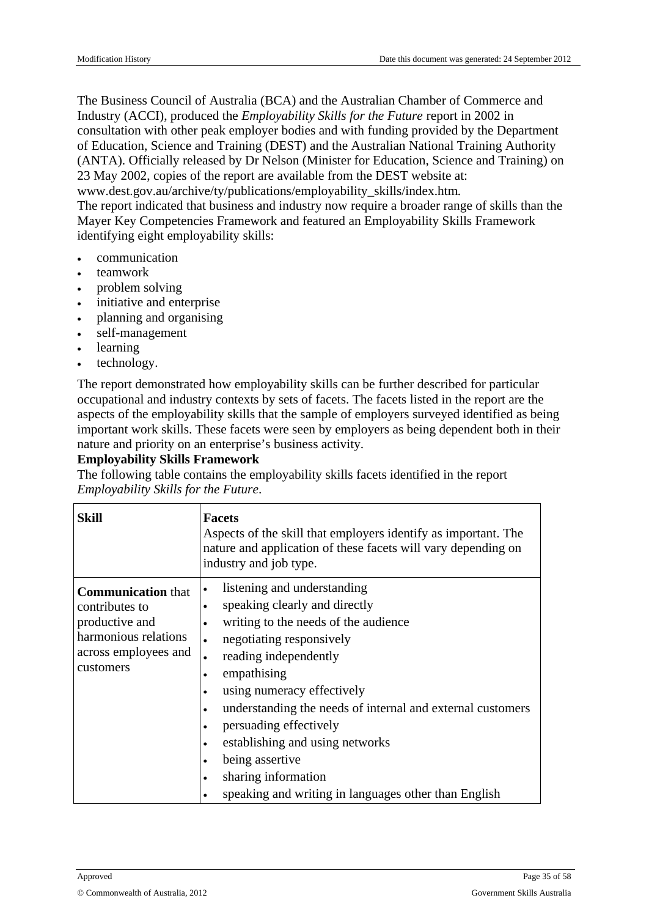The Business Council of Australia (BCA) and the Australian Chamber of Commerce and Industry (ACCI), produced the *Employability Skills for the Future* report in 2002 in consultation with other peak employer bodies and with funding provided by the Department of Education, Science and Training (DEST) and the Australian National Training Authority (ANTA). Officially released by Dr Nelson (Minister for Education, Science and Training) on 23 May 2002, copies of the report are available from the DEST website at: www.dest.gov.au/archive/ty/publications/employability_skills/index.htm.
The report indicated that business and industry now require a broader range of skills than the Mayer Key Competencies Framework and featured an Employability Skills Framework identifying eight employability skills:

- communication
- teamwork
- problem solving
- initiative and enterprise
- planning and organising
- self-management
- learning
- technology.

The report demonstrated how employability skills can be further described for particular occupational and industry contexts by sets of facets. The facets listed in the report are the aspects of the employability skills that the sample of employers surveyed identified as being important work skills. These facets were seen by employers as being dependent both in their nature and priority on an enterprise's business activity.

**Employability Skills Framework**

The following table contains the employability skills facets identified in the report *Employability Skills for the Future*.

| **Skill** | **Facets** Aspects of the skill that employers identify as important. The nature and application of these facets will vary depending on industry and job type. |
|---|---|
| **Communication** that contributes to productive and harmonious relations across employees and customers | • listening and understanding<br>• speaking clearly and directly<br>• writing to the needs of the audience<br>• negotiating responsively<br>• reading independently<br>• empathising<br>• using numeracy effectively<br>• understanding the needs of internal and external customers<br>• persuading effectively<br>• establishing and using networks<br>• being assertive<br>• sharing information<br>• speaking and writing in languages other than English |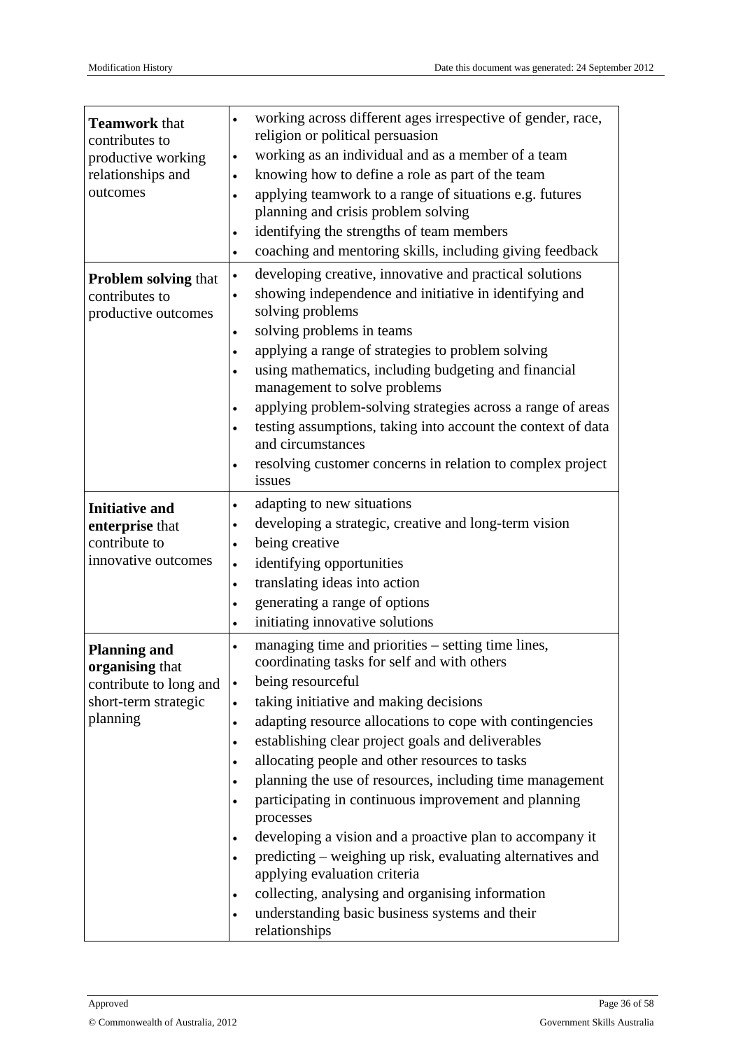| | |
|---|---|
| **Teamwork** that contributes to productive working relationships and outcomes | • working across different ages irrespective of gender, race, religion or political persuasion<br>• working as an individual and as a member of a team<br>• knowing how to define a role as part of the team<br>• applying teamwork to a range of situations e.g. futures planning and crisis problem solving<br>• identifying the strengths of team members<br>• coaching and mentoring skills, including giving feedback |
| **Problem solving** that contributes to productive outcomes | • developing creative, innovative and practical solutions<br>• showing independence and initiative in identifying and solving problems<br>• solving problems in teams<br>• applying a range of strategies to problem solving<br>• using mathematics, including budgeting and financial management to solve problems<br>• applying problem-solving strategies across a range of areas<br>• testing assumptions, taking into account the context of data and circumstances<br>• resolving customer concerns in relation to complex project issues |
| **Initiative and enterprise** that contribute to innovative outcomes | • adapting to new situations<br>• developing a strategic, creative and long-term vision<br>• being creative<br>• identifying opportunities<br>• translating ideas into action<br>• generating a range of options<br>• initiating innovative solutions |
| **Planning and organising** that contribute to long and short-term strategic planning | • managing time and priorities – setting time lines, coordinating tasks for self and with others<br>• being resourceful<br>• taking initiative and making decisions<br>• adapting resource allocations to cope with contingencies<br>• establishing clear project goals and deliverables<br>• allocating people and other resources to tasks<br>• planning the use of resources, including time management<br>• participating in continuous improvement and planning processes<br>• developing a vision and a proactive plan to accompany it<br>• predicting – weighing up risk, evaluating alternatives and applying evaluation criteria<br>• collecting, analysing and organising information<br>• understanding basic business systems and their relationships |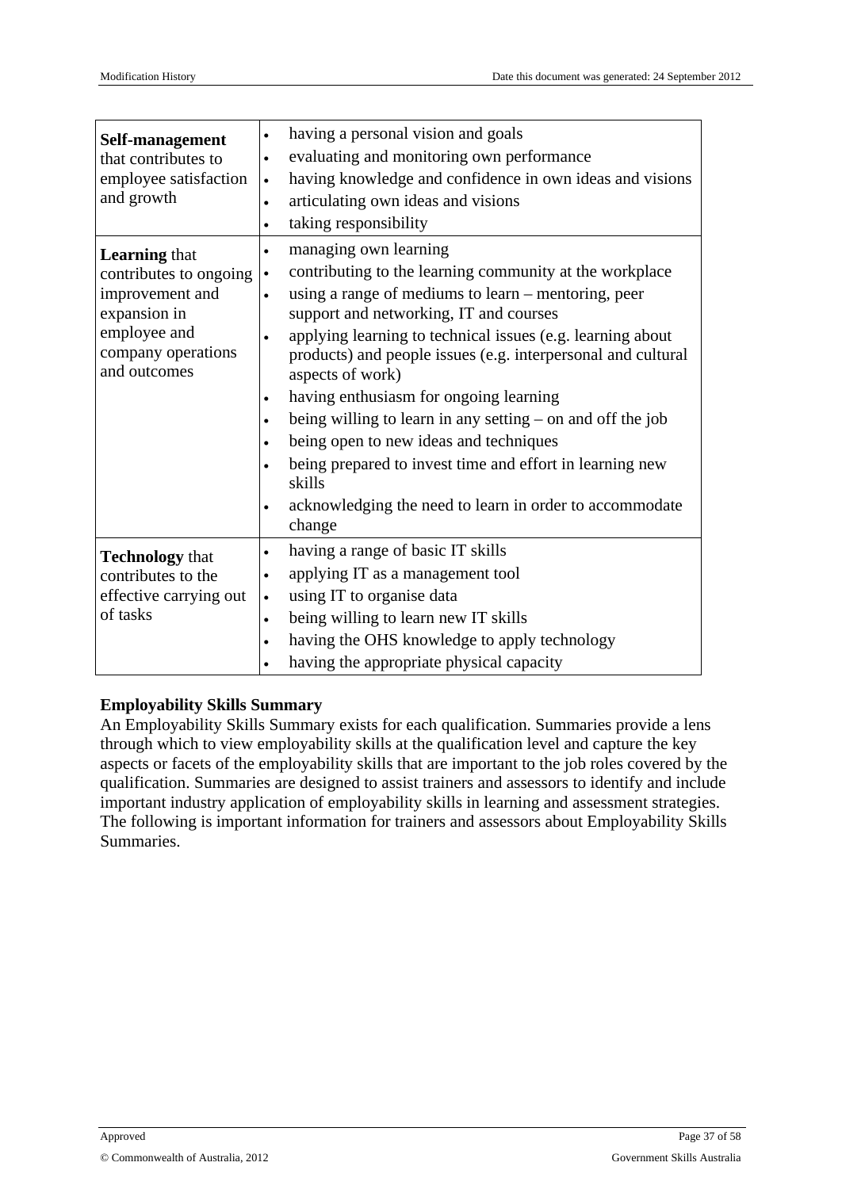| | |
|---|---|
| **Self-management** that contributes to employee satisfaction and growth | • having a personal vision and goals<br>• evaluating and monitoring own performance<br>• having knowledge and confidence in own ideas and visions<br>• articulating own ideas and visions<br>• taking responsibility |
| **Learning** that contributes to ongoing improvement and expansion in employee and company operations and outcomes | • managing own learning<br>• contributing to the learning community at the workplace<br>• using a range of mediums to learn – mentoring, peer support and networking, IT and courses<br>• applying learning to technical issues (e.g. learning about products) and people issues (e.g. interpersonal and cultural aspects of work)<br>• having enthusiasm for ongoing learning<br>• being willing to learn in any setting – on and off the job<br>• being open to new ideas and techniques<br>• being prepared to invest time and effort in learning new skills<br>• acknowledging the need to learn in order to accommodate change |
| **Technology** that contributes to the effective carrying out of tasks | • having a range of basic IT skills<br>• applying IT as a management tool<br>• using IT to organise data<br>• being willing to learn new IT skills<br>• having the OHS knowledge to apply technology<br>• having the appropriate physical capacity |

**Employability Skills Summary**

An Employability Skills Summary exists for each qualification. Summaries provide a lens through which to view employability skills at the qualification level and capture the key aspects or facets of the employability skills that are important to the job roles covered by the qualification. Summaries are designed to assist trainers and assessors to identify and include important industry application of employability skills in learning and assessment strategies. The following is important information for trainers and assessors about Employability Skills Summaries.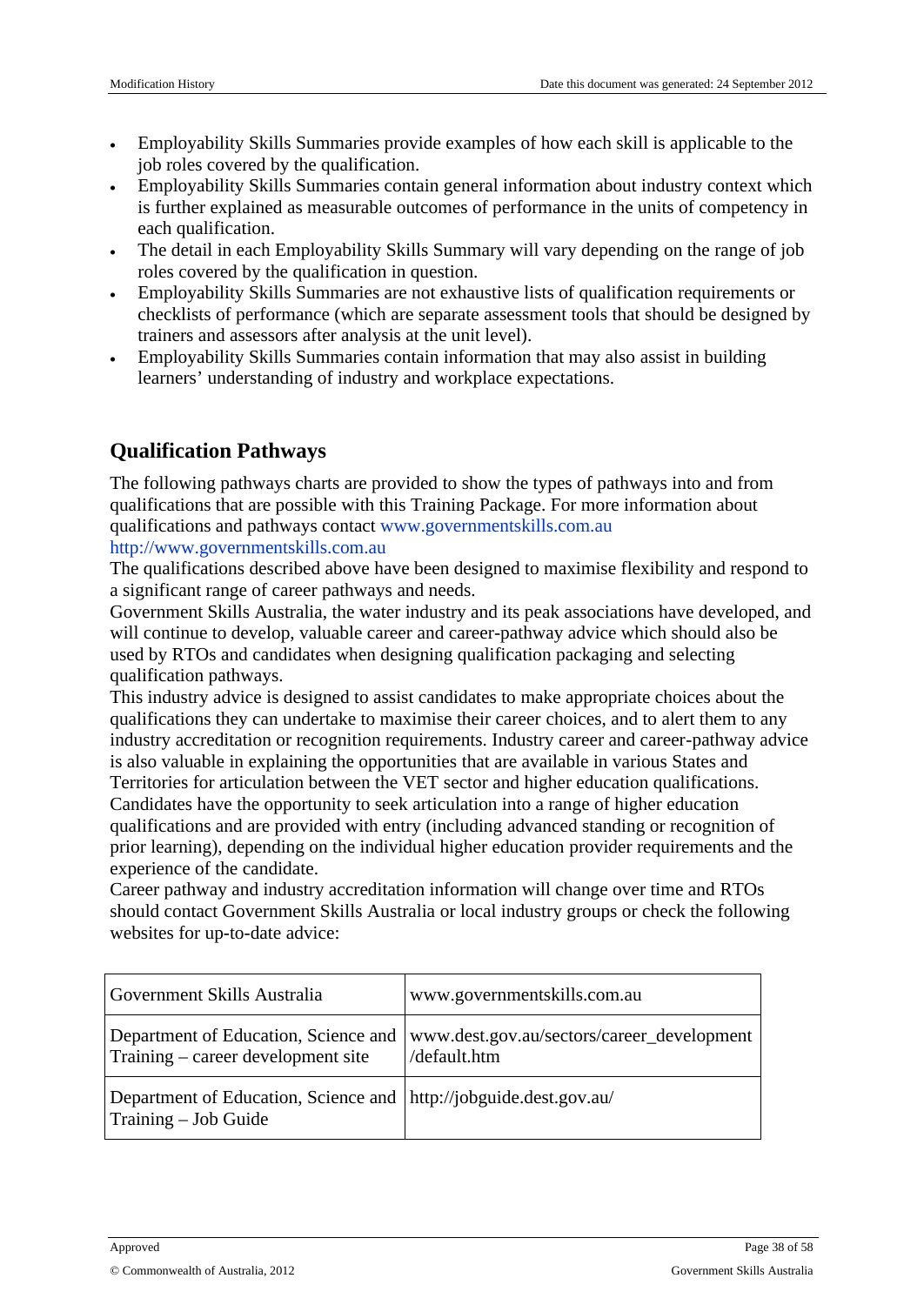- Employability Skills Summaries provide examples of how each skill is applicable to the job roles covered by the qualification.
- Employability Skills Summaries contain general information about industry context which is further explained as measurable outcomes of performance in the units of competency in each qualification.
- The detail in each Employability Skills Summary will vary depending on the range of job roles covered by the qualification in question.
- Employability Skills Summaries are not exhaustive lists of qualification requirements or checklists of performance (which are separate assessment tools that should be designed by trainers and assessors after analysis at the unit level).
- Employability Skills Summaries contain information that may also assist in building learners' understanding of industry and workplace expectations.

## Qualification Pathways

The following pathways charts are provided to show the types of pathways into and from qualifications that are possible with this Training Package. For more information about qualifications and pathways contact www.governmentskills.com.au http://www.governmentskills.com.au

The qualifications described above have been designed to maximise flexibility and respond to a significant range of career pathways and needs.

Government Skills Australia, the water industry and its peak associations have developed, and will continue to develop, valuable career and career-pathway advice which should also be used by RTOs and candidates when designing qualification packaging and selecting qualification pathways.

This industry advice is designed to assist candidates to make appropriate choices about the qualifications they can undertake to maximise their career choices, and to alert them to any industry accreditation or recognition requirements. Industry career and career-pathway advice is also valuable in explaining the opportunities that are available in various States and Territories for articulation between the VET sector and higher education qualifications.

Candidates have the opportunity to seek articulation into a range of higher education qualifications and are provided with entry (including advanced standing or recognition of prior learning), depending on the individual higher education provider requirements and the experience of the candidate.

Career pathway and industry accreditation information will change over time and RTOs should contact Government Skills Australia or local industry groups or check the following websites for up-to-date advice:

| Government Skills Australia | www.governmentskills.com.au |
|---|---|
| Department of Education, Science and Training – career development site | www.dest.gov.au/sectors/career_development/default.htm |
| Department of Education, Science and Training – Job Guide | http://jobguide.dest.gov.au/ |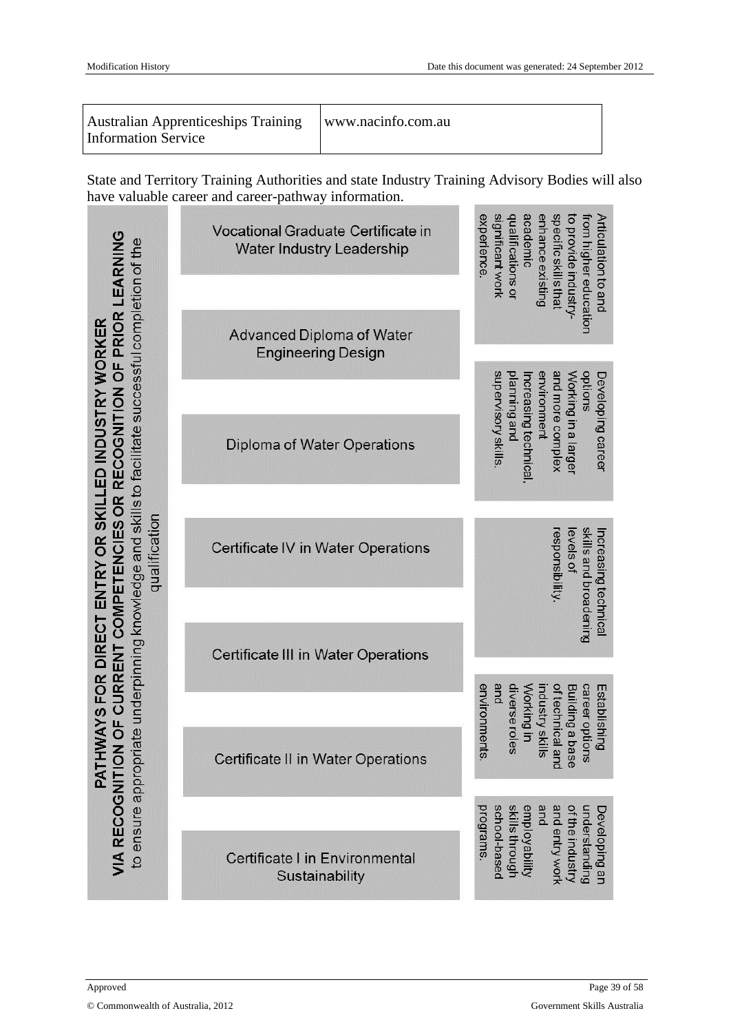| Australian Apprenticeships Training Information Service | www.nacinfo.com.au |
|---|---|

State and Territory Training Authorities and state Industry Training Advisory Bodies will also have valuable career and career-pathway information.

**PATHWAYS FOR DIRECT ENTRY OR SKILLED INDUSTRY WORKER VIA RECOGNITION OF CURRENT COMPETENCIES OR RECOGNITION OF PRIOR LEARNING**

to ensure appropriate underpinning knowledge and skills to facilitate successful completion of the qualification

| Qualification | Pathway |
|---|---|
| Vocational Graduate Certificate in Water Industry Leadership | Articulation to and from higher education to provide industry-specific skills that enhance existing academic qualifications or significant work experience. |
| Advanced Diploma of Water Engineering Design | |
| Diploma of Water Operations | Developing career options Working in a larger and more complex environment Increasing technical, planning and supervisory skills. |
| Certificate IV in Water Operations | Increasing technical skills and broadening levels of responsibility. |
| Certificate III in Water Operations | |
| Certificate II in Water Operations | Establishing career options Building a base of technical and industry skills Working in diverse roles and environments. |
| Certificate I in Environmental Sustainability | Developing an understanding of the industry and entry work and employability skills through school-based programs. |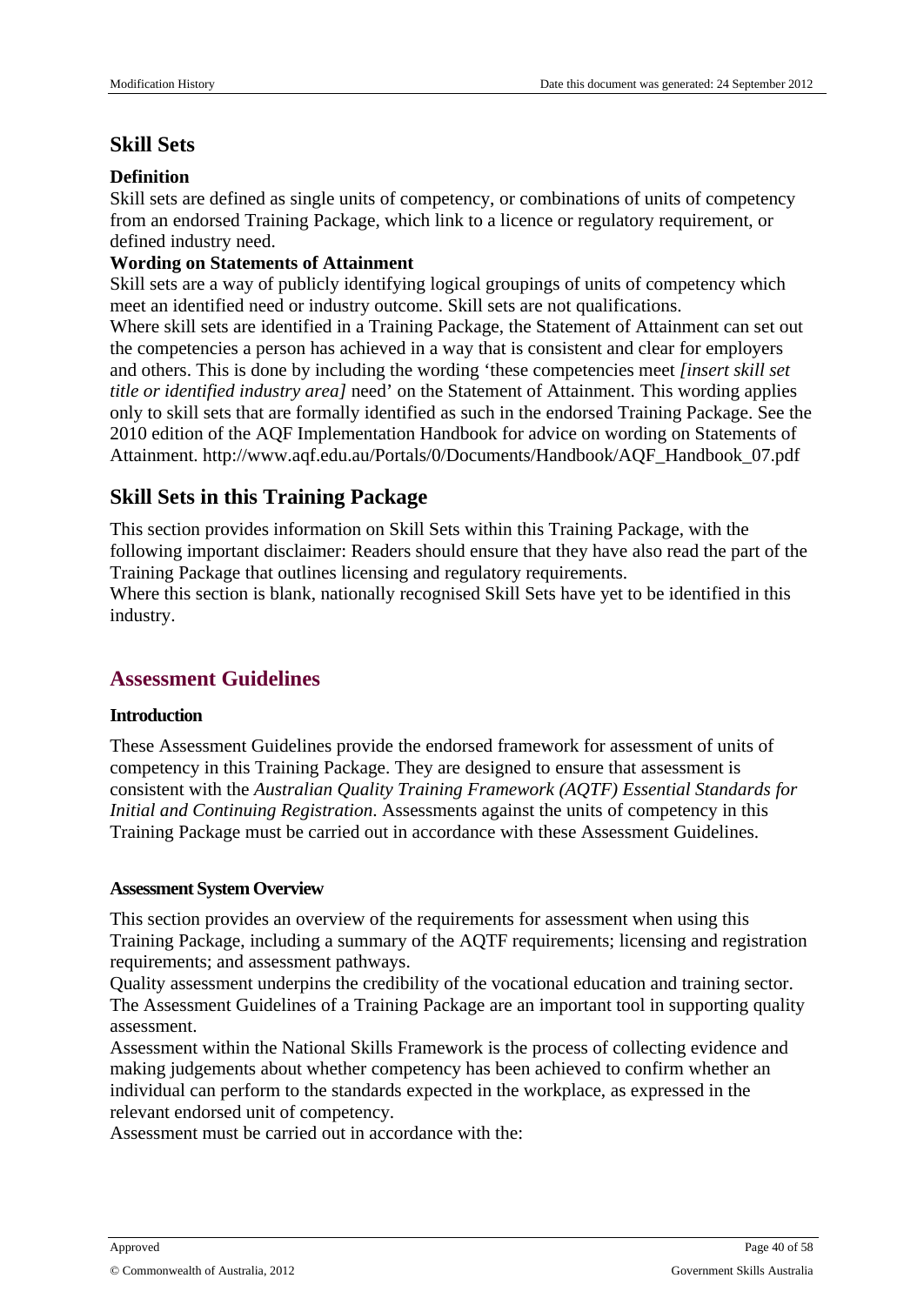## Skill Sets

### Definition

Skill sets are defined as single units of competency, or combinations of units of competency from an endorsed Training Package, which link to a licence or regulatory requirement, or defined industry need.

### Wording on Statements of Attainment

Skill sets are a way of publicly identifying logical groupings of units of competency which meet an identified need or industry outcome. Skill sets are not qualifications.

Where skill sets are identified in a Training Package, the Statement of Attainment can set out the competencies a person has achieved in a way that is consistent and clear for employers and others. This is done by including the wording 'these competencies meet *[insert skill set title or identified industry area]* need' on the Statement of Attainment. This wording applies only to skill sets that are formally identified as such in the endorsed Training Package. See the 2010 edition of the AQF Implementation Handbook for advice on wording on Statements of Attainment. http://www.aqf.edu.au/Portals/0/Documents/Handbook/AQF_Handbook_07.pdf

## Skill Sets in this Training Package

This section provides information on Skill Sets within this Training Package, with the following important disclaimer: Readers should ensure that they have also read the part of the Training Package that outlines licensing and regulatory requirements.

Where this section is blank, nationally recognised Skill Sets have yet to be identified in this industry.

## Assessment Guidelines

### Introduction

These Assessment Guidelines provide the endorsed framework for assessment of units of competency in this Training Package. They are designed to ensure that assessment is consistent with the *Australian Quality Training Framework (AQTF) Essential Standards for Initial and Continuing Registration*. Assessments against the units of competency in this Training Package must be carried out in accordance with these Assessment Guidelines.

### Assessment System Overview

This section provides an overview of the requirements for assessment when using this Training Package, including a summary of the AQTF requirements; licensing and registration requirements; and assessment pathways.

Quality assessment underpins the credibility of the vocational education and training sector. The Assessment Guidelines of a Training Package are an important tool in supporting quality assessment.

Assessment within the National Skills Framework is the process of collecting evidence and making judgements about whether competency has been achieved to confirm whether an individual can perform to the standards expected in the workplace, as expressed in the relevant endorsed unit of competency.

Assessment must be carried out in accordance with the: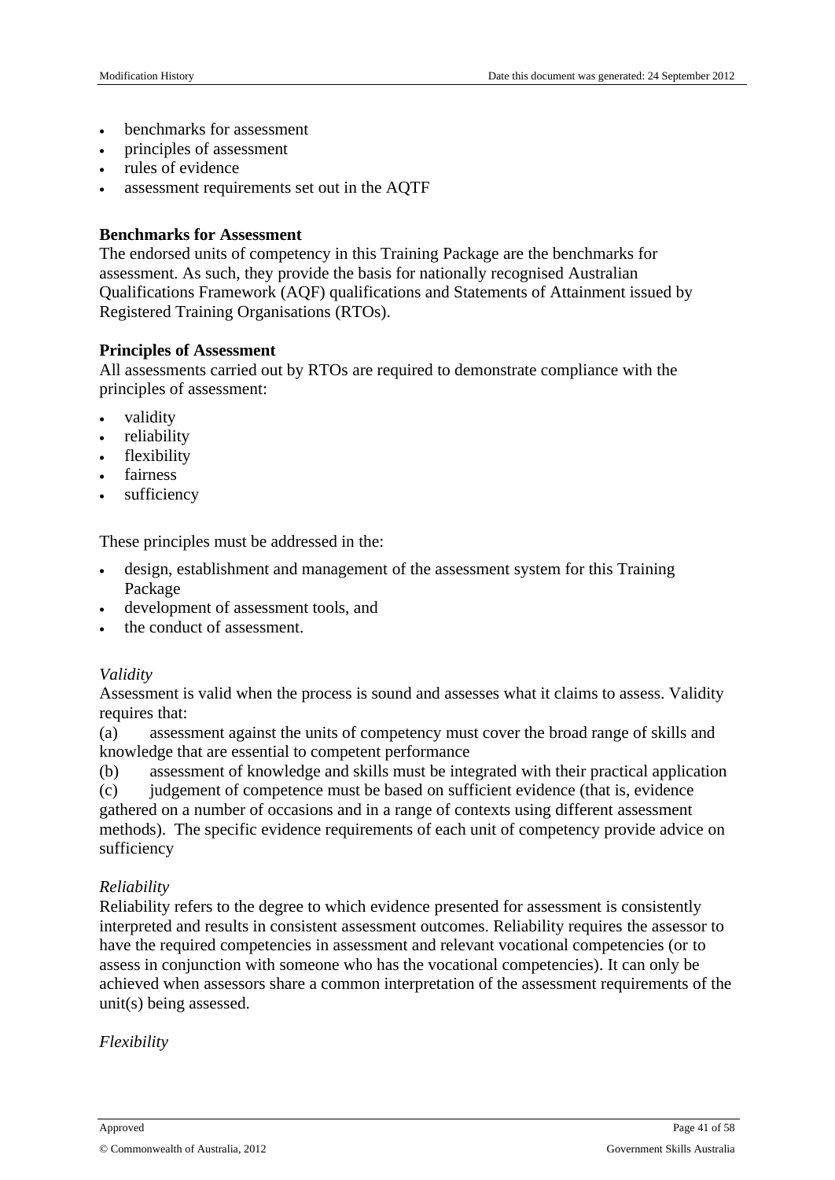- benchmarks for assessment
- principles of assessment
- rules of evidence
- assessment requirements set out in the AQTF

**Benchmarks for Assessment**

The endorsed units of competency in this Training Package are the benchmarks for assessment. As such, they provide the basis for nationally recognised Australian Qualifications Framework (AQF) qualifications and Statements of Attainment issued by Registered Training Organisations (RTOs).

**Principles of Assessment**

All assessments carried out by RTOs are required to demonstrate compliance with the principles of assessment:

- validity
- reliability
- flexibility
- fairness
- sufficiency

These principles must be addressed in the:

- design, establishment and management of the assessment system for this Training Package
- development of assessment tools, and
- the conduct of assessment.

*Validity*

Assessment is valid when the process is sound and assesses what it claims to assess. Validity requires that:

(a) assessment against the units of competency must cover the broad range of skills and knowledge that are essential to competent performance

(b) assessment of knowledge and skills must be integrated with their practical application

(c) judgement of competence must be based on sufficient evidence (that is, evidence gathered on a number of occasions and in a range of contexts using different assessment methods). The specific evidence requirements of each unit of competency provide advice on sufficiency

*Reliability*

Reliability refers to the degree to which evidence presented for assessment is consistently interpreted and results in consistent assessment outcomes. Reliability requires the assessor to have the required competencies in assessment and relevant vocational competencies (or to assess in conjunction with someone who has the vocational competencies). It can only be achieved when assessors share a common interpretation of the assessment requirements of the unit(s) being assessed.

*Flexibility*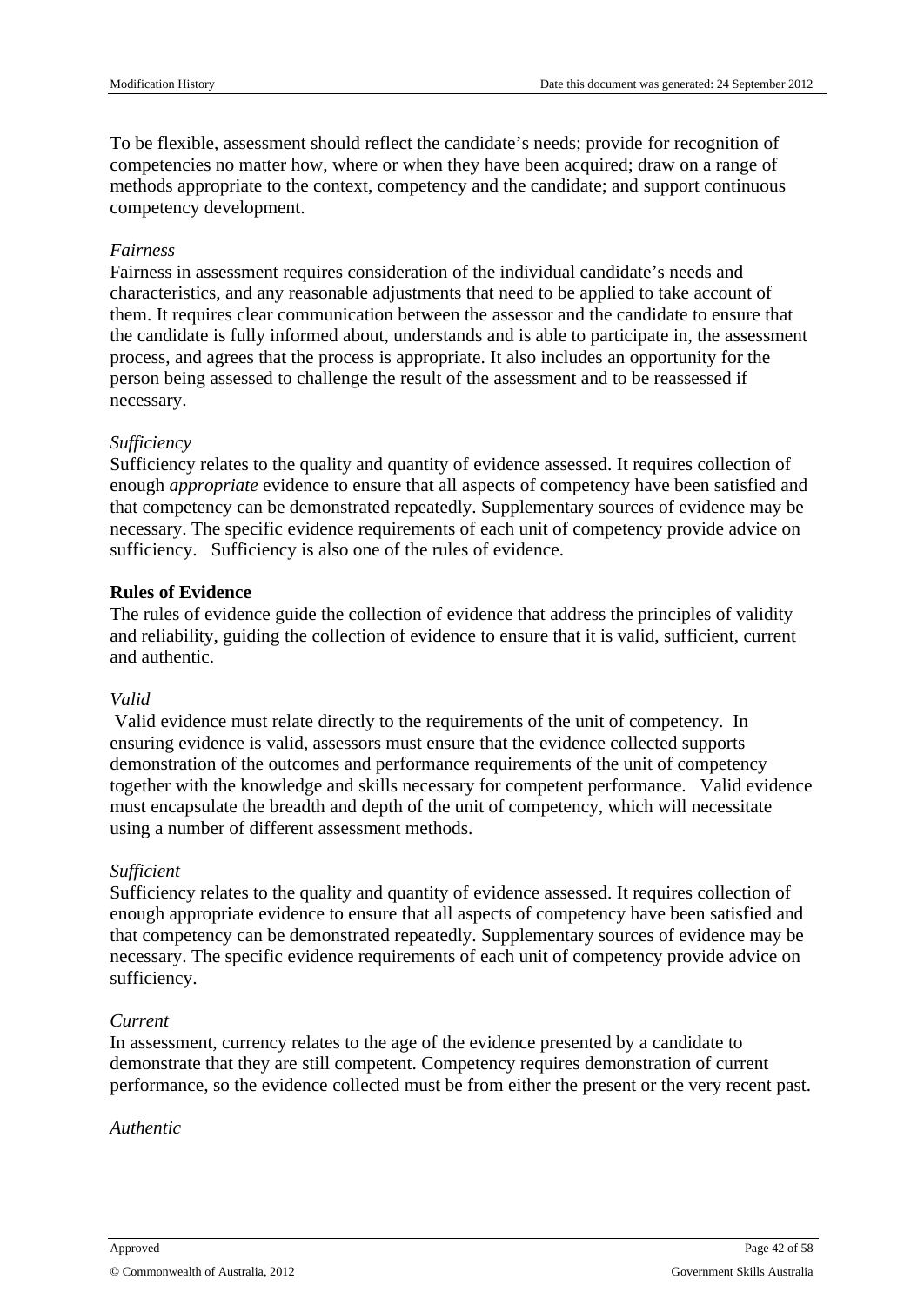To be flexible, assessment should reflect the candidate's needs; provide for recognition of competencies no matter how, where or when they have been acquired; draw on a range of methods appropriate to the context, competency and the candidate; and support continuous competency development.

*Fairness*

Fairness in assessment requires consideration of the individual candidate's needs and characteristics, and any reasonable adjustments that need to be applied to take account of them. It requires clear communication between the assessor and the candidate to ensure that the candidate is fully informed about, understands and is able to participate in, the assessment process, and agrees that the process is appropriate. It also includes an opportunity for the person being assessed to challenge the result of the assessment and to be reassessed if necessary.

*Sufficiency*

Sufficiency relates to the quality and quantity of evidence assessed. It requires collection of enough *appropriate* evidence to ensure that all aspects of competency have been satisfied and that competency can be demonstrated repeatedly. Supplementary sources of evidence may be necessary. The specific evidence requirements of each unit of competency provide advice on sufficiency. Sufficiency is also one of the rules of evidence.

**Rules of Evidence**

The rules of evidence guide the collection of evidence that address the principles of validity and reliability, guiding the collection of evidence to ensure that it is valid, sufficient, current and authentic.

*Valid*

Valid evidence must relate directly to the requirements of the unit of competency. In ensuring evidence is valid, assessors must ensure that the evidence collected supports demonstration of the outcomes and performance requirements of the unit of competency together with the knowledge and skills necessary for competent performance. Valid evidence must encapsulate the breadth and depth of the unit of competency, which will necessitate using a number of different assessment methods.

*Sufficient*

Sufficiency relates to the quality and quantity of evidence assessed. It requires collection of enough appropriate evidence to ensure that all aspects of competency have been satisfied and that competency can be demonstrated repeatedly. Supplementary sources of evidence may be necessary. The specific evidence requirements of each unit of competency provide advice on sufficiency.

*Current*

In assessment, currency relates to the age of the evidence presented by a candidate to demonstrate that they are still competent. Competency requires demonstration of current performance, so the evidence collected must be from either the present or the very recent past.

*Authentic*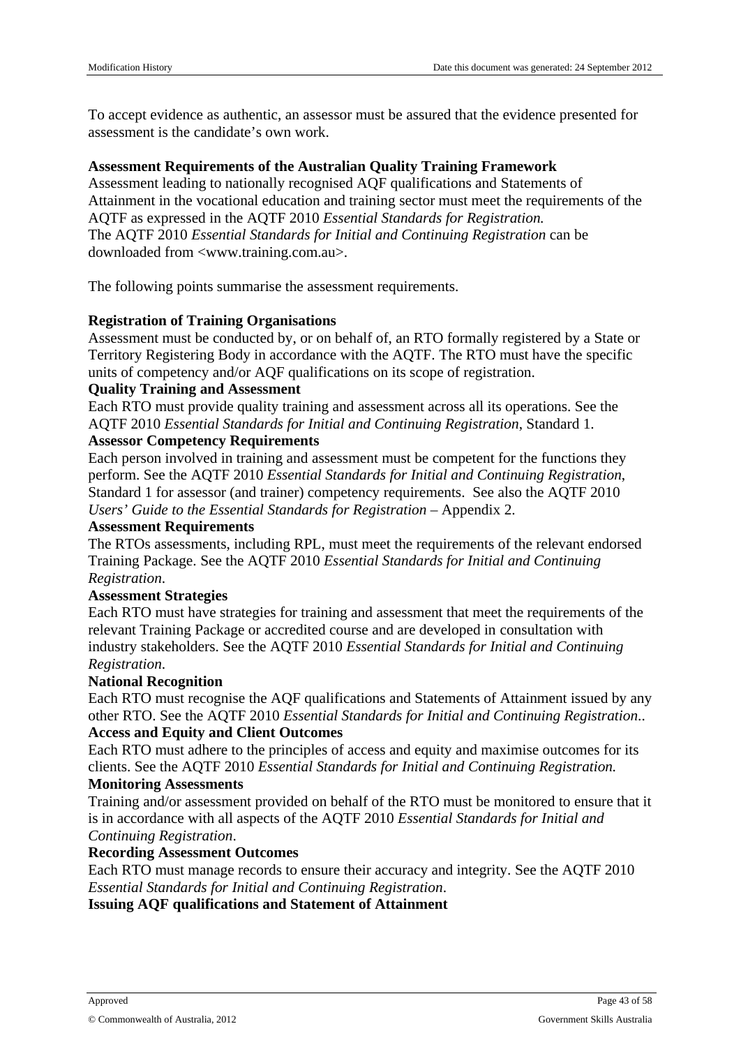To accept evidence as authentic, an assessor must be assured that the evidence presented for assessment is the candidate's own work.

**Assessment Requirements of the Australian Quality Training Framework**

Assessment leading to nationally recognised AQF qualifications and Statements of Attainment in the vocational education and training sector must meet the requirements of the AQTF as expressed in the AQTF 2010 *Essential Standards for Registration.*
The AQTF 2010 *Essential Standards for Initial and Continuing Registration* can be downloaded from <www.training.com.au>.

The following points summarise the assessment requirements.

**Registration of Training Organisations**

Assessment must be conducted by, or on behalf of, an RTO formally registered by a State or Territory Registering Body in accordance with the AQTF. The RTO must have the specific units of competency and/or AQF qualifications on its scope of registration.

**Quality Training and Assessment**

Each RTO must provide quality training and assessment across all its operations. See the AQTF 2010 *Essential Standards for Initial and Continuing Registration*, Standard 1.

**Assessor Competency Requirements**

Each person involved in training and assessment must be competent for the functions they perform. See the AQTF 2010 *Essential Standards for Initial and Continuing Registration*, Standard 1 for assessor (and trainer) competency requirements. See also the AQTF 2010 *Users' Guide to the Essential Standards for Registration* – Appendix 2.

**Assessment Requirements**

The RTOs assessments, including RPL, must meet the requirements of the relevant endorsed Training Package. See the AQTF 2010 *Essential Standards for Initial and Continuing Registration*.

**Assessment Strategies**

Each RTO must have strategies for training and assessment that meet the requirements of the relevant Training Package or accredited course and are developed in consultation with industry stakeholders. See the AQTF 2010 *Essential Standards for Initial and Continuing Registration*.

**National Recognition**

Each RTO must recognise the AQF qualifications and Statements of Attainment issued by any other RTO. See the AQTF 2010 *Essential Standards for Initial and Continuing Registration*..

**Access and Equity and Client Outcomes**

Each RTO must adhere to the principles of access and equity and maximise outcomes for its clients. See the AQTF 2010 *Essential Standards for Initial and Continuing Registration.*

**Monitoring Assessments**

Training and/or assessment provided on behalf of the RTO must be monitored to ensure that it is in accordance with all aspects of the AQTF 2010 *Essential Standards for Initial and Continuing Registration*.

**Recording Assessment Outcomes**

Each RTO must manage records to ensure their accuracy and integrity. See the AQTF 2010 *Essential Standards for Initial and Continuing Registration*.

**Issuing AQF qualifications and Statement of Attainment**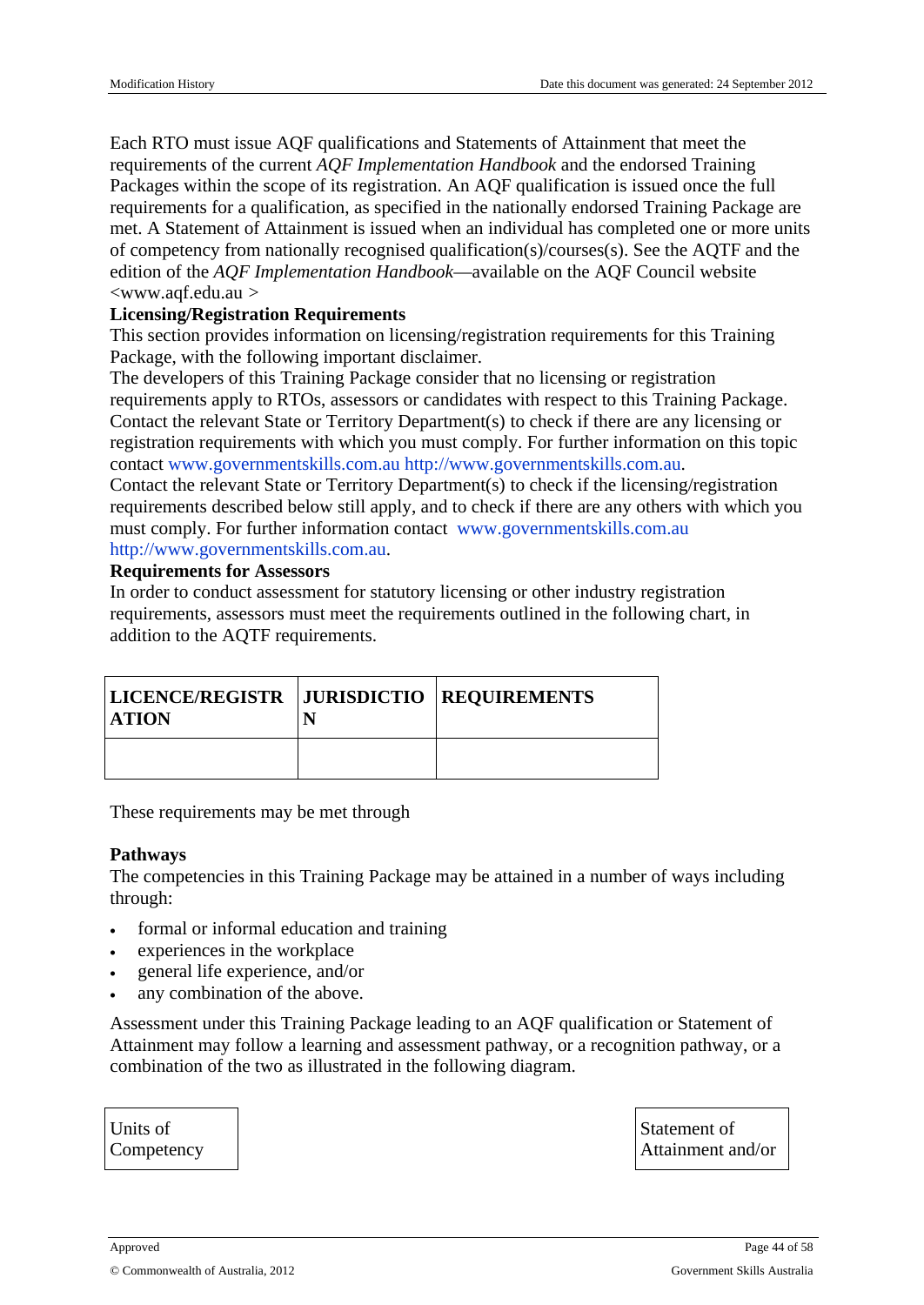Each RTO must issue AQF qualifications and Statements of Attainment that meet the requirements of the current *AQF Implementation Handbook* and the endorsed Training Packages within the scope of its registration. An AQF qualification is issued once the full requirements for a qualification, as specified in the nationally endorsed Training Package are met. A Statement of Attainment is issued when an individual has completed one or more units of competency from nationally recognised qualification(s)/courses(s). See the AQTF and the edition of the *AQF Implementation Handbook*—available on the AQF Council website <www.aqf.edu.au >

**Licensing/Registration Requirements**

This section provides information on licensing/registration requirements for this Training Package, with the following important disclaimer.

The developers of this Training Package consider that no licensing or registration requirements apply to RTOs, assessors or candidates with respect to this Training Package. Contact the relevant State or Territory Department(s) to check if there are any licensing or registration requirements with which you must comply. For further information on this topic contact www.governmentskills.com.au http://www.governmentskills.com.au.

Contact the relevant State or Territory Department(s) to check if the licensing/registration requirements described below still apply, and to check if there are any others with which you must comply. For further information contact www.governmentskills.com.au http://www.governmentskills.com.au.

**Requirements for Assessors**

In order to conduct assessment for statutory licensing or other industry registration requirements, assessors must meet the requirements outlined in the following chart, in addition to the AQTF requirements.

| LICENCE/REGISTRATION | JURISDICTION | REQUIREMENTS |
| --- | --- | --- |
| | | |

These requirements may be met through

**Pathways**

The competencies in this Training Package may be attained in a number of ways including through:

- formal or informal education and training
- experiences in the workplace
- general life experience, and/or
- any combination of the above.

Assessment under this Training Package leading to an AQF qualification or Statement of Attainment may follow a learning and assessment pathway, or a recognition pathway, or a combination of the two as illustrated in the following diagram.

Units of Competency

Statement of Attainment and/or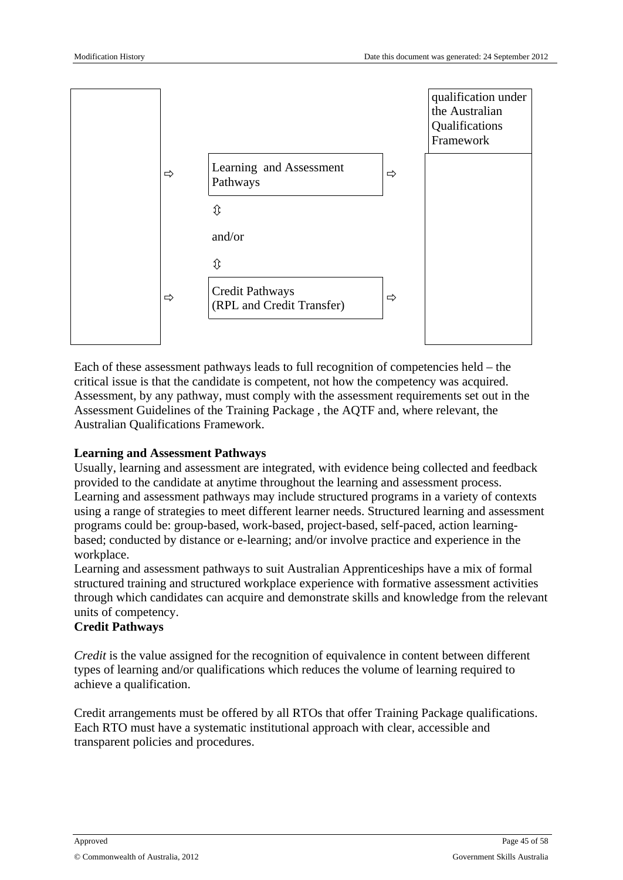| | | | | |
|---|---|---|---|---|
| | | | | qualification under the Australian Qualifications Framework |
| | ⇨ | Learning and Assessment Pathways | ⇨ | |
| | | ⇳ | | |
| | | and/or | | |
| | | ⇳ | | |
| | ⇨ | Credit Pathways (RPL and Credit Transfer) | ⇨ | |

Each of these assessment pathways leads to full recognition of competencies held – the critical issue is that the candidate is competent, not how the competency was acquired. Assessment, by any pathway, must comply with the assessment requirements set out in the Assessment Guidelines of the Training Package , the AQTF and, where relevant, the Australian Qualifications Framework.

**Learning and Assessment Pathways**

Usually, learning and assessment are integrated, with evidence being collected and feedback provided to the candidate at anytime throughout the learning and assessment process. Learning and assessment pathways may include structured programs in a variety of contexts using a range of strategies to meet different learner needs. Structured learning and assessment programs could be: group-based, work-based, project-based, self-paced, action learning-based; conducted by distance or e-learning; and/or involve practice and experience in the workplace.

Learning and assessment pathways to suit Australian Apprenticeships have a mix of formal structured training and structured workplace experience with formative assessment activities through which candidates can acquire and demonstrate skills and knowledge from the relevant units of competency.

**Credit Pathways**

*Credit* is the value assigned for the recognition of equivalence in content between different types of learning and/or qualifications which reduces the volume of learning required to achieve a qualification.

Credit arrangements must be offered by all RTOs that offer Training Package qualifications. Each RTO must have a systematic institutional approach with clear, accessible and transparent policies and procedures.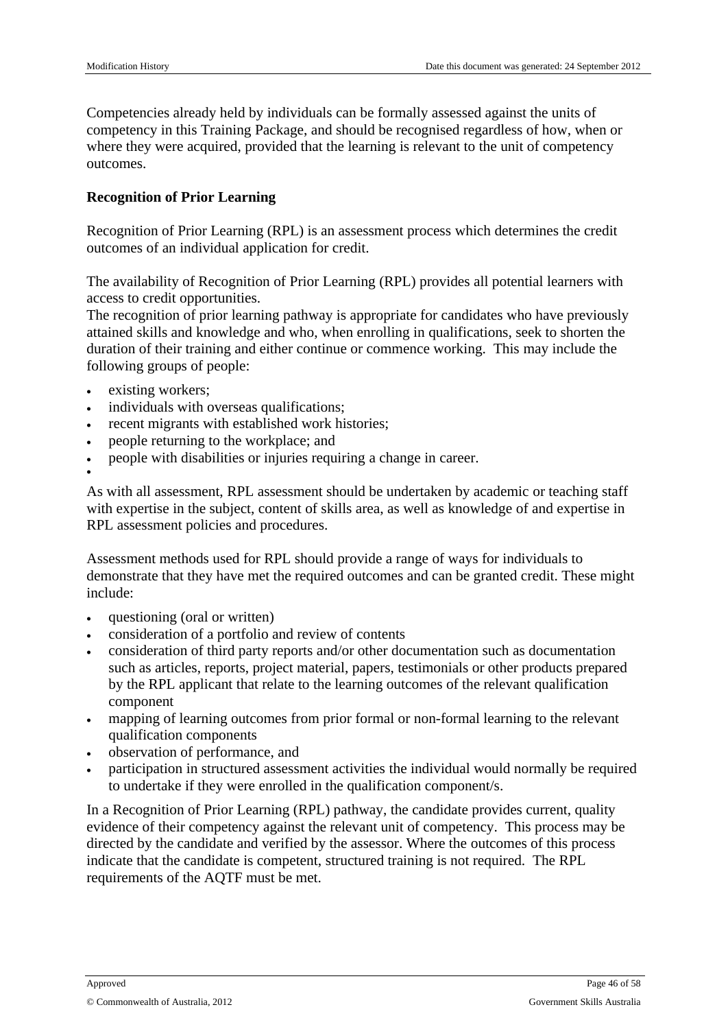Competencies already held by individuals can be formally assessed against the units of competency in this Training Package, and should be recognised regardless of how, when or where they were acquired, provided that the learning is relevant to the unit of competency outcomes.

**Recognition of Prior Learning**

Recognition of Prior Learning (RPL) is an assessment process which determines the credit outcomes of an individual application for credit.

The availability of Recognition of Prior Learning (RPL) provides all potential learners with access to credit opportunities.
The recognition of prior learning pathway is appropriate for candidates who have previously attained skills and knowledge and who, when enrolling in qualifications, seek to shorten the duration of their training and either continue or commence working. This may include the following groups of people:

- existing workers;
- individuals with overseas qualifications;
- recent migrants with established work histories;
- people returning to the workplace; and
- people with disabilities or injuries requiring a change in career.

As with all assessment, RPL assessment should be undertaken by academic or teaching staff with expertise in the subject, content of skills area, as well as knowledge of and expertise in RPL assessment policies and procedures.

Assessment methods used for RPL should provide a range of ways for individuals to demonstrate that they have met the required outcomes and can be granted credit. These might include:

- questioning (oral or written)
- consideration of a portfolio and review of contents
- consideration of third party reports and/or other documentation such as documentation such as articles, reports, project material, papers, testimonials or other products prepared by the RPL applicant that relate to the learning outcomes of the relevant qualification component
- mapping of learning outcomes from prior formal or non-formal learning to the relevant qualification components
- observation of performance, and
- participation in structured assessment activities the individual would normally be required to undertake if they were enrolled in the qualification component/s.

In a Recognition of Prior Learning (RPL) pathway, the candidate provides current, quality evidence of their competency against the relevant unit of competency. This process may be directed by the candidate and verified by the assessor. Where the outcomes of this process indicate that the candidate is competent, structured training is not required. The RPL requirements of the AQTF must be met.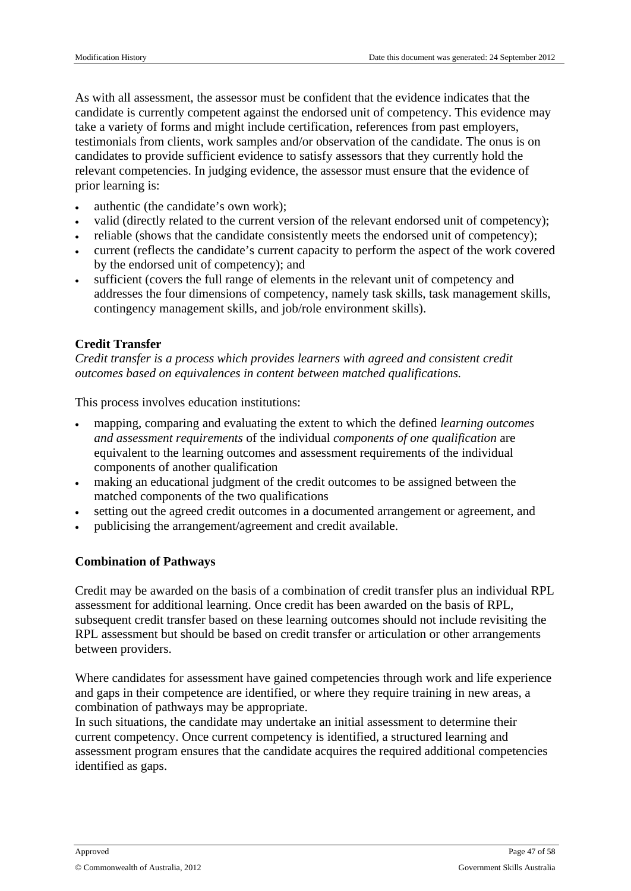As with all assessment, the assessor must be confident that the evidence indicates that the candidate is currently competent against the endorsed unit of competency. This evidence may take a variety of forms and might include certification, references from past employers, testimonials from clients, work samples and/or observation of the candidate. The onus is on candidates to provide sufficient evidence to satisfy assessors that they currently hold the relevant competencies. In judging evidence, the assessor must ensure that the evidence of prior learning is:

- authentic (the candidate's own work);
- valid (directly related to the current version of the relevant endorsed unit of competency);
- reliable (shows that the candidate consistently meets the endorsed unit of competency);
- current (reflects the candidate's current capacity to perform the aspect of the work covered by the endorsed unit of competency); and
- sufficient (covers the full range of elements in the relevant unit of competency and addresses the four dimensions of competency, namely task skills, task management skills, contingency management skills, and job/role environment skills).

**Credit Transfer**

*Credit transfer is a process which provides learners with agreed and consistent credit outcomes based on equivalences in content between matched qualifications.*

This process involves education institutions:

- mapping, comparing and evaluating the extent to which the defined *learning outcomes and assessment requirements* of the individual *components of one qualification* are equivalent to the learning outcomes and assessment requirements of the individual components of another qualification
- making an educational judgment of the credit outcomes to be assigned between the matched components of the two qualifications
- setting out the agreed credit outcomes in a documented arrangement or agreement, and
- publicising the arrangement/agreement and credit available.

**Combination of Pathways**

Credit may be awarded on the basis of a combination of credit transfer plus an individual RPL assessment for additional learning. Once credit has been awarded on the basis of RPL, subsequent credit transfer based on these learning outcomes should not include revisiting the RPL assessment but should be based on credit transfer or articulation or other arrangements between providers.

Where candidates for assessment have gained competencies through work and life experience and gaps in their competence are identified, or where they require training in new areas, a combination of pathways may be appropriate.

In such situations, the candidate may undertake an initial assessment to determine their current competency. Once current competency is identified, a structured learning and assessment program ensures that the candidate acquires the required additional competencies identified as gaps.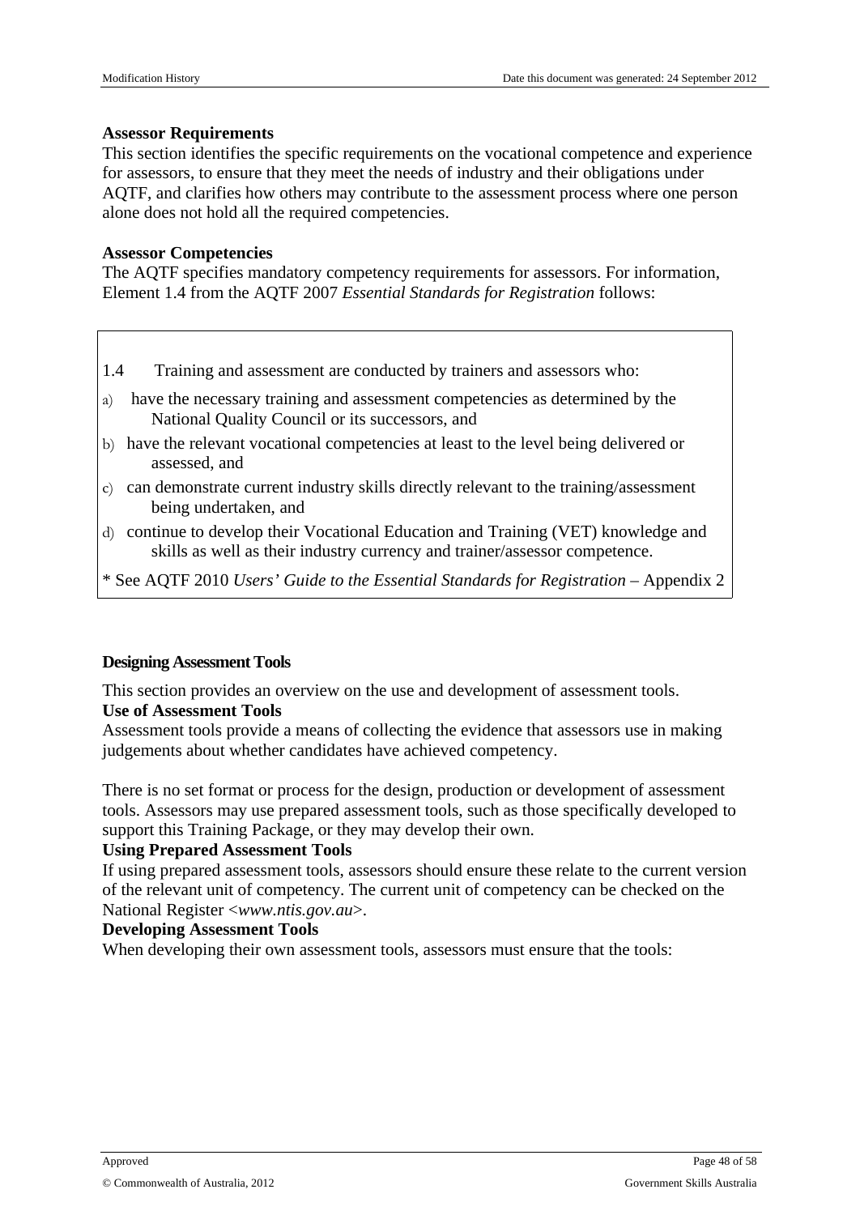**Assessor Requirements**

This section identifies the specific requirements on the vocational competence and experience for assessors, to ensure that they meet the needs of industry and their obligations under AQTF, and clarifies how others may contribute to the assessment process where one person alone does not hold all the required competencies.

**Assessor Competencies**

The AQTF specifies mandatory competency requirements for assessors. For information, Element 1.4 from the AQTF 2007 *Essential Standards for Registration* follows:

> 1.4 Training and assessment are conducted by trainers and assessors who:
>
> a) have the necessary training and assessment competencies as determined by the National Quality Council or its successors, and
>
> b) have the relevant vocational competencies at least to the level being delivered or assessed, and
>
> c) can demonstrate current industry skills directly relevant to the training/assessment being undertaken, and
>
> d) continue to develop their Vocational Education and Training (VET) knowledge and skills as well as their industry currency and trainer/assessor competence.
>
> \* See AQTF 2010 *Users' Guide to the Essential Standards for Registration* – Appendix 2

**Designing Assessment Tools**

This section provides an overview on the use and development of assessment tools.

**Use of Assessment Tools**

Assessment tools provide a means of collecting the evidence that assessors use in making judgements about whether candidates have achieved competency.

There is no set format or process for the design, production or development of assessment tools. Assessors may use prepared assessment tools, such as those specifically developed to support this Training Package, or they may develop their own.

**Using Prepared Assessment Tools**

If using prepared assessment tools, assessors should ensure these relate to the current version of the relevant unit of competency. The current unit of competency can be checked on the National Register <*www.ntis.gov.au*>.

**Developing Assessment Tools**

When developing their own assessment tools, assessors must ensure that the tools: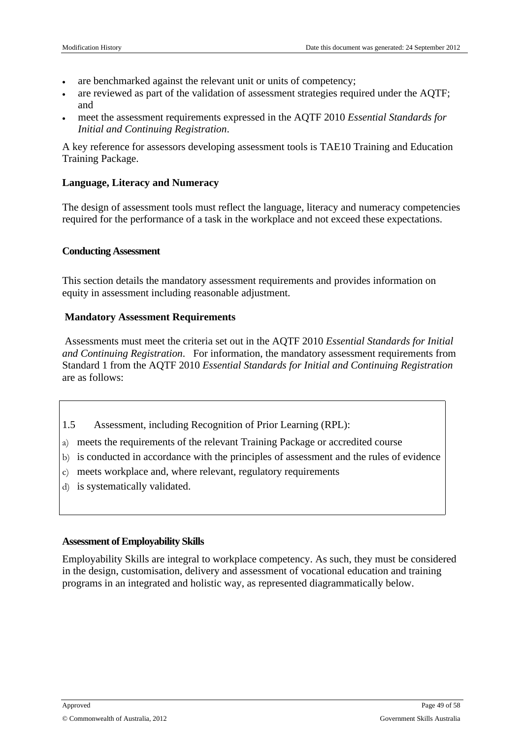- are benchmarked against the relevant unit or units of competency;
- are reviewed as part of the validation of assessment strategies required under the AQTF; and
- meet the assessment requirements expressed in the AQTF 2010 *Essential Standards for Initial and Continuing Registration*.

A key reference for assessors developing assessment tools is TAE10 Training and Education Training Package.

**Language, Literacy and Numeracy**

The design of assessment tools must reflect the language, literacy and numeracy competencies required for the performance of a task in the workplace and not exceed these expectations.

**Conducting Assessment**

This section details the mandatory assessment requirements and provides information on equity in assessment including reasonable adjustment.

**Mandatory Assessment Requirements**

Assessments must meet the criteria set out in the AQTF 2010 *Essential Standards for Initial and Continuing Registration*. For information, the mandatory assessment requirements from Standard 1 from the AQTF 2010 *Essential Standards for Initial and Continuing Registration* are as follows:

1.5 Assessment, including Recognition of Prior Learning (RPL):

a) meets the requirements of the relevant Training Package or accredited course
b) is conducted in accordance with the principles of assessment and the rules of evidence
c) meets workplace and, where relevant, regulatory requirements
d) is systematically validated.

**Assessment of Employability Skills**

Employability Skills are integral to workplace competency. As such, they must be considered in the design, customisation, delivery and assessment of vocational education and training programs in an integrated and holistic way, as represented diagrammatically below.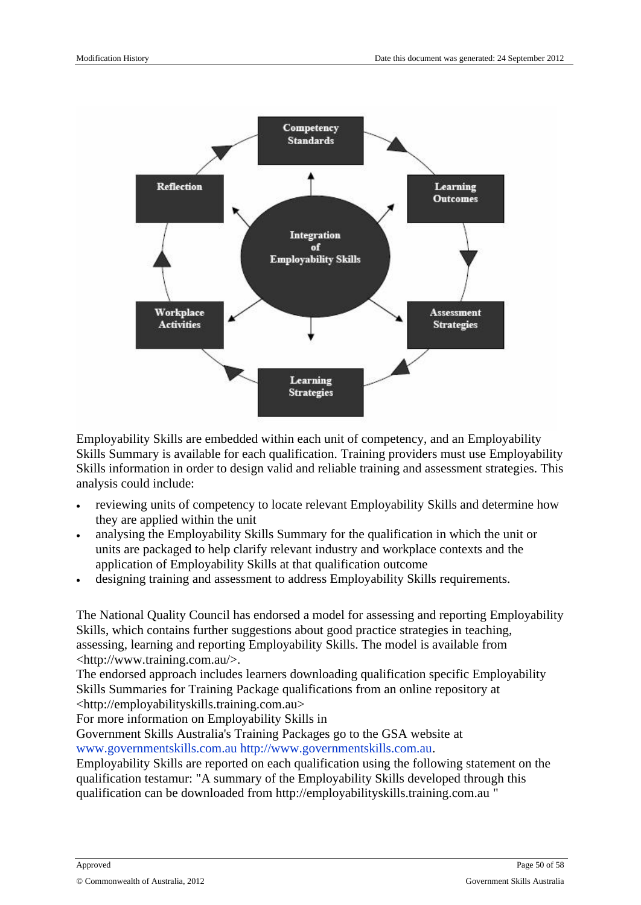Employability Skills are embedded within each unit of competency, and an Employability Skills Summary is available for each qualification. Training providers must use Employability Skills information in order to design valid and reliable training and assessment strategies. This analysis could include:

- reviewing units of competency to locate relevant Employability Skills and determine how they are applied within the unit
- analysing the Employability Skills Summary for the qualification in which the unit or units are packaged to help clarify relevant industry and workplace contexts and the application of Employability Skills at that qualification outcome
- designing training and assessment to address Employability Skills requirements.

The National Quality Council has endorsed a model for assessing and reporting Employability Skills, which contains further suggestions about good practice strategies in teaching, assessing, learning and reporting Employability Skills. The model is available from <http://www.training.com.au/>.
The endorsed approach includes learners downloading qualification specific Employability Skills Summaries for Training Package qualifications from an online repository at <http://employabilityskills.training.com.au>
For more information on Employability Skills in
Government Skills Australia's Training Packages go to the GSA website at
www.governmentskills.com.au http://www.governmentskills.com.au.
Employability Skills are reported on each qualification using the following statement on the qualification testamur: "A summary of the Employability Skills developed through this qualification can be downloaded from http://employabilityskills.training.com.au "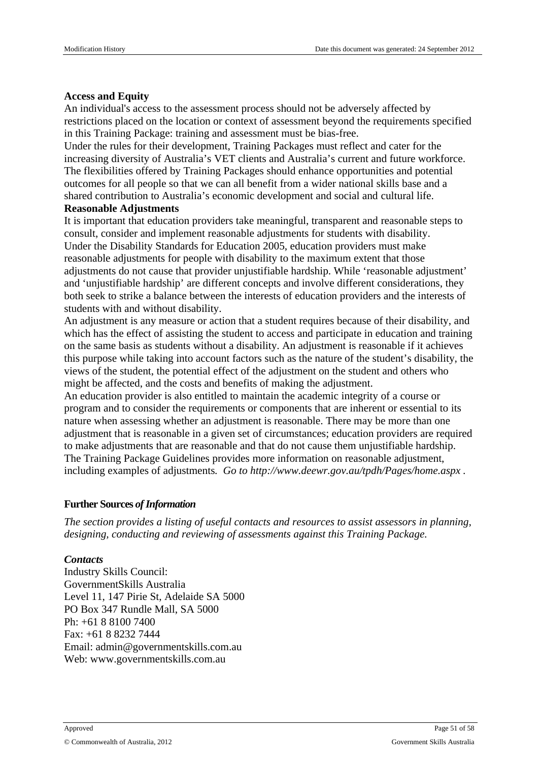**Access and Equity**

An individual's access to the assessment process should not be adversely affected by restrictions placed on the location or context of assessment beyond the requirements specified in this Training Package: training and assessment must be bias-free.

Under the rules for their development, Training Packages must reflect and cater for the increasing diversity of Australia's VET clients and Australia's current and future workforce. The flexibilities offered by Training Packages should enhance opportunities and potential outcomes for all people so that we can all benefit from a wider national skills base and a shared contribution to Australia's economic development and social and cultural life.

**Reasonable Adjustments**

It is important that education providers take meaningful, transparent and reasonable steps to consult, consider and implement reasonable adjustments for students with disability.

Under the Disability Standards for Education 2005, education providers must make reasonable adjustments for people with disability to the maximum extent that those adjustments do not cause that provider unjustifiable hardship. While 'reasonable adjustment' and 'unjustifiable hardship' are different concepts and involve different considerations, they both seek to strike a balance between the interests of education providers and the interests of students with and without disability.

An adjustment is any measure or action that a student requires because of their disability, and which has the effect of assisting the student to access and participate in education and training on the same basis as students without a disability. An adjustment is reasonable if it achieves this purpose while taking into account factors such as the nature of the student's disability, the views of the student, the potential effect of the adjustment on the student and others who might be affected, and the costs and benefits of making the adjustment.

An education provider is also entitled to maintain the academic integrity of a course or program and to consider the requirements or components that are inherent or essential to its nature when assessing whether an adjustment is reasonable. There may be more than one adjustment that is reasonable in a given set of circumstances; education providers are required to make adjustments that are reasonable and that do not cause them unjustifiable hardship.

The Training Package Guidelines provides more information on reasonable adjustment, including examples of adjustments. *Go to http://www.deewr.gov.au/tpdh/Pages/home.aspx .*

**Further Sources *of Information***

*The section provides a listing of useful contacts and resources to assist assessors in planning, designing, conducting and reviewing of assessments against this Training Package.*

***Contacts***

Industry Skills Council:
GovernmentSkills Australia
Level 11, 147 Pirie St, Adelaide SA 5000
PO Box 347 Rundle Mall, SA 5000
Ph: +61 8 8100 7400
Fax: +61 8 8232 7444
Email: admin@governmentskills.com.au
Web: www.governmentskills.com.au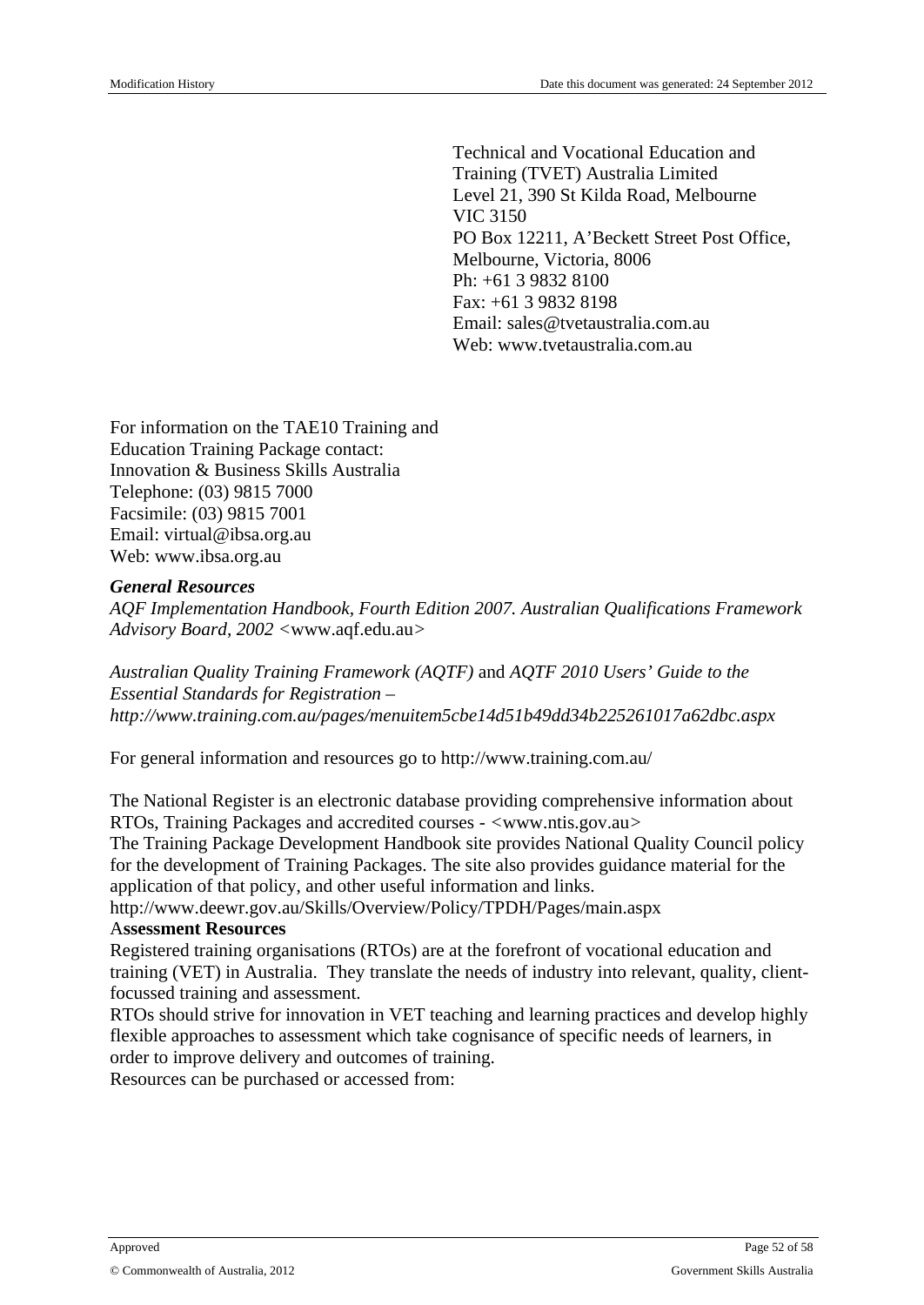Technical and Vocational Education and Training (TVET) Australia Limited
Level 21, 390 St Kilda Road, Melbourne
VIC 3150
PO Box 12211, A'Beckett Street Post Office, Melbourne, Victoria, 8006
Ph: +61 3 9832 8100
Fax: +61 3 9832 8198
Email: sales@tvetaustralia.com.au
Web: www.tvetaustralia.com.au

For information on the TAE10 Training and Education Training Package contact:
Innovation & Business Skills Australia
Telephone: (03) 9815 7000
Facsimile: (03) 9815 7001
Email: virtual@ibsa.org.au
Web: www.ibsa.org.au

***General Resources***

*AQF Implementation Handbook, Fourth Edition 2007. Australian Qualifications Framework Advisory Board, 2002* <www.aqf.edu.au>

*Australian Quality Training Framework (AQTF)* and *AQTF 2010 Users' Guide to the Essential Standards for Registration – http://www.training.com.au/pages/menuitem5cbe14d51b49dd34b225261017a62dbc.aspx*

For general information and resources go to http://www.training.com.au/

The National Register is an electronic database providing comprehensive information about RTOs, Training Packages and accredited courses - <www.ntis.gov.au>

The Training Package Development Handbook site provides National Quality Council policy for the development of Training Packages. The site also provides guidance material for the application of that policy, and other useful information and links.

http://www.deewr.gov.au/Skills/Overview/Policy/TPDH/Pages/main.aspx

**Assessment Resources**

Registered training organisations (RTOs) are at the forefront of vocational education and training (VET) in Australia. They translate the needs of industry into relevant, quality, client-focussed training and assessment.

RTOs should strive for innovation in VET teaching and learning practices and develop highly flexible approaches to assessment which take cognisance of specific needs of learners, in order to improve delivery and outcomes of training.

Resources can be purchased or accessed from: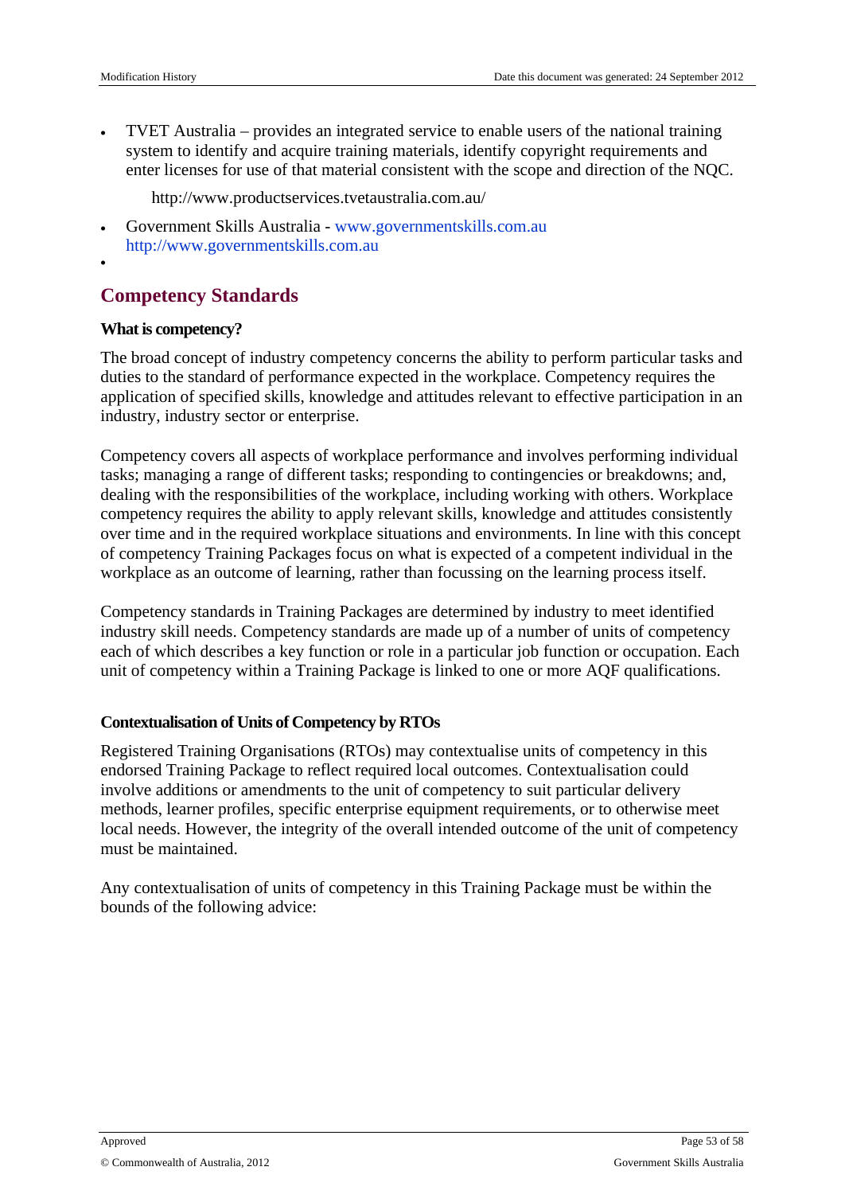- TVET Australia – provides an integrated service to enable users of the national training system to identify and acquire training materials, identify copyright requirements and enter licenses for use of that material consistent with the scope and direction of the NQC.

  http://www.productservices.tvetaustralia.com.au/

- Government Skills Australia - www.governmentskills.com.au http://www.governmentskills.com.au
-

## Competency Standards

### What is competency?

The broad concept of industry competency concerns the ability to perform particular tasks and duties to the standard of performance expected in the workplace. Competency requires the application of specified skills, knowledge and attitudes relevant to effective participation in an industry, industry sector or enterprise.

Competency covers all aspects of workplace performance and involves performing individual tasks; managing a range of different tasks; responding to contingencies or breakdowns; and, dealing with the responsibilities of the workplace, including working with others. Workplace competency requires the ability to apply relevant skills, knowledge and attitudes consistently over time and in the required workplace situations and environments. In line with this concept of competency Training Packages focus on what is expected of a competent individual in the workplace as an outcome of learning, rather than focussing on the learning process itself.

Competency standards in Training Packages are determined by industry to meet identified industry skill needs. Competency standards are made up of a number of units of competency each of which describes a key function or role in a particular job function or occupation. Each unit of competency within a Training Package is linked to one or more AQF qualifications.

### Contextualisation of Units of Competency by RTOs

Registered Training Organisations (RTOs) may contextualise units of competency in this endorsed Training Package to reflect required local outcomes. Contextualisation could involve additions or amendments to the unit of competency to suit particular delivery methods, learner profiles, specific enterprise equipment requirements, or to otherwise meet local needs. However, the integrity of the overall intended outcome of the unit of competency must be maintained.

Any contextualisation of units of competency in this Training Package must be within the bounds of the following advice: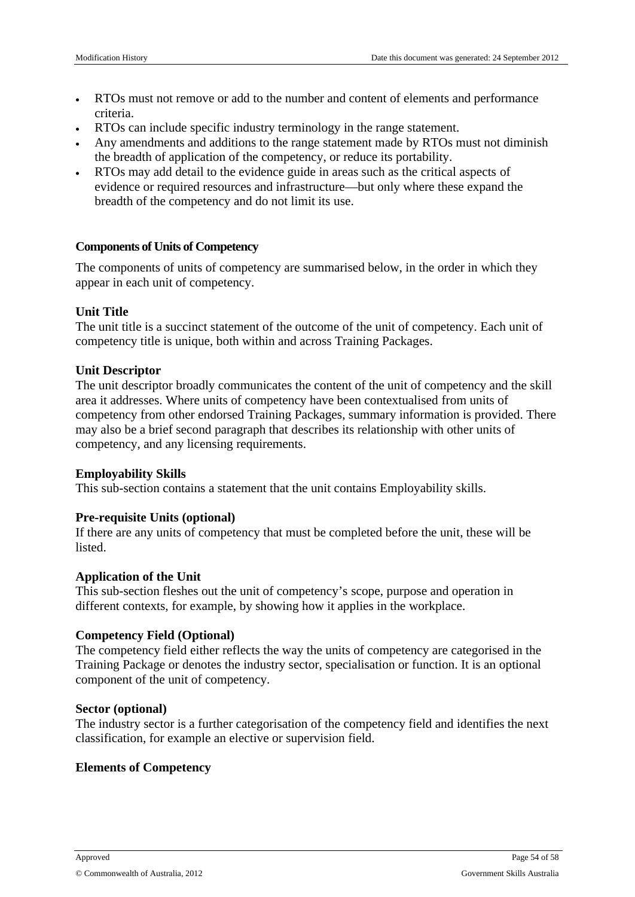- RTOs must not remove or add to the number and content of elements and performance criteria.
- RTOs can include specific industry terminology in the range statement.
- Any amendments and additions to the range statement made by RTOs must not diminish the breadth of application of the competency, or reduce its portability.
- RTOs may add detail to the evidence guide in areas such as the critical aspects of evidence or required resources and infrastructure—but only where these expand the breadth of the competency and do not limit its use.

### Components of Units of Competency

The components of units of competency are summarised below, in the order in which they appear in each unit of competency.

**Unit Title**
The unit title is a succinct statement of the outcome of the unit of competency. Each unit of competency title is unique, both within and across Training Packages.

**Unit Descriptor**
The unit descriptor broadly communicates the content of the unit of competency and the skill area it addresses. Where units of competency have been contextualised from units of competency from other endorsed Training Packages, summary information is provided. There may also be a brief second paragraph that describes its relationship with other units of competency, and any licensing requirements.

**Employability Skills**
This sub-section contains a statement that the unit contains Employability skills.

**Pre-requisite Units (optional)**
If there are any units of competency that must be completed before the unit, these will be listed.

**Application of the Unit**
This sub-section fleshes out the unit of competency's scope, purpose and operation in different contexts, for example, by showing how it applies in the workplace.

**Competency Field (Optional)**
The competency field either reflects the way the units of competency are categorised in the Training Package or denotes the industry sector, specialisation or function. It is an optional component of the unit of competency.

**Sector (optional)**
The industry sector is a further categorisation of the competency field and identifies the next classification, for example an elective or supervision field.

**Elements of Competency**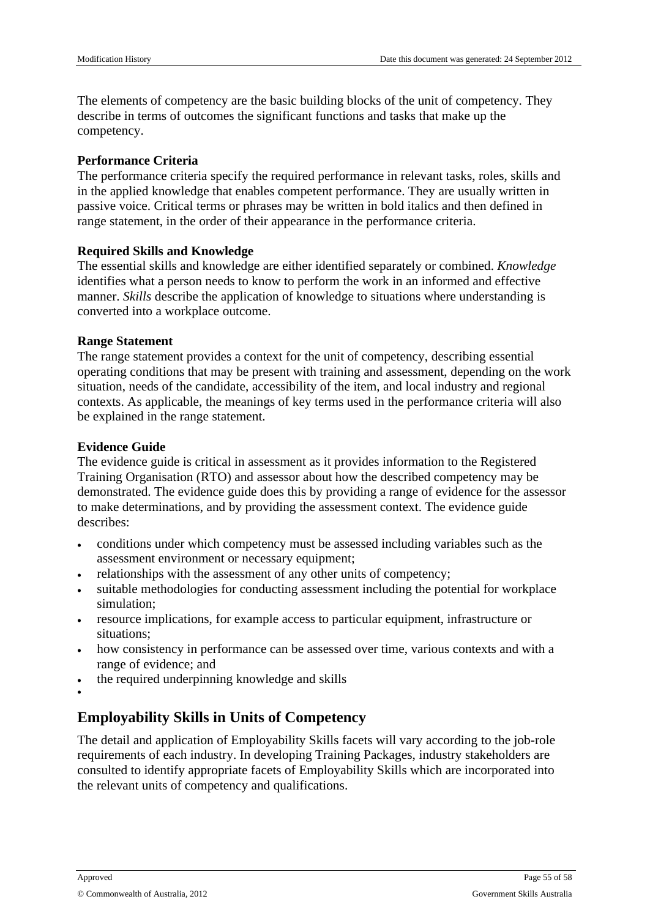The elements of competency are the basic building blocks of the unit of competency. They describe in terms of outcomes the significant functions and tasks that make up the competency.

**Performance Criteria**

The performance criteria specify the required performance in relevant tasks, roles, skills and in the applied knowledge that enables competent performance. They are usually written in passive voice. Critical terms or phrases may be written in bold italics and then defined in range statement, in the order of their appearance in the performance criteria.

**Required Skills and Knowledge**

The essential skills and knowledge are either identified separately or combined. *Knowledge* identifies what a person needs to know to perform the work in an informed and effective manner. *Skills* describe the application of knowledge to situations where understanding is converted into a workplace outcome.

**Range Statement**

The range statement provides a context for the unit of competency, describing essential operating conditions that may be present with training and assessment, depending on the work situation, needs of the candidate, accessibility of the item, and local industry and regional contexts. As applicable, the meanings of key terms used in the performance criteria will also be explained in the range statement.

**Evidence Guide**

The evidence guide is critical in assessment as it provides information to the Registered Training Organisation (RTO) and assessor about how the described competency may be demonstrated. The evidence guide does this by providing a range of evidence for the assessor to make determinations, and by providing the assessment context. The evidence guide describes:

- conditions under which competency must be assessed including variables such as the assessment environment or necessary equipment;
- relationships with the assessment of any other units of competency;
- suitable methodologies for conducting assessment including the potential for workplace simulation;
- resource implications, for example access to particular equipment, infrastructure or situations;
- how consistency in performance can be assessed over time, various contexts and with a range of evidence; and
- the required underpinning knowledge and skills

## Employability Skills in Units of Competency

The detail and application of Employability Skills facets will vary according to the job-role requirements of each industry. In developing Training Packages, industry stakeholders are consulted to identify appropriate facets of Employability Skills which are incorporated into the relevant units of competency and qualifications.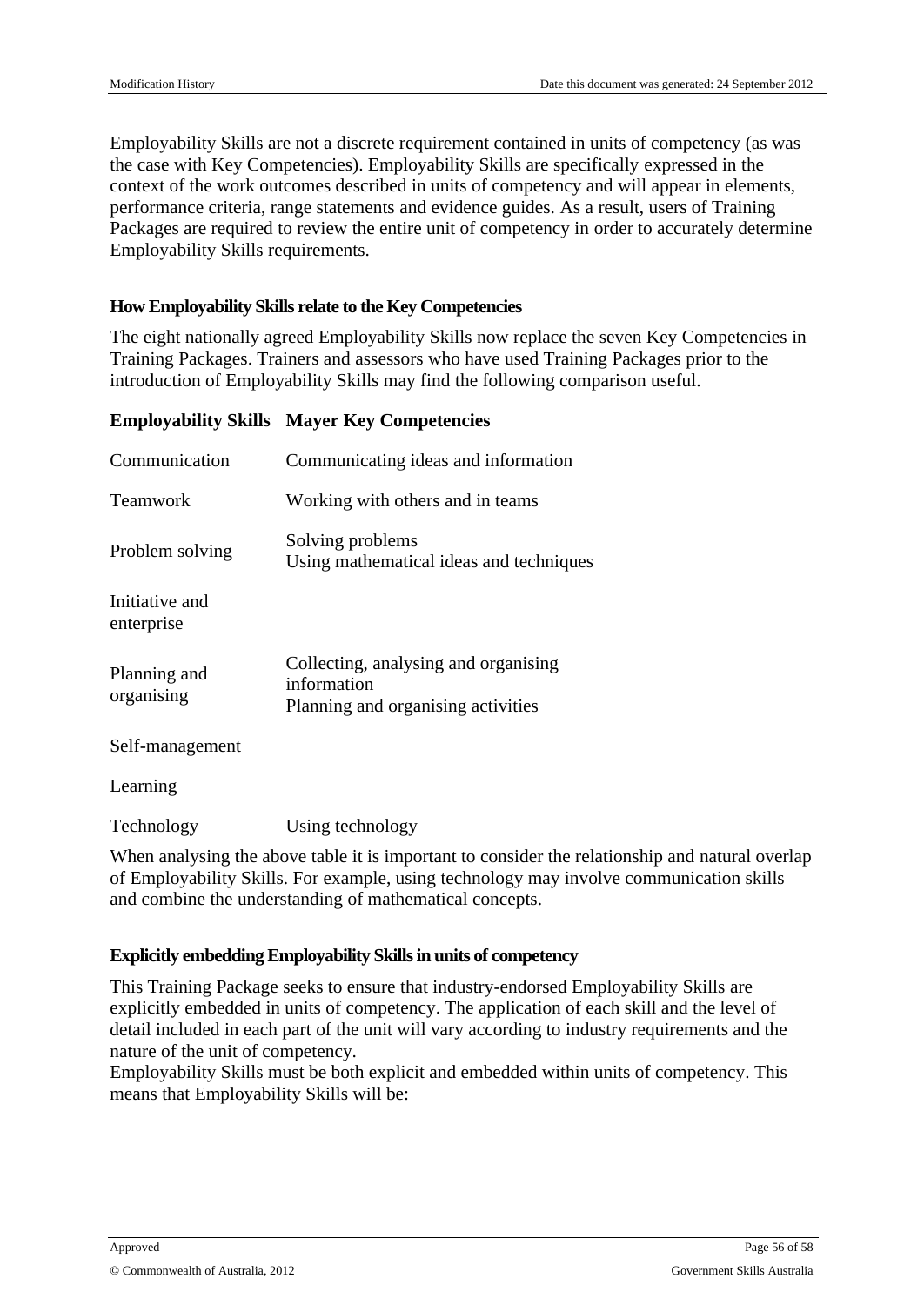Employability Skills are not a discrete requirement contained in units of competency (as was the case with Key Competencies). Employability Skills are specifically expressed in the context of the work outcomes described in units of competency and will appear in elements, performance criteria, range statements and evidence guides. As a result, users of Training Packages are required to review the entire unit of competency in order to accurately determine Employability Skills requirements.

### How Employability Skills relate to the Key Competencies

The eight nationally agreed Employability Skills now replace the seven Key Competencies in Training Packages. Trainers and assessors who have used Training Packages prior to the introduction of Employability Skills may find the following comparison useful.

| Employability Skills | Mayer Key Competencies |
|---|---|
| Communication | Communicating ideas and information |
| Teamwork | Working with others and in teams |
| Problem solving | Solving problems<br>Using mathematical ideas and techniques |
| Initiative and enterprise | |
| Planning and organising | Collecting, analysing and organising information<br>Planning and organising activities |
| Self-management | |
| Learning | |
| Technology | Using technology |

When analysing the above table it is important to consider the relationship and natural overlap of Employability Skills. For example, using technology may involve communication skills and combine the understanding of mathematical concepts.

### Explicitly embedding Employability Skills in units of competency

This Training Package seeks to ensure that industry-endorsed Employability Skills are explicitly embedded in units of competency. The application of each skill and the level of detail included in each part of the unit will vary according to industry requirements and the nature of the unit of competency.

Employability Skills must be both explicit and embedded within units of competency. This means that Employability Skills will be: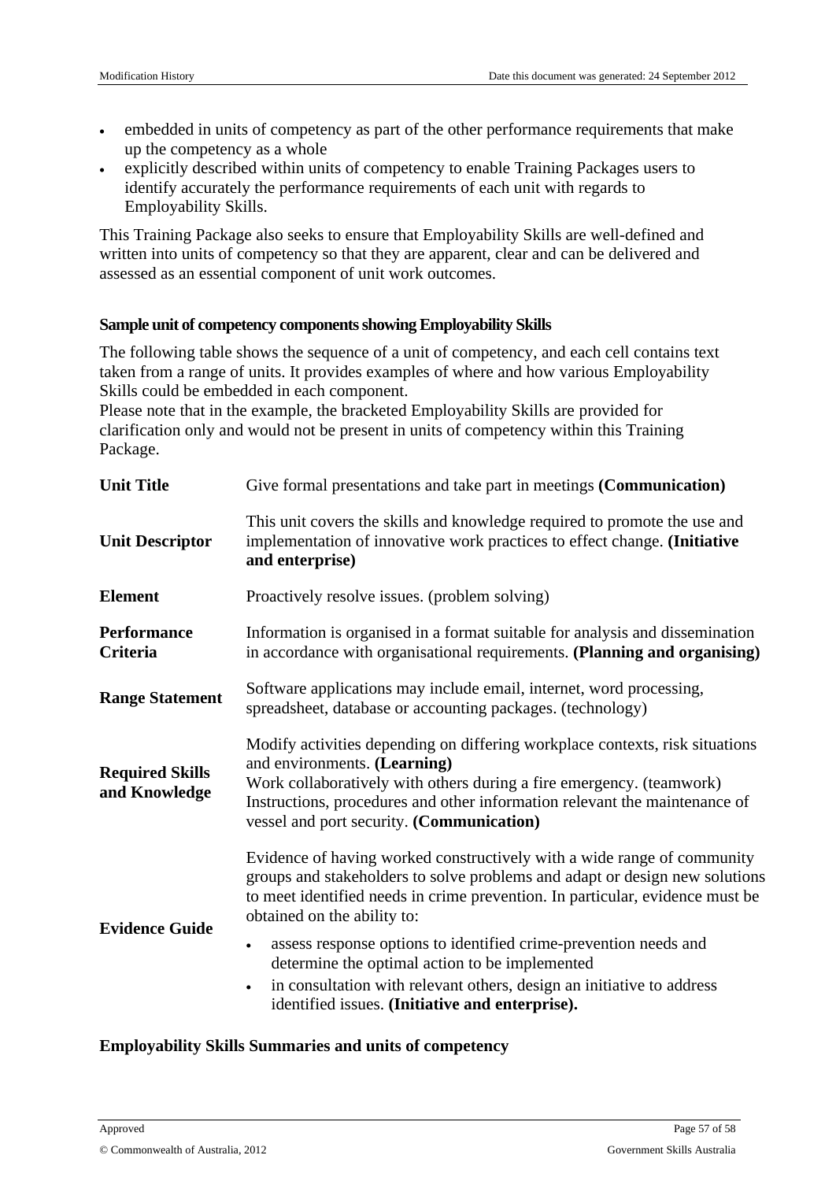- embedded in units of competency as part of the other performance requirements that make up the competency as a whole
- explicitly described within units of competency to enable Training Packages users to identify accurately the performance requirements of each unit with regards to Employability Skills.

This Training Package also seeks to ensure that Employability Skills are well-defined and written into units of competency so that they are apparent, clear and can be delivered and assessed as an essential component of unit work outcomes.

### Sample unit of competency components showing Employability Skills

The following table shows the sequence of a unit of competency, and each cell contains text taken from a range of units. It provides examples of where and how various Employability Skills could be embedded in each component.
Please note that in the example, the bracketed Employability Skills are provided for clarification only and would not be present in units of competency within this Training Package.

| | |
|---|---|
| **Unit Title** | Give formal presentations and take part in meetings **(Communication)** |
| **Unit Descriptor** | This unit covers the skills and knowledge required to promote the use and implementation of innovative work practices to effect change. **(Initiative and enterprise)** |
| **Element** | Proactively resolve issues. (problem solving) |
| **Performance Criteria** | Information is organised in a format suitable for analysis and dissemination in accordance with organisational requirements. **(Planning and organising)** |
| **Range Statement** | Software applications may include email, internet, word processing, spreadsheet, database or accounting packages. (technology) |
| **Required Skills and Knowledge** | Modify activities depending on differing workplace contexts, risk situations and environments. **(Learning)**<br>Work collaboratively with others during a fire emergency. (teamwork)<br>Instructions, procedures and other information relevant the maintenance of vessel and port security. **(Communication)** |
| **Evidence Guide** | Evidence of having worked constructively with a wide range of community groups and stakeholders to solve problems and adapt or design new solutions to meet identified needs in crime prevention. In particular, evidence must be obtained on the ability to:<br>• assess response options to identified crime-prevention needs and determine the optimal action to be implemented<br>• in consultation with relevant others, design an initiative to address identified issues. **(Initiative and enterprise).** |

### Employability Skills Summaries and units of competency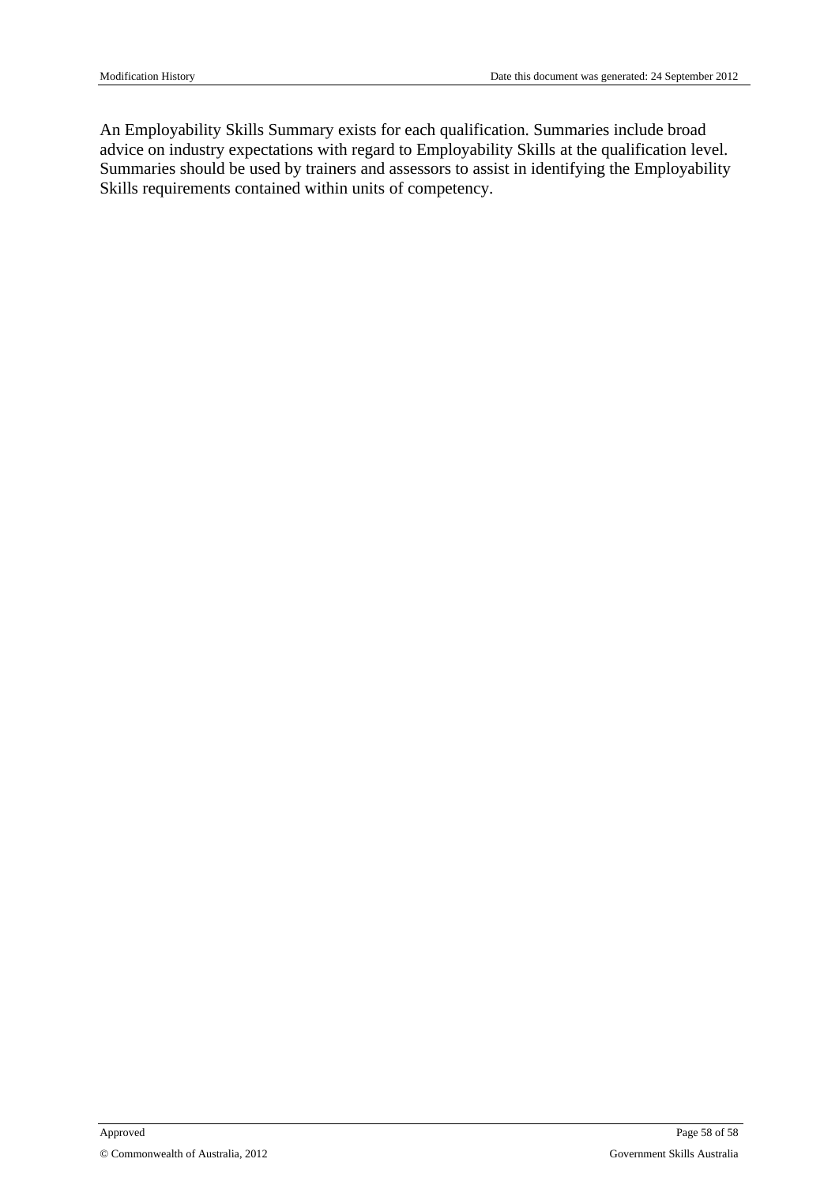An Employability Skills Summary exists for each qualification. Summaries include broad advice on industry expectations with regard to Employability Skills at the qualification level. Summaries should be used by trainers and assessors to assist in identifying the Employability Skills requirements contained within units of competency.